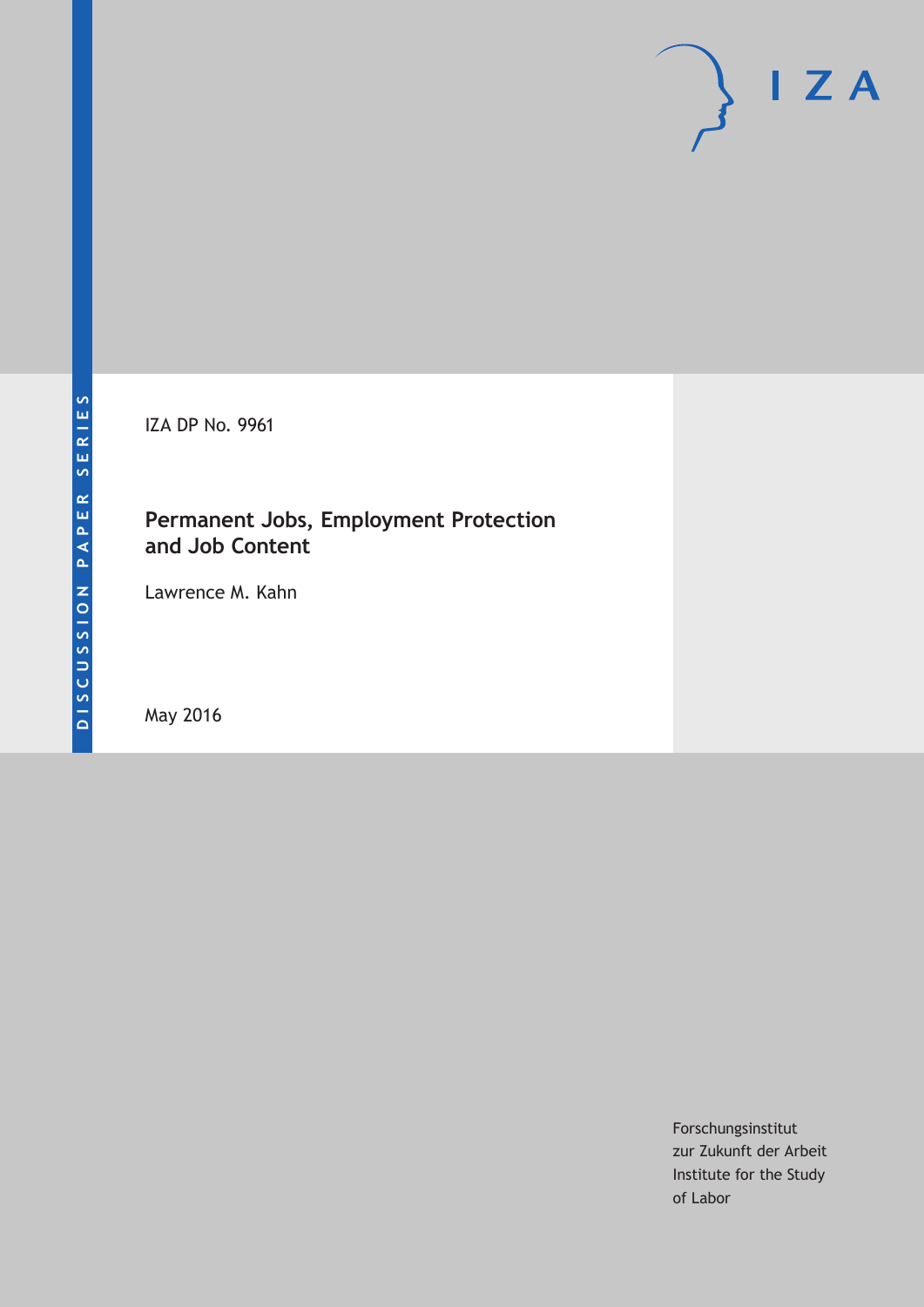IZA DP No. 9961

# Permanent Jobs, Employment Protection and Job Content

Lawrence M. Kahn

May 2016

Forschungsinstitut
zur Zukunft der Arbeit
Institute for the Study
of Labor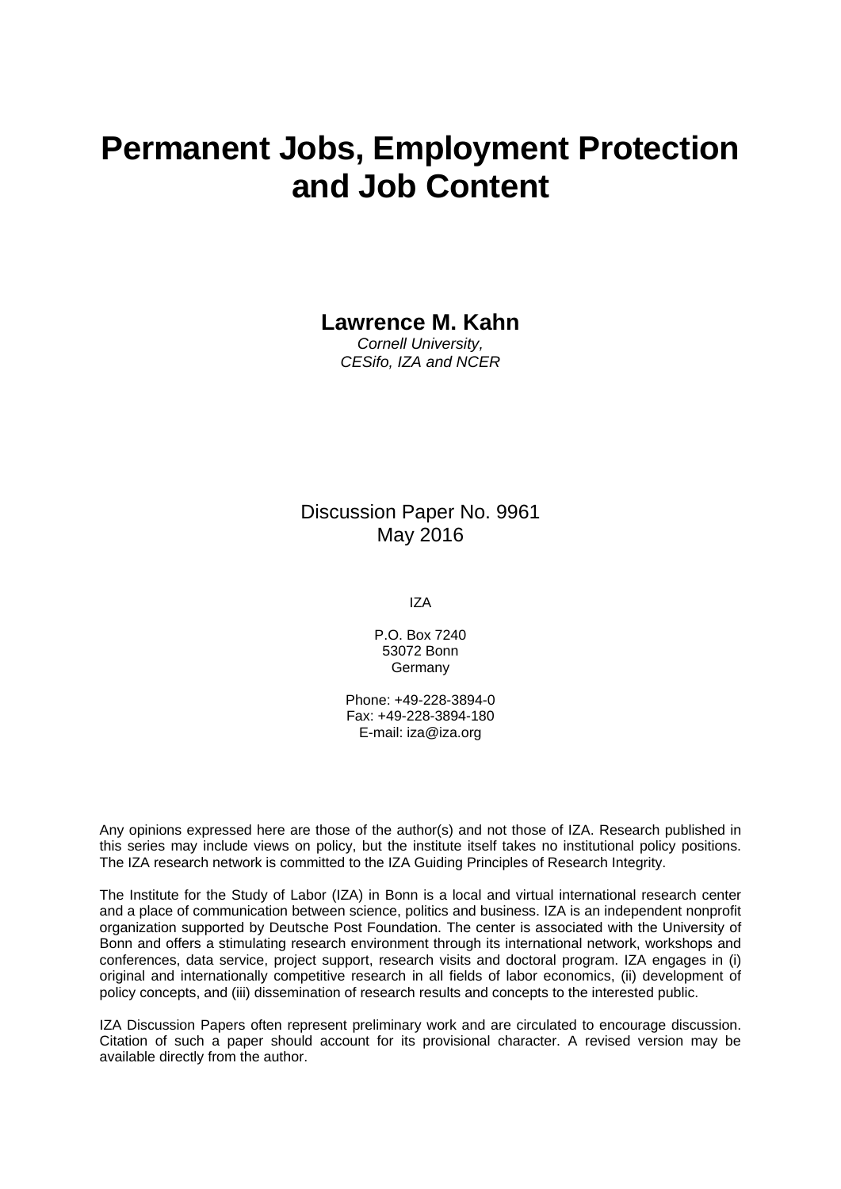# Permanent Jobs, Employment Protection and Job Content

**Lawrence M. Kahn**
*Cornell University,*
*CESifo, IZA and NCER*

Discussion Paper No. 9961
May 2016

IZA

P.O. Box 7240
53072 Bonn
Germany

Phone: +49-228-3894-0
Fax: +49-228-3894-180
E-mail: iza@iza.org

Any opinions expressed here are those of the author(s) and not those of IZA. Research published in this series may include views on policy, but the institute itself takes no institutional policy positions. The IZA research network is committed to the IZA Guiding Principles of Research Integrity.

The Institute for the Study of Labor (IZA) in Bonn is a local and virtual international research center and a place of communication between science, politics and business. IZA is an independent nonprofit organization supported by Deutsche Post Foundation. The center is associated with the University of Bonn and offers a stimulating research environment through its international network, workshops and conferences, data service, project support, research visits and doctoral program. IZA engages in (i) original and internationally competitive research in all fields of labor economics, (ii) development of policy concepts, and (iii) dissemination of research results and concepts to the interested public.

IZA Discussion Papers often represent preliminary work and are circulated to encourage discussion. Citation of such a paper should account for its provisional character. A revised version may be available directly from the author.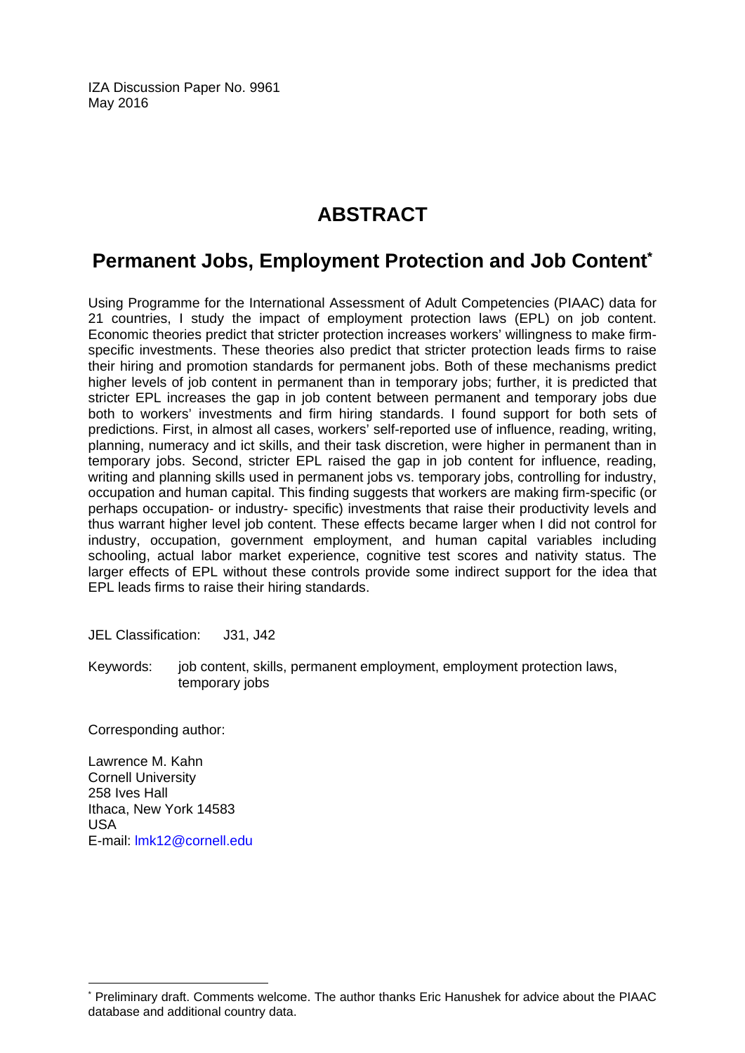IZA Discussion Paper No. 9961
May 2016

# ABSTRACT

## Permanent Jobs, Employment Protection and Job Content*

Using Programme for the International Assessment of Adult Competencies (PIAAC) data for 21 countries, I study the impact of employment protection laws (EPL) on job content. Economic theories predict that stricter protection increases workers' willingness to make firm-specific investments. These theories also predict that stricter protection leads firms to raise their hiring and promotion standards for permanent jobs. Both of these mechanisms predict higher levels of job content in permanent than in temporary jobs; further, it is predicted that stricter EPL increases the gap in job content between permanent and temporary jobs due both to workers' investments and firm hiring standards. I found support for both sets of predictions. First, in almost all cases, workers' self-reported use of influence, reading, writing, planning, numeracy and ict skills, and their task discretion, were higher in permanent than in temporary jobs. Second, stricter EPL raised the gap in job content for influence, reading, writing and planning skills used in permanent jobs vs. temporary jobs, controlling for industry, occupation and human capital. This finding suggests that workers are making firm-specific (or perhaps occupation- or industry- specific) investments that raise their productivity levels and thus warrant higher level job content. These effects became larger when I did not control for industry, occupation, government employment, and human capital variables including schooling, actual labor market experience, cognitive test scores and nativity status. The larger effects of EPL without these controls provide some indirect support for the idea that EPL leads firms to raise their hiring standards.

JEL Classification: J31, J42

Keywords: job content, skills, permanent employment, employment protection laws, temporary jobs

Corresponding author:

Lawrence M. Kahn
Cornell University
258 Ives Hall
Ithaca, New York 14583
USA
E-mail: lmk12@cornell.edu

* Preliminary draft. Comments welcome. The author thanks Eric Hanushek for advice about the PIAAC database and additional country data.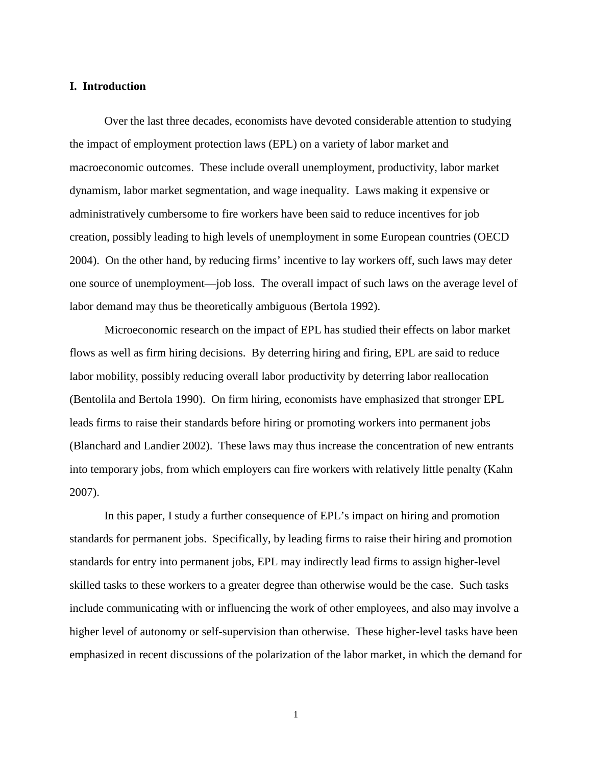## I. Introduction

Over the last three decades, economists have devoted considerable attention to studying the impact of employment protection laws (EPL) on a variety of labor market and macroeconomic outcomes. These include overall unemployment, productivity, labor market dynamism, labor market segmentation, and wage inequality. Laws making it expensive or administratively cumbersome to fire workers have been said to reduce incentives for job creation, possibly leading to high levels of unemployment in some European countries (OECD 2004). On the other hand, by reducing firms' incentive to lay workers off, such laws may deter one source of unemployment—job loss. The overall impact of such laws on the average level of labor demand may thus be theoretically ambiguous (Bertola 1992).

Microeconomic research on the impact of EPL has studied their effects on labor market flows as well as firm hiring decisions. By deterring hiring and firing, EPL are said to reduce labor mobility, possibly reducing overall labor productivity by deterring labor reallocation (Bentolila and Bertola 1990). On firm hiring, economists have emphasized that stronger EPL leads firms to raise their standards before hiring or promoting workers into permanent jobs (Blanchard and Landier 2002). These laws may thus increase the concentration of new entrants into temporary jobs, from which employers can fire workers with relatively little penalty (Kahn 2007).

In this paper, I study a further consequence of EPL's impact on hiring and promotion standards for permanent jobs. Specifically, by leading firms to raise their hiring and promotion standards for entry into permanent jobs, EPL may indirectly lead firms to assign higher-level skilled tasks to these workers to a greater degree than otherwise would be the case. Such tasks include communicating with or influencing the work of other employees, and also may involve a higher level of autonomy or self-supervision than otherwise. These higher-level tasks have been emphasized in recent discussions of the polarization of the labor market, in which the demand for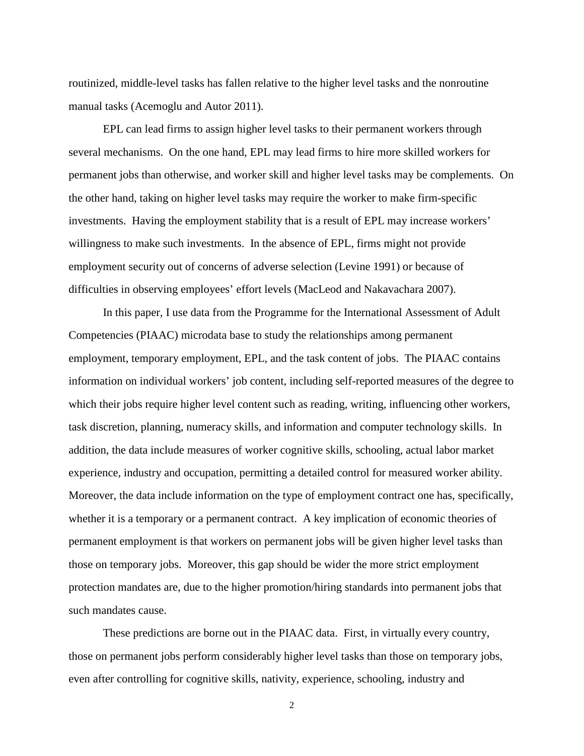routinized, middle-level tasks has fallen relative to the higher level tasks and the nonroutine manual tasks (Acemoglu and Autor 2011).

EPL can lead firms to assign higher level tasks to their permanent workers through several mechanisms. On the one hand, EPL may lead firms to hire more skilled workers for permanent jobs than otherwise, and worker skill and higher level tasks may be complements. On the other hand, taking on higher level tasks may require the worker to make firm-specific investments. Having the employment stability that is a result of EPL may increase workers' willingness to make such investments. In the absence of EPL, firms might not provide employment security out of concerns of adverse selection (Levine 1991) or because of difficulties in observing employees' effort levels (MacLeod and Nakavachara 2007).

In this paper, I use data from the Programme for the International Assessment of Adult Competencies (PIAAC) microdata base to study the relationships among permanent employment, temporary employment, EPL, and the task content of jobs. The PIAAC contains information on individual workers' job content, including self-reported measures of the degree to which their jobs require higher level content such as reading, writing, influencing other workers, task discretion, planning, numeracy skills, and information and computer technology skills. In addition, the data include measures of worker cognitive skills, schooling, actual labor market experience, industry and occupation, permitting a detailed control for measured worker ability. Moreover, the data include information on the type of employment contract one has, specifically, whether it is a temporary or a permanent contract. A key implication of economic theories of permanent employment is that workers on permanent jobs will be given higher level tasks than those on temporary jobs. Moreover, this gap should be wider the more strict employment protection mandates are, due to the higher promotion/hiring standards into permanent jobs that such mandates cause.

These predictions are borne out in the PIAAC data. First, in virtually every country, those on permanent jobs perform considerably higher level tasks than those on temporary jobs, even after controlling for cognitive skills, nativity, experience, schooling, industry and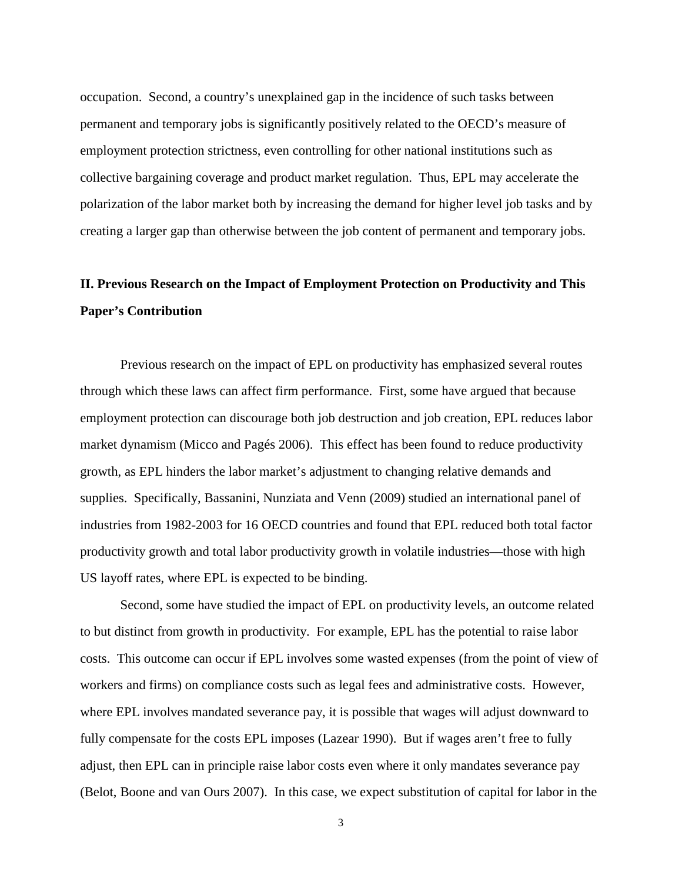occupation. Second, a country's unexplained gap in the incidence of such tasks between permanent and temporary jobs is significantly positively related to the OECD's measure of employment protection strictness, even controlling for other national institutions such as collective bargaining coverage and product market regulation. Thus, EPL may accelerate the polarization of the labor market both by increasing the demand for higher level job tasks and by creating a larger gap than otherwise between the job content of permanent and temporary jobs.

## II. Previous Research on the Impact of Employment Protection on Productivity and This Paper's Contribution

Previous research on the impact of EPL on productivity has emphasized several routes through which these laws can affect firm performance. First, some have argued that because employment protection can discourage both job destruction and job creation, EPL reduces labor market dynamism (Micco and Pagés 2006). This effect has been found to reduce productivity growth, as EPL hinders the labor market's adjustment to changing relative demands and supplies. Specifically, Bassanini, Nunziata and Venn (2009) studied an international panel of industries from 1982-2003 for 16 OECD countries and found that EPL reduced both total factor productivity growth and total labor productivity growth in volatile industries—those with high US layoff rates, where EPL is expected to be binding.

Second, some have studied the impact of EPL on productivity levels, an outcome related to but distinct from growth in productivity. For example, EPL has the potential to raise labor costs. This outcome can occur if EPL involves some wasted expenses (from the point of view of workers and firms) on compliance costs such as legal fees and administrative costs. However, where EPL involves mandated severance pay, it is possible that wages will adjust downward to fully compensate for the costs EPL imposes (Lazear 1990). But if wages aren't free to fully adjust, then EPL can in principle raise labor costs even where it only mandates severance pay (Belot, Boone and van Ours 2007). In this case, we expect substitution of capital for labor in the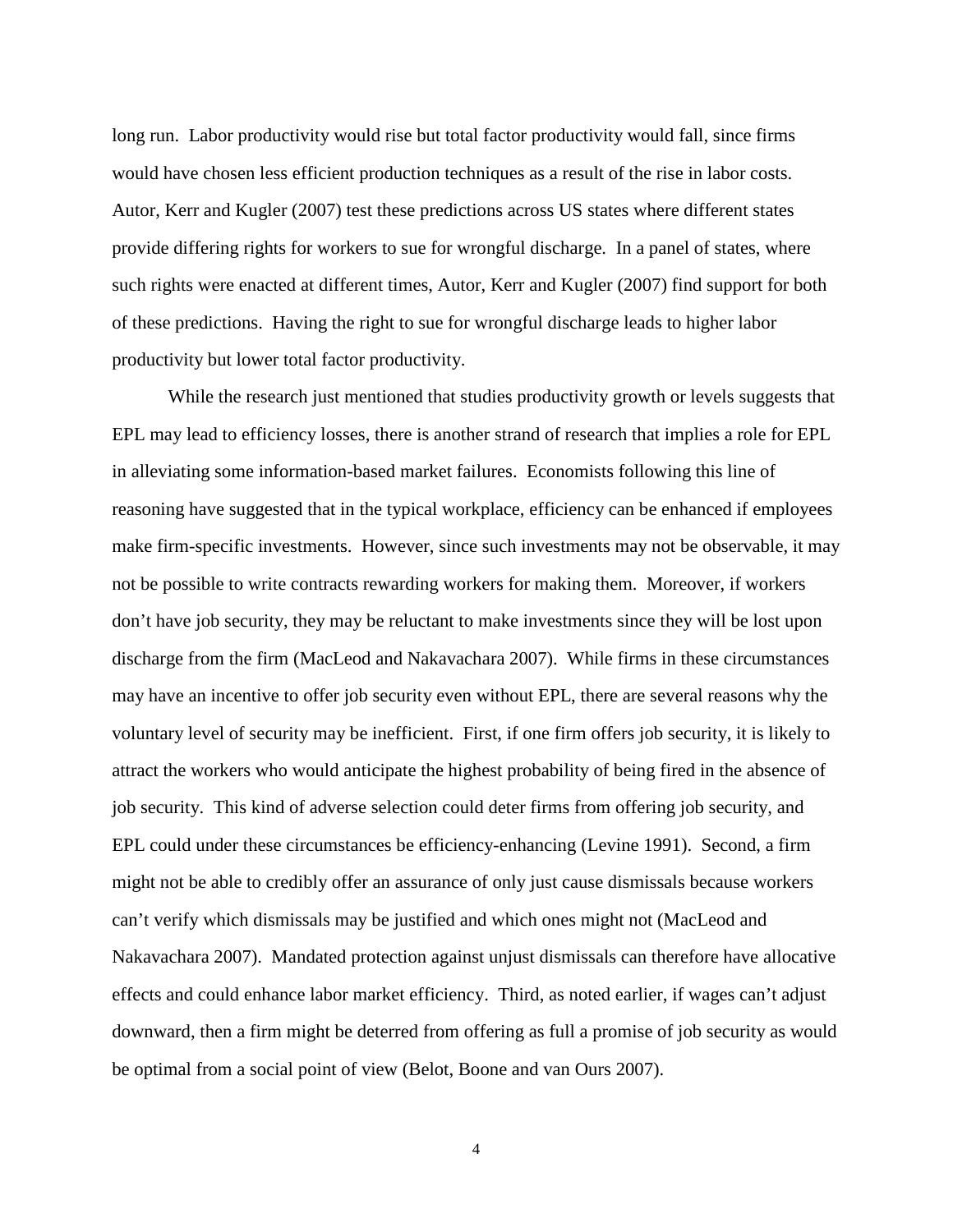long run. Labor productivity would rise but total factor productivity would fall, since firms would have chosen less efficient production techniques as a result of the rise in labor costs. Autor, Kerr and Kugler (2007) test these predictions across US states where different states provide differing rights for workers to sue for wrongful discharge. In a panel of states, where such rights were enacted at different times, Autor, Kerr and Kugler (2007) find support for both of these predictions. Having the right to sue for wrongful discharge leads to higher labor productivity but lower total factor productivity.

While the research just mentioned that studies productivity growth or levels suggests that EPL may lead to efficiency losses, there is another strand of research that implies a role for EPL in alleviating some information-based market failures. Economists following this line of reasoning have suggested that in the typical workplace, efficiency can be enhanced if employees make firm-specific investments. However, since such investments may not be observable, it may not be possible to write contracts rewarding workers for making them. Moreover, if workers don't have job security, they may be reluctant to make investments since they will be lost upon discharge from the firm (MacLeod and Nakavachara 2007). While firms in these circumstances may have an incentive to offer job security even without EPL, there are several reasons why the voluntary level of security may be inefficient. First, if one firm offers job security, it is likely to attract the workers who would anticipate the highest probability of being fired in the absence of job security. This kind of adverse selection could deter firms from offering job security, and EPL could under these circumstances be efficiency-enhancing (Levine 1991). Second, a firm might not be able to credibly offer an assurance of only just cause dismissals because workers can't verify which dismissals may be justified and which ones might not (MacLeod and Nakavachara 2007). Mandated protection against unjust dismissals can therefore have allocative effects and could enhance labor market efficiency. Third, as noted earlier, if wages can't adjust downward, then a firm might be deterred from offering as full a promise of job security as would be optimal from a social point of view (Belot, Boone and van Ours 2007).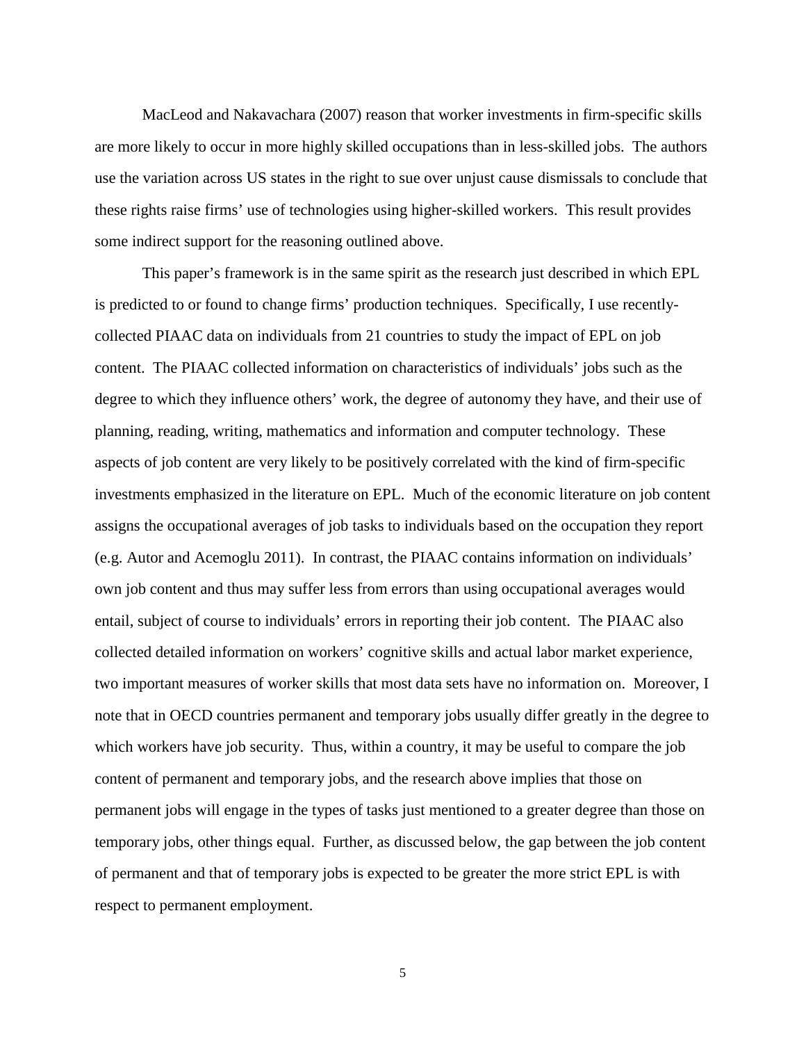MacLeod and Nakavachara (2007) reason that worker investments in firm-specific skills are more likely to occur in more highly skilled occupations than in less-skilled jobs. The authors use the variation across US states in the right to sue over unjust cause dismissals to conclude that these rights raise firms' use of technologies using higher-skilled workers. This result provides some indirect support for the reasoning outlined above.

This paper's framework is in the same spirit as the research just described in which EPL is predicted to or found to change firms' production techniques. Specifically, I use recently-collected PIAAC data on individuals from 21 countries to study the impact of EPL on job content. The PIAAC collected information on characteristics of individuals' jobs such as the degree to which they influence others' work, the degree of autonomy they have, and their use of planning, reading, writing, mathematics and information and computer technology. These aspects of job content are very likely to be positively correlated with the kind of firm-specific investments emphasized in the literature on EPL. Much of the economic literature on job content assigns the occupational averages of job tasks to individuals based on the occupation they report (e.g. Autor and Acemoglu 2011). In contrast, the PIAAC contains information on individuals' own job content and thus may suffer less from errors than using occupational averages would entail, subject of course to individuals' errors in reporting their job content. The PIAAC also collected detailed information on workers' cognitive skills and actual labor market experience, two important measures of worker skills that most data sets have no information on. Moreover, I note that in OECD countries permanent and temporary jobs usually differ greatly in the degree to which workers have job security. Thus, within a country, it may be useful to compare the job content of permanent and temporary jobs, and the research above implies that those on permanent jobs will engage in the types of tasks just mentioned to a greater degree than those on temporary jobs, other things equal. Further, as discussed below, the gap between the job content of permanent and that of temporary jobs is expected to be greater the more strict EPL is with respect to permanent employment.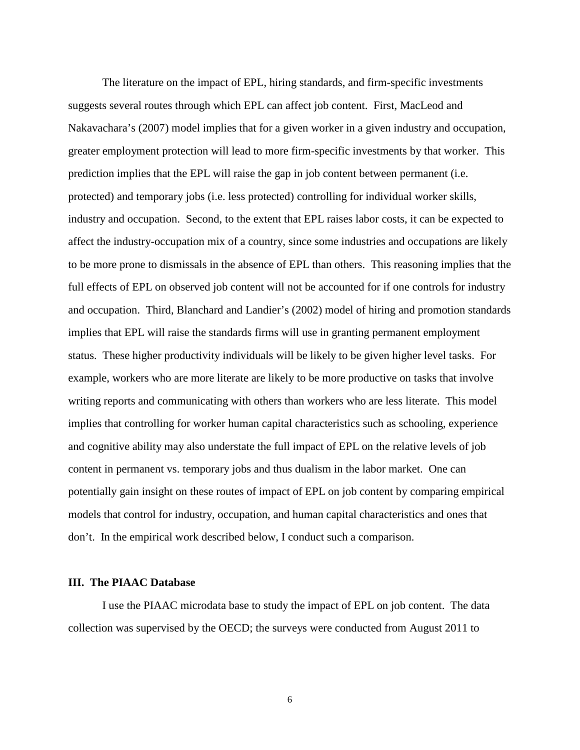The literature on the impact of EPL, hiring standards, and firm-specific investments suggests several routes through which EPL can affect job content. First, MacLeod and Nakavachara's (2007) model implies that for a given worker in a given industry and occupation, greater employment protection will lead to more firm-specific investments by that worker. This prediction implies that the EPL will raise the gap in job content between permanent (i.e. protected) and temporary jobs (i.e. less protected) controlling for individual worker skills, industry and occupation. Second, to the extent that EPL raises labor costs, it can be expected to affect the industry-occupation mix of a country, since some industries and occupations are likely to be more prone to dismissals in the absence of EPL than others. This reasoning implies that the full effects of EPL on observed job content will not be accounted for if one controls for industry and occupation. Third, Blanchard and Landier's (2002) model of hiring and promotion standards implies that EPL will raise the standards firms will use in granting permanent employment status. These higher productivity individuals will be likely to be given higher level tasks. For example, workers who are more literate are likely to be more productive on tasks that involve writing reports and communicating with others than workers who are less literate. This model implies that controlling for worker human capital characteristics such as schooling, experience and cognitive ability may also understate the full impact of EPL on the relative levels of job content in permanent vs. temporary jobs and thus dualism in the labor market. One can potentially gain insight on these routes of impact of EPL on job content by comparing empirical models that control for industry, occupation, and human capital characteristics and ones that don't. In the empirical work described below, I conduct such a comparison.

## III. The PIAAC Database

I use the PIAAC microdata base to study the impact of EPL on job content. The data collection was supervised by the OECD; the surveys were conducted from August 2011 to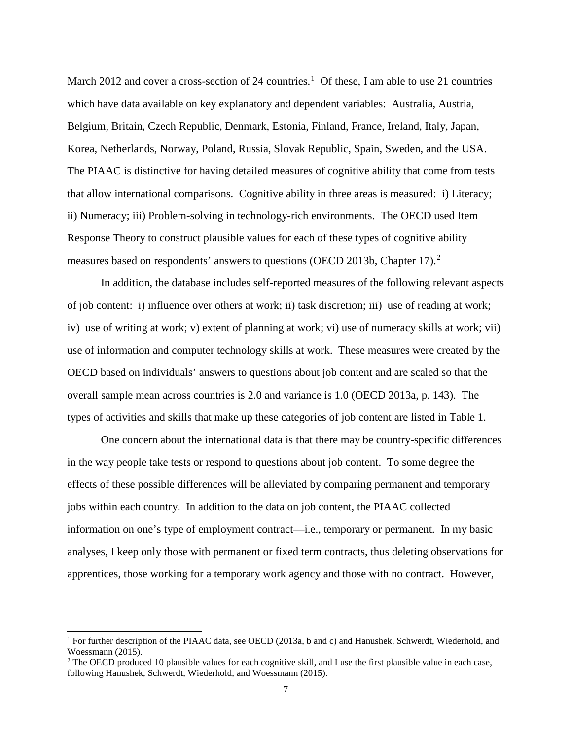March 2012 and cover a cross-section of 24 countries.[1] Of these, I am able to use 21 countries which have data available on key explanatory and dependent variables: Australia, Austria, Belgium, Britain, Czech Republic, Denmark, Estonia, Finland, France, Ireland, Italy, Japan, Korea, Netherlands, Norway, Poland, Russia, Slovak Republic, Spain, Sweden, and the USA. The PIAAC is distinctive for having detailed measures of cognitive ability that come from tests that allow international comparisons. Cognitive ability in three areas is measured: i) Literacy; ii) Numeracy; iii) Problem-solving in technology-rich environments. The OECD used Item Response Theory to construct plausible values for each of these types of cognitive ability measures based on respondents' answers to questions (OECD 2013b, Chapter 17).[2]

In addition, the database includes self-reported measures of the following relevant aspects of job content: i) influence over others at work; ii) task discretion; iii) use of reading at work; iv) use of writing at work; v) extent of planning at work; vi) use of numeracy skills at work; vii) use of information and computer technology skills at work. These measures were created by the OECD based on individuals' answers to questions about job content and are scaled so that the overall sample mean across countries is 2.0 and variance is 1.0 (OECD 2013a, p. 143). The types of activities and skills that make up these categories of job content are listed in Table 1.

One concern about the international data is that there may be country-specific differences in the way people take tests or respond to questions about job content. To some degree the effects of these possible differences will be alleviated by comparing permanent and temporary jobs within each country. In addition to the data on job content, the PIAAC collected information on one's type of employment contract—i.e., temporary or permanent. In my basic analyses, I keep only those with permanent or fixed term contracts, thus deleting observations for apprentices, those working for a temporary work agency and those with no contract. However,

[1] For further description of the PIAAC data, see OECD (2013a, b and c) and Hanushek, Schwerdt, Wiederhold, and Woessmann (2015).

[2] The OECD produced 10 plausible values for each cognitive skill, and I use the first plausible value in each case, following Hanushek, Schwerdt, Wiederhold, and Woessmann (2015).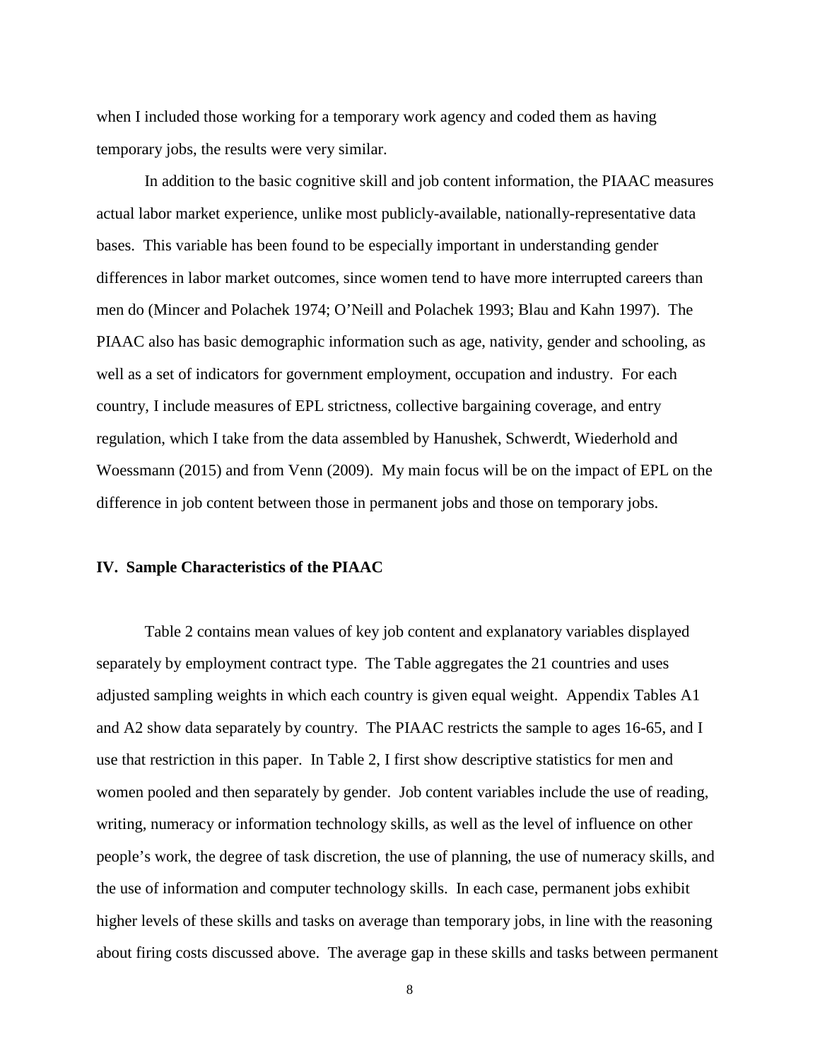when I included those working for a temporary work agency and coded them as having temporary jobs, the results were very similar.

In addition to the basic cognitive skill and job content information, the PIAAC measures actual labor market experience, unlike most publicly-available, nationally-representative data bases. This variable has been found to be especially important in understanding gender differences in labor market outcomes, since women tend to have more interrupted careers than men do (Mincer and Polachek 1974; O'Neill and Polachek 1993; Blau and Kahn 1997). The PIAAC also has basic demographic information such as age, nativity, gender and schooling, as well as a set of indicators for government employment, occupation and industry. For each country, I include measures of EPL strictness, collective bargaining coverage, and entry regulation, which I take from the data assembled by Hanushek, Schwerdt, Wiederhold and Woessmann (2015) and from Venn (2009). My main focus will be on the impact of EPL on the difference in job content between those in permanent jobs and those on temporary jobs.

## IV. Sample Characteristics of the PIAAC

Table 2 contains mean values of key job content and explanatory variables displayed separately by employment contract type. The Table aggregates the 21 countries and uses adjusted sampling weights in which each country is given equal weight. Appendix Tables A1 and A2 show data separately by country. The PIAAC restricts the sample to ages 16-65, and I use that restriction in this paper. In Table 2, I first show descriptive statistics for men and women pooled and then separately by gender. Job content variables include the use of reading, writing, numeracy or information technology skills, as well as the level of influence on other people's work, the degree of task discretion, the use of planning, the use of numeracy skills, and the use of information and computer technology skills. In each case, permanent jobs exhibit higher levels of these skills and tasks on average than temporary jobs, in line with the reasoning about firing costs discussed above. The average gap in these skills and tasks between permanent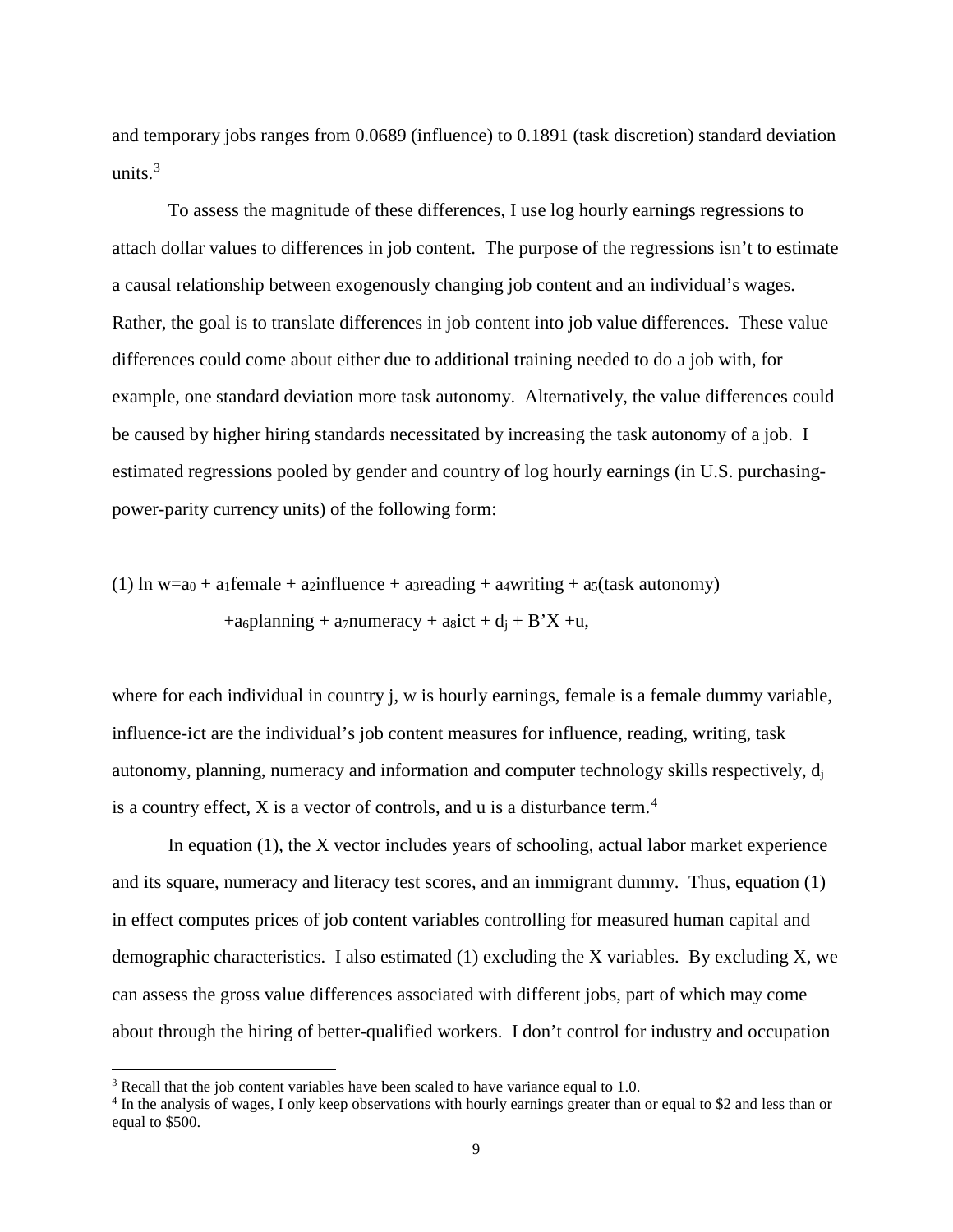and temporary jobs ranges from 0.0689 (influence) to 0.1891 (task discretion) standard deviation units.[3]

To assess the magnitude of these differences, I use log hourly earnings regressions to attach dollar values to differences in job content. The purpose of the regressions isn't to estimate a causal relationship between exogenously changing job content and an individual's wages. Rather, the goal is to translate differences in job content into job value differences. These value differences could come about either due to additional training needed to do a job with, for example, one standard deviation more task autonomy. Alternatively, the value differences could be caused by higher hiring standards necessitated by increasing the task autonomy of a job. I estimated regressions pooled by gender and country of log hourly earnings (in U.S. purchasing-power-parity currency units) of the following form:

$$\text{(1) } \ln w = a_0 + a_1\text{female} + a_2\text{influence} + a_3\text{reading} + a_4\text{writing} + a_5(\text{task autonomy}) + a_6\text{planning} + a_7\text{numeracy} + a_8\text{ict} + d_j + B'X + u,$$

where for each individual in country j, w is hourly earnings, female is a female dummy variable, influence-ict are the individual's job content measures for influence, reading, writing, task autonomy, planning, numeracy and information and computer technology skills respectively, $d_j$ is a country effect, X is a vector of controls, and u is a disturbance term.[4]

In equation (1), the X vector includes years of schooling, actual labor market experience and its square, numeracy and literacy test scores, and an immigrant dummy. Thus, equation (1) in effect computes prices of job content variables controlling for measured human capital and demographic characteristics. I also estimated (1) excluding the X variables. By excluding X, we can assess the gross value differences associated with different jobs, part of which may come about through the hiring of better-qualified workers. I don't control for industry and occupation

[3] Recall that the job content variables have been scaled to have variance equal to 1.0.

[4] In the analysis of wages, I only keep observations with hourly earnings greater than or equal to $2 and less than or equal to $500.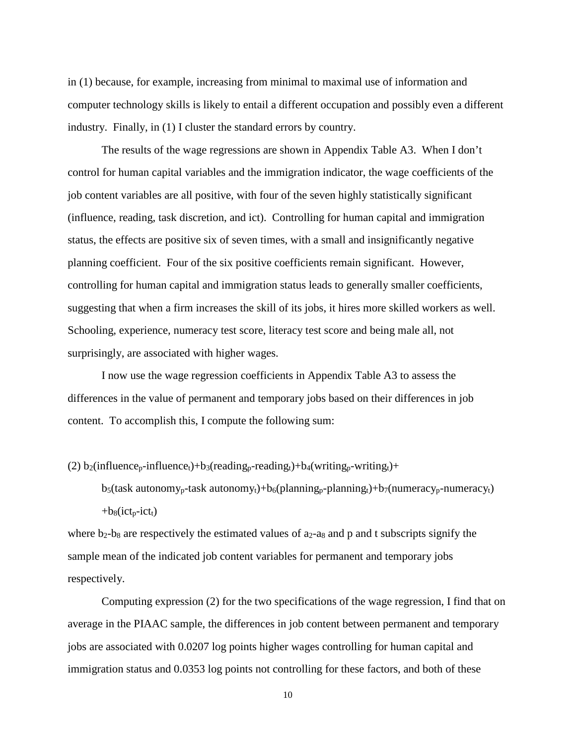in (1) because, for example, increasing from minimal to maximal use of information and computer technology skills is likely to entail a different occupation and possibly even a different industry. Finally, in (1) I cluster the standard errors by country.

The results of the wage regressions are shown in Appendix Table A3. When I don't control for human capital variables and the immigration indicator, the wage coefficients of the job content variables are all positive, with four of the seven highly statistically significant (influence, reading, task discretion, and ict). Controlling for human capital and immigration status, the effects are positive six of seven times, with a small and insignificantly negative planning coefficient. Four of the six positive coefficients remain significant. However, controlling for human capital and immigration status leads to generally smaller coefficients, suggesting that when a firm increases the skill of its jobs, it hires more skilled workers as well. Schooling, experience, numeracy test score, literacy test score and being male all, not surprisingly, are associated with higher wages.

I now use the wage regression coefficients in Appendix Table A3 to assess the differences in the value of permanent and temporary jobs based on their differences in job content. To accomplish this, I compute the following sum:

$$(2)\ b_2(\text{influence}_p\text{-influence}_t)+b_3(\text{reading}_p\text{-reading}_t)+b_4(\text{writing}_p\text{-writing}_t)+$$
$$b_5(\text{task autonomy}_p\text{-task autonomy}_t)+b_6(\text{planning}_p\text{-planning}_t)+b_7(\text{numeracy}_p\text{-numeracy}_t)$$
$$+b_8(\text{ict}_p\text{-ict}_t)$$

where $b_2$-$b_8$ are respectively the estimated values of $a_2$-$a_8$ and p and t subscripts signify the sample mean of the indicated job content variables for permanent and temporary jobs respectively.

Computing expression (2) for the two specifications of the wage regression, I find that on average in the PIAAC sample, the differences in job content between permanent and temporary jobs are associated with 0.0207 log points higher wages controlling for human capital and immigration status and 0.0353 log points not controlling for these factors, and both of these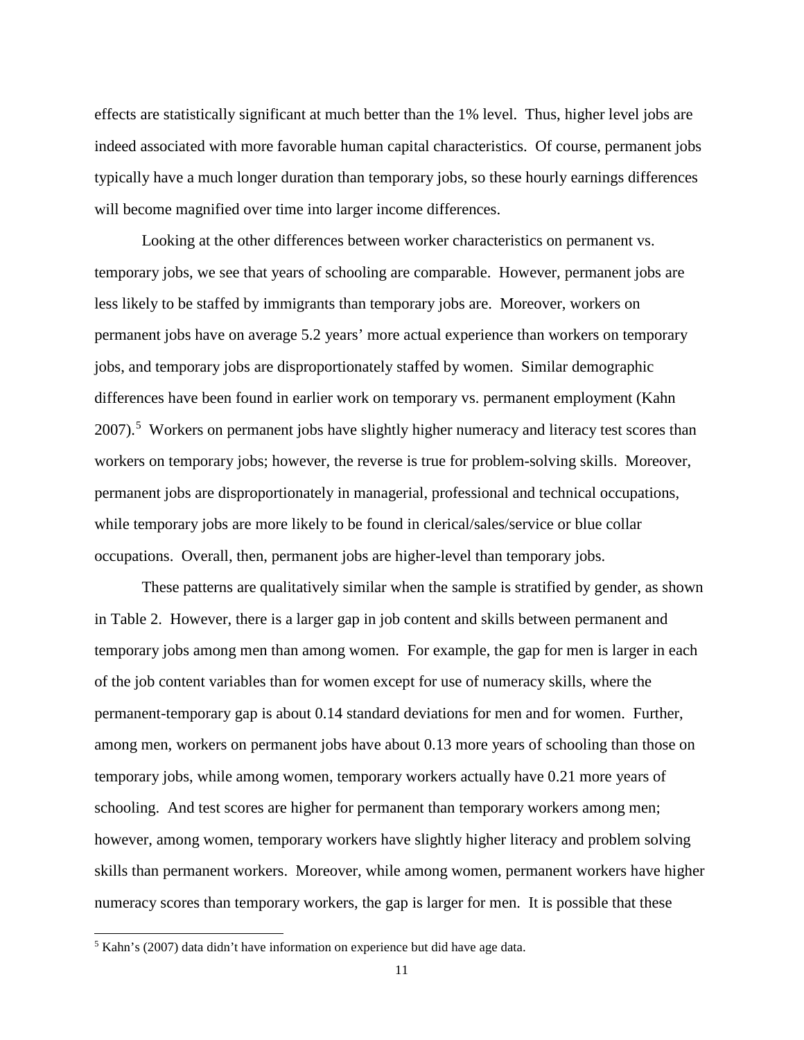effects are statistically significant at much better than the 1% level. Thus, higher level jobs are indeed associated with more favorable human capital characteristics. Of course, permanent jobs typically have a much longer duration than temporary jobs, so these hourly earnings differences will become magnified over time into larger income differences.

Looking at the other differences between worker characteristics on permanent vs. temporary jobs, we see that years of schooling are comparable. However, permanent jobs are less likely to be staffed by immigrants than temporary jobs are. Moreover, workers on permanent jobs have on average 5.2 years' more actual experience than workers on temporary jobs, and temporary jobs are disproportionately staffed by women. Similar demographic differences have been found in earlier work on temporary vs. permanent employment (Kahn 2007).[5] Workers on permanent jobs have slightly higher numeracy and literacy test scores than workers on temporary jobs; however, the reverse is true for problem-solving skills. Moreover, permanent jobs are disproportionately in managerial, professional and technical occupations, while temporary jobs are more likely to be found in clerical/sales/service or blue collar occupations. Overall, then, permanent jobs are higher-level than temporary jobs.

These patterns are qualitatively similar when the sample is stratified by gender, as shown in Table 2. However, there is a larger gap in job content and skills between permanent and temporary jobs among men than among women. For example, the gap for men is larger in each of the job content variables than for women except for use of numeracy skills, where the permanent-temporary gap is about 0.14 standard deviations for men and for women. Further, among men, workers on permanent jobs have about 0.13 more years of schooling than those on temporary jobs, while among women, temporary workers actually have 0.21 more years of schooling. And test scores are higher for permanent than temporary workers among men; however, among women, temporary workers have slightly higher literacy and problem solving skills than permanent workers. Moreover, while among women, permanent workers have higher numeracy scores than temporary workers, the gap is larger for men. It is possible that these

[5] Kahn's (2007) data didn't have information on experience but did have age data.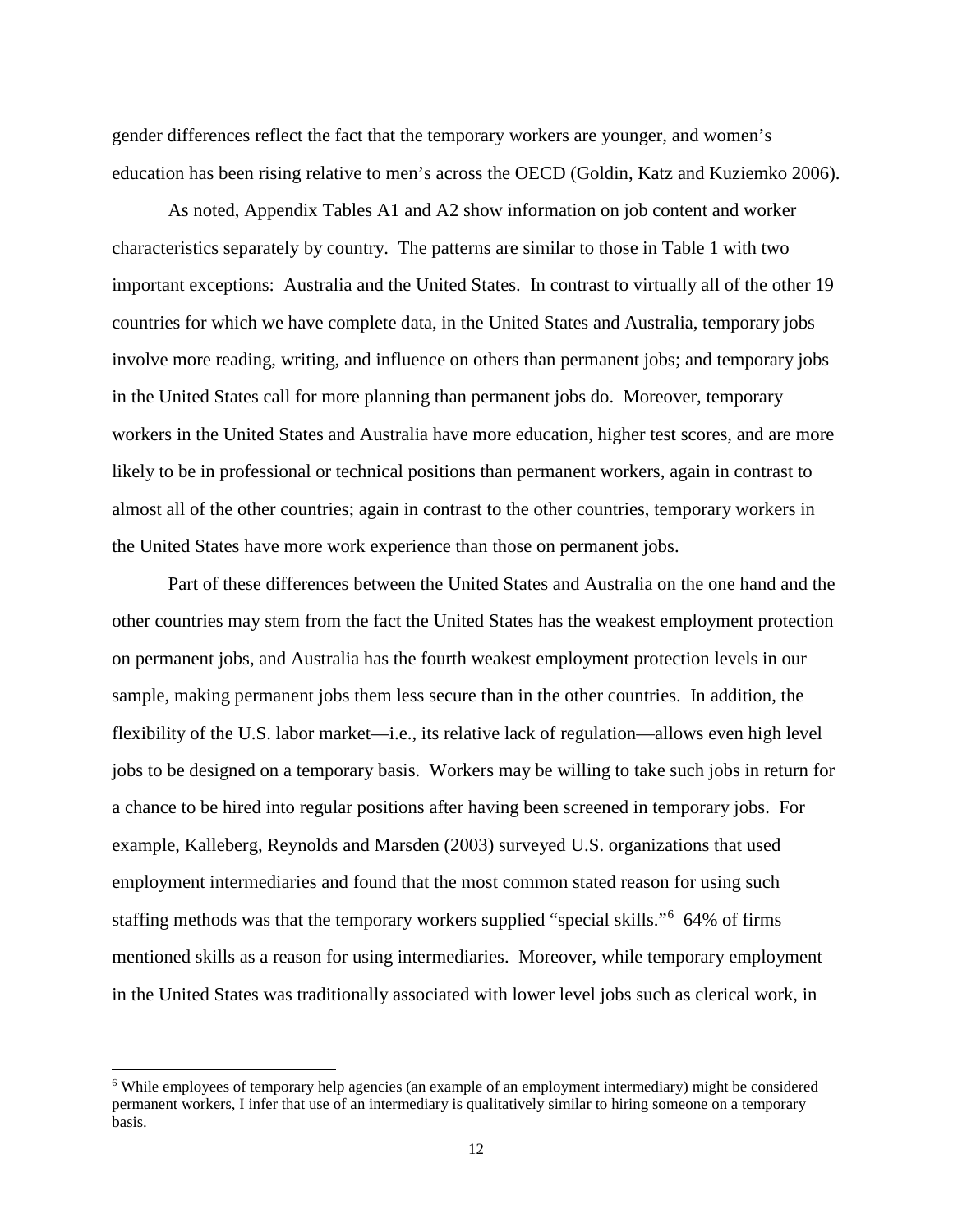gender differences reflect the fact that the temporary workers are younger, and women's education has been rising relative to men's across the OECD (Goldin, Katz and Kuziemko 2006).

As noted, Appendix Tables A1 and A2 show information on job content and worker characteristics separately by country. The patterns are similar to those in Table 1 with two important exceptions: Australia and the United States. In contrast to virtually all of the other 19 countries for which we have complete data, in the United States and Australia, temporary jobs involve more reading, writing, and influence on others than permanent jobs; and temporary jobs in the United States call for more planning than permanent jobs do. Moreover, temporary workers in the United States and Australia have more education, higher test scores, and are more likely to be in professional or technical positions than permanent workers, again in contrast to almost all of the other countries; again in contrast to the other countries, temporary workers in the United States have more work experience than those on permanent jobs.

Part of these differences between the United States and Australia on the one hand and the other countries may stem from the fact the United States has the weakest employment protection on permanent jobs, and Australia has the fourth weakest employment protection levels in our sample, making permanent jobs them less secure than in the other countries. In addition, the flexibility of the U.S. labor market—i.e., its relative lack of regulation—allows even high level jobs to be designed on a temporary basis. Workers may be willing to take such jobs in return for a chance to be hired into regular positions after having been screened in temporary jobs. For example, Kalleberg, Reynolds and Marsden (2003) surveyed U.S. organizations that used employment intermediaries and found that the most common stated reason for using such staffing methods was that the temporary workers supplied "special skills."[6] 64% of firms mentioned skills as a reason for using intermediaries. Moreover, while temporary employment in the United States was traditionally associated with lower level jobs such as clerical work, in

[6] While employees of temporary help agencies (an example of an employment intermediary) might be considered permanent workers, I infer that use of an intermediary is qualitatively similar to hiring someone on a temporary basis.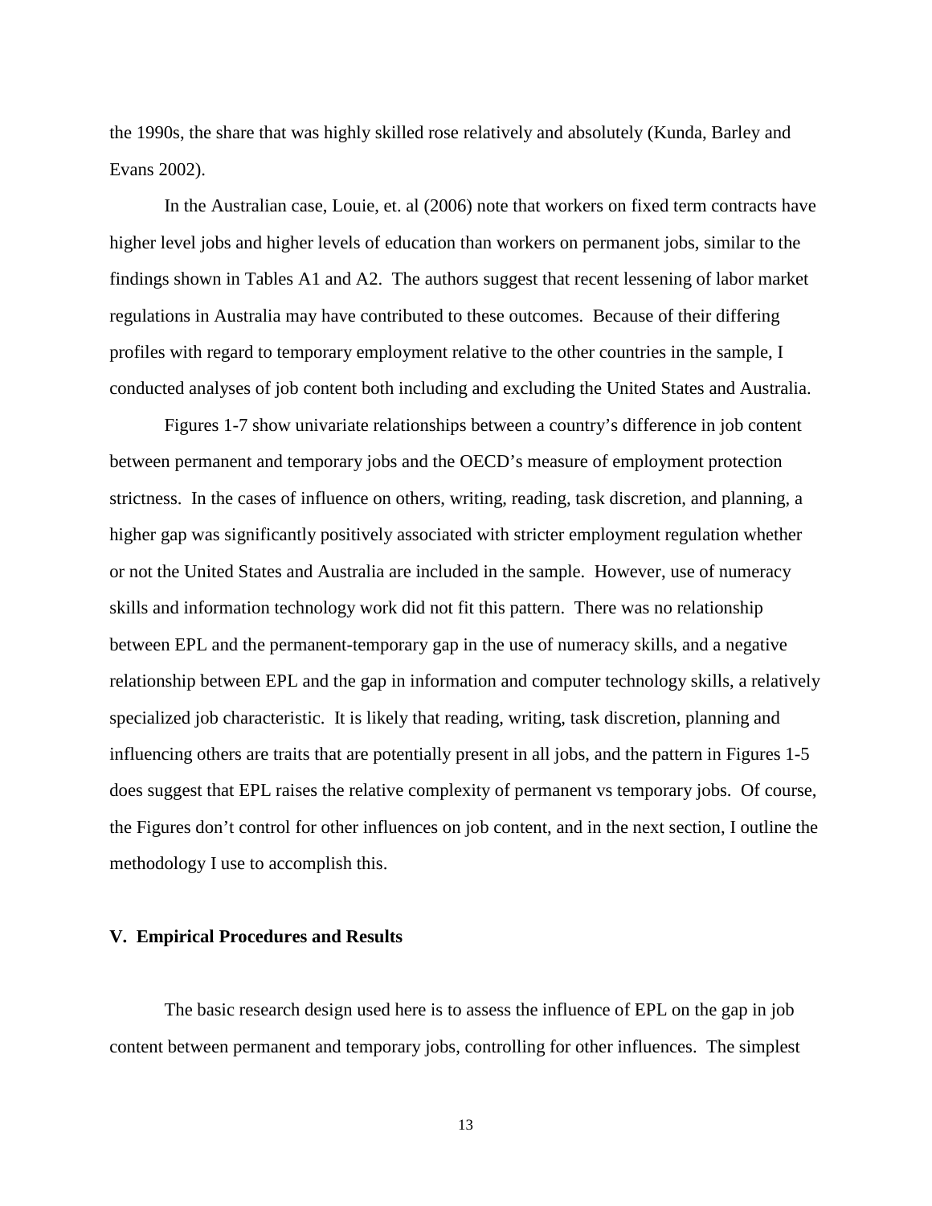the 1990s, the share that was highly skilled rose relatively and absolutely (Kunda, Barley and Evans 2002).

In the Australian case, Louie, et. al (2006) note that workers on fixed term contracts have higher level jobs and higher levels of education than workers on permanent jobs, similar to the findings shown in Tables A1 and A2. The authors suggest that recent lessening of labor market regulations in Australia may have contributed to these outcomes. Because of their differing profiles with regard to temporary employment relative to the other countries in the sample, I conducted analyses of job content both including and excluding the United States and Australia.

Figures 1-7 show univariate relationships between a country's difference in job content between permanent and temporary jobs and the OECD's measure of employment protection strictness. In the cases of influence on others, writing, reading, task discretion, and planning, a higher gap was significantly positively associated with stricter employment regulation whether or not the United States and Australia are included in the sample. However, use of numeracy skills and information technology work did not fit this pattern. There was no relationship between EPL and the permanent-temporary gap in the use of numeracy skills, and a negative relationship between EPL and the gap in information and computer technology skills, a relatively specialized job characteristic. It is likely that reading, writing, task discretion, planning and influencing others are traits that are potentially present in all jobs, and the pattern in Figures 1-5 does suggest that EPL raises the relative complexity of permanent vs temporary jobs. Of course, the Figures don't control for other influences on job content, and in the next section, I outline the methodology I use to accomplish this.

## V. Empirical Procedures and Results

The basic research design used here is to assess the influence of EPL on the gap in job content between permanent and temporary jobs, controlling for other influences. The simplest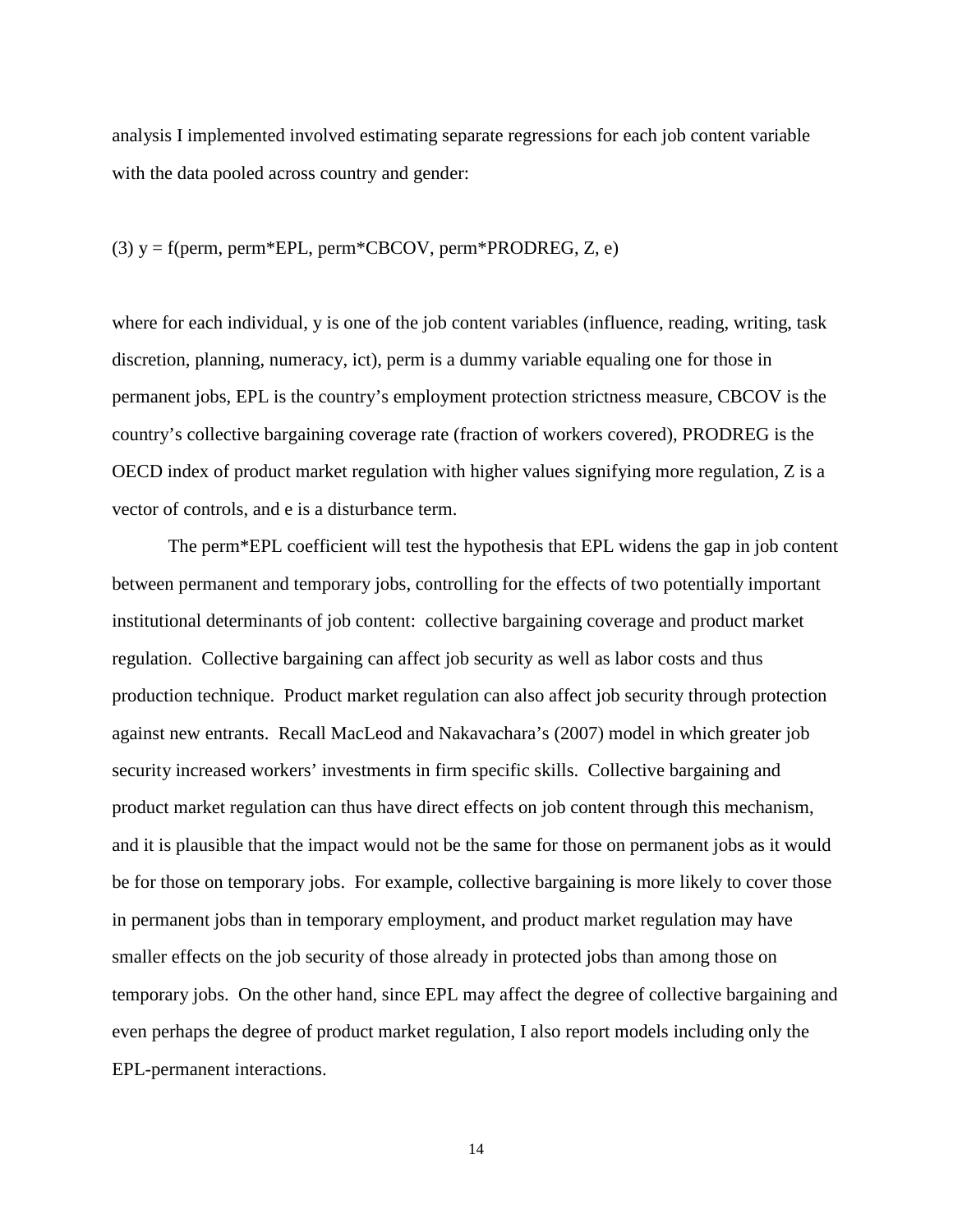analysis I implemented involved estimating separate regressions for each job content variable with the data pooled across country and gender:

(3) y = f(perm, perm*EPL, perm*CBCOV, perm*PRODREG, Z, e)

where for each individual, y is one of the job content variables (influence, reading, writing, task discretion, planning, numeracy, ict), perm is a dummy variable equaling one for those in permanent jobs, EPL is the country's employment protection strictness measure, CBCOV is the country's collective bargaining coverage rate (fraction of workers covered), PRODREG is the OECD index of product market regulation with higher values signifying more regulation, Z is a vector of controls, and e is a disturbance term.

The perm*EPL coefficient will test the hypothesis that EPL widens the gap in job content between permanent and temporary jobs, controlling for the effects of two potentially important institutional determinants of job content: collective bargaining coverage and product market regulation. Collective bargaining can affect job security as well as labor costs and thus production technique. Product market regulation can also affect job security through protection against new entrants. Recall MacLeod and Nakavachara's (2007) model in which greater job security increased workers' investments in firm specific skills. Collective bargaining and product market regulation can thus have direct effects on job content through this mechanism, and it is plausible that the impact would not be the same for those on permanent jobs as it would be for those on temporary jobs. For example, collective bargaining is more likely to cover those in permanent jobs than in temporary employment, and product market regulation may have smaller effects on the job security of those already in protected jobs than among those on temporary jobs. On the other hand, since EPL may affect the degree of collective bargaining and even perhaps the degree of product market regulation, I also report models including only the EPL-permanent interactions.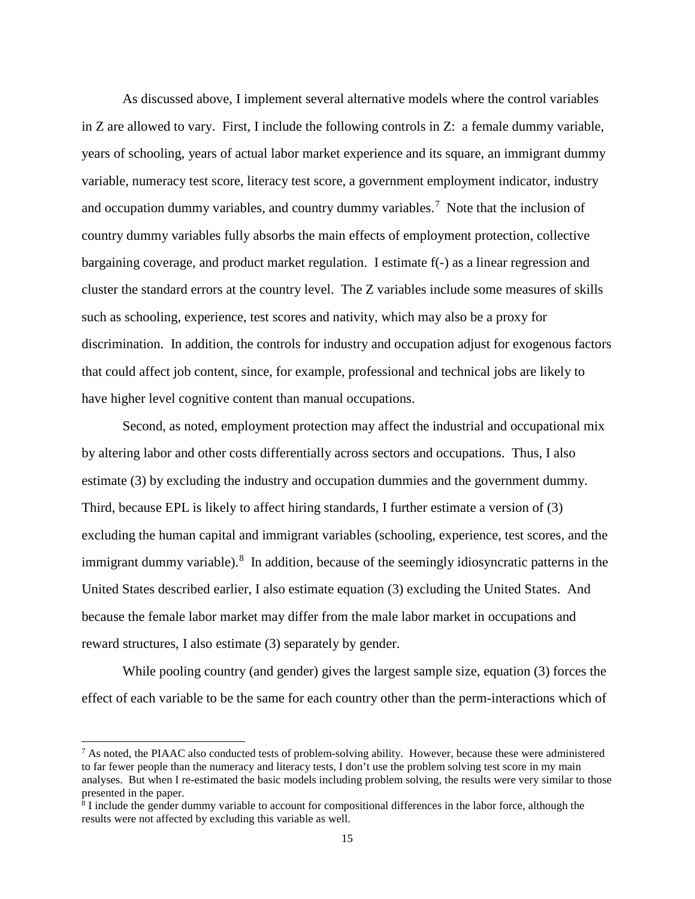As discussed above, I implement several alternative models where the control variables in Z are allowed to vary. First, I include the following controls in Z: a female dummy variable, years of schooling, years of actual labor market experience and its square, an immigrant dummy variable, numeracy test score, literacy test score, a government employment indicator, industry and occupation dummy variables, and country dummy variables.[7] Note that the inclusion of country dummy variables fully absorbs the main effects of employment protection, collective bargaining coverage, and product market regulation. I estimate f(-) as a linear regression and cluster the standard errors at the country level. The Z variables include some measures of skills such as schooling, experience, test scores and nativity, which may also be a proxy for discrimination. In addition, the controls for industry and occupation adjust for exogenous factors that could affect job content, since, for example, professional and technical jobs are likely to have higher level cognitive content than manual occupations.

Second, as noted, employment protection may affect the industrial and occupational mix by altering labor and other costs differentially across sectors and occupations. Thus, I also estimate (3) by excluding the industry and occupation dummies and the government dummy. Third, because EPL is likely to affect hiring standards, I further estimate a version of (3) excluding the human capital and immigrant variables (schooling, experience, test scores, and the immigrant dummy variable).[8] In addition, because of the seemingly idiosyncratic patterns in the United States described earlier, I also estimate equation (3) excluding the United States. And because the female labor market may differ from the male labor market in occupations and reward structures, I also estimate (3) separately by gender.

While pooling country (and gender) gives the largest sample size, equation (3) forces the effect of each variable to be the same for each country other than the perm-interactions which of

---

[7] As noted, the PIAAC also conducted tests of problem-solving ability. However, because these were administered to far fewer people than the numeracy and literacy tests, I don't use the problem solving test score in my main analyses. But when I re-estimated the basic models including problem solving, the results were very similar to those presented in the paper.

[8] I include the gender dummy variable to account for compositional differences in the labor force, although the results were not affected by excluding this variable as well.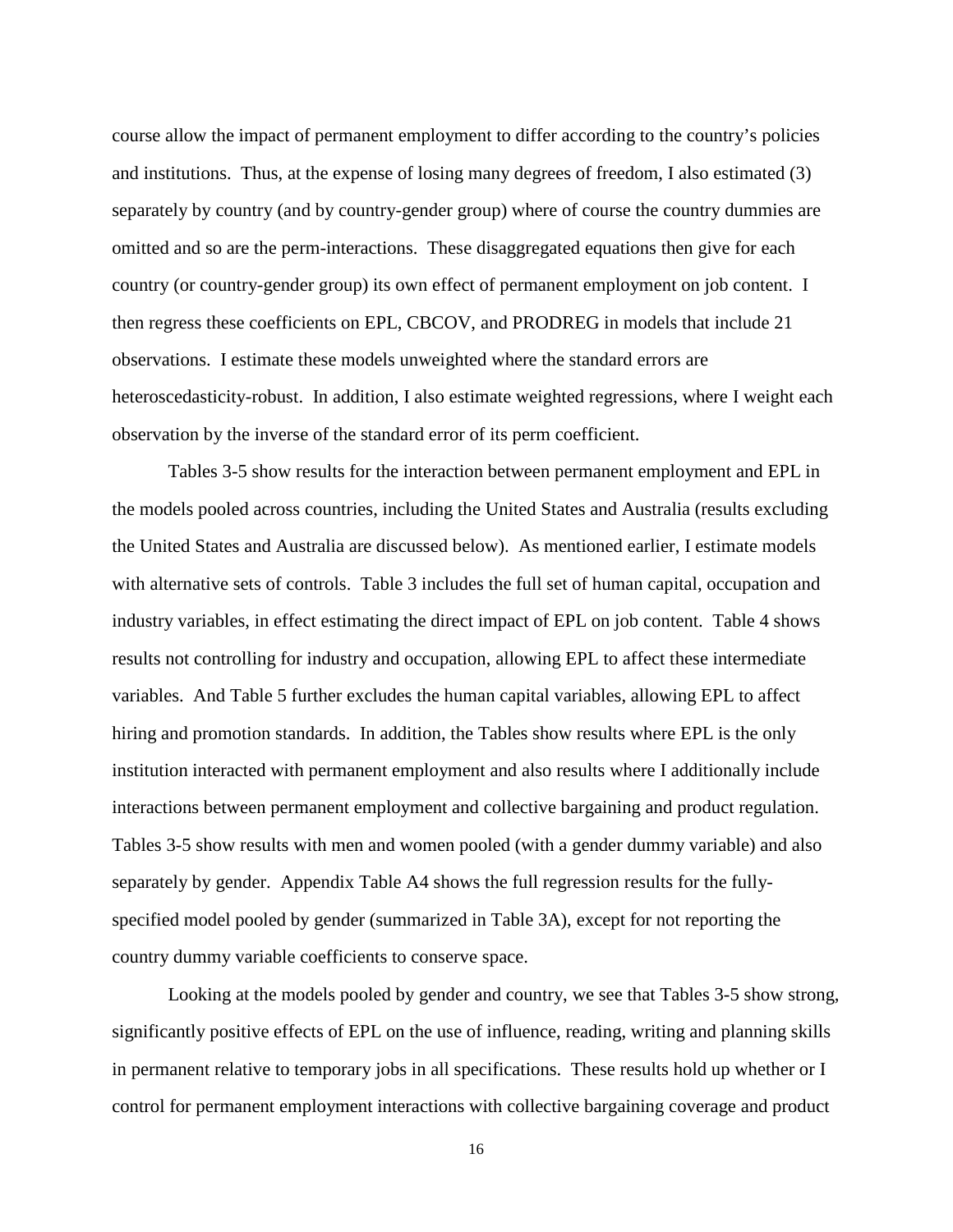course allow the impact of permanent employment to differ according to the country's policies and institutions. Thus, at the expense of losing many degrees of freedom, I also estimated (3) separately by country (and by country-gender group) where of course the country dummies are omitted and so are the perm-interactions. These disaggregated equations then give for each country (or country-gender group) its own effect of permanent employment on job content. I then regress these coefficients on EPL, CBCOV, and PRODREG in models that include 21 observations. I estimate these models unweighted where the standard errors are heteroscedasticity-robust. In addition, I also estimate weighted regressions, where I weight each observation by the inverse of the standard error of its perm coefficient.

Tables 3-5 show results for the interaction between permanent employment and EPL in the models pooled across countries, including the United States and Australia (results excluding the United States and Australia are discussed below). As mentioned earlier, I estimate models with alternative sets of controls. Table 3 includes the full set of human capital, occupation and industry variables, in effect estimating the direct impact of EPL on job content. Table 4 shows results not controlling for industry and occupation, allowing EPL to affect these intermediate variables. And Table 5 further excludes the human capital variables, allowing EPL to affect hiring and promotion standards. In addition, the Tables show results where EPL is the only institution interacted with permanent employment and also results where I additionally include interactions between permanent employment and collective bargaining and product regulation. Tables 3-5 show results with men and women pooled (with a gender dummy variable) and also separately by gender. Appendix Table A4 shows the full regression results for the fully-specified model pooled by gender (summarized in Table 3A), except for not reporting the country dummy variable coefficients to conserve space.

Looking at the models pooled by gender and country, we see that Tables 3-5 show strong, significantly positive effects of EPL on the use of influence, reading, writing and planning skills in permanent relative to temporary jobs in all specifications. These results hold up whether or I control for permanent employment interactions with collective bargaining coverage and product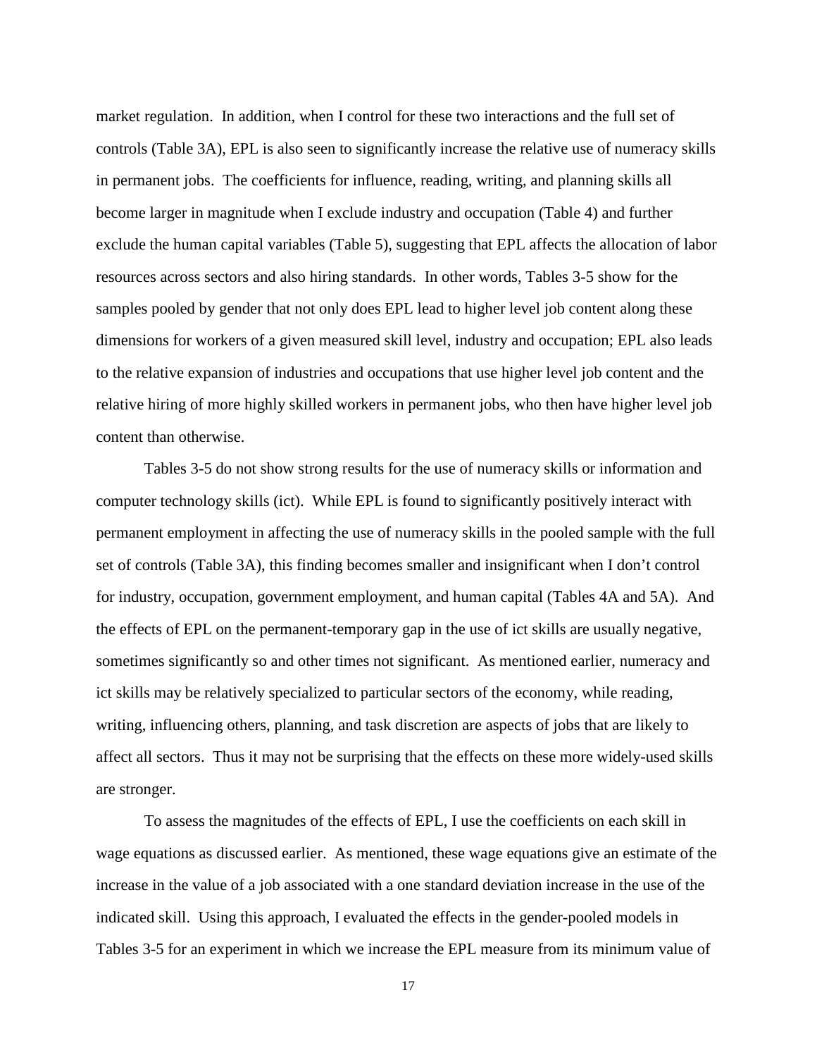market regulation. In addition, when I control for these two interactions and the full set of controls (Table 3A), EPL is also seen to significantly increase the relative use of numeracy skills in permanent jobs. The coefficients for influence, reading, writing, and planning skills all become larger in magnitude when I exclude industry and occupation (Table 4) and further exclude the human capital variables (Table 5), suggesting that EPL affects the allocation of labor resources across sectors and also hiring standards. In other words, Tables 3-5 show for the samples pooled by gender that not only does EPL lead to higher level job content along these dimensions for workers of a given measured skill level, industry and occupation; EPL also leads to the relative expansion of industries and occupations that use higher level job content and the relative hiring of more highly skilled workers in permanent jobs, who then have higher level job content than otherwise.

Tables 3-5 do not show strong results for the use of numeracy skills or information and computer technology skills (ict). While EPL is found to significantly positively interact with permanent employment in affecting the use of numeracy skills in the pooled sample with the full set of controls (Table 3A), this finding becomes smaller and insignificant when I don't control for industry, occupation, government employment, and human capital (Tables 4A and 5A). And the effects of EPL on the permanent-temporary gap in the use of ict skills are usually negative, sometimes significantly so and other times not significant. As mentioned earlier, numeracy and ict skills may be relatively specialized to particular sectors of the economy, while reading, writing, influencing others, planning, and task discretion are aspects of jobs that are likely to affect all sectors. Thus it may not be surprising that the effects on these more widely-used skills are stronger.

To assess the magnitudes of the effects of EPL, I use the coefficients on each skill in wage equations as discussed earlier. As mentioned, these wage equations give an estimate of the increase in the value of a job associated with a one standard deviation increase in the use of the indicated skill. Using this approach, I evaluated the effects in the gender-pooled models in Tables 3-5 for an experiment in which we increase the EPL measure from its minimum value of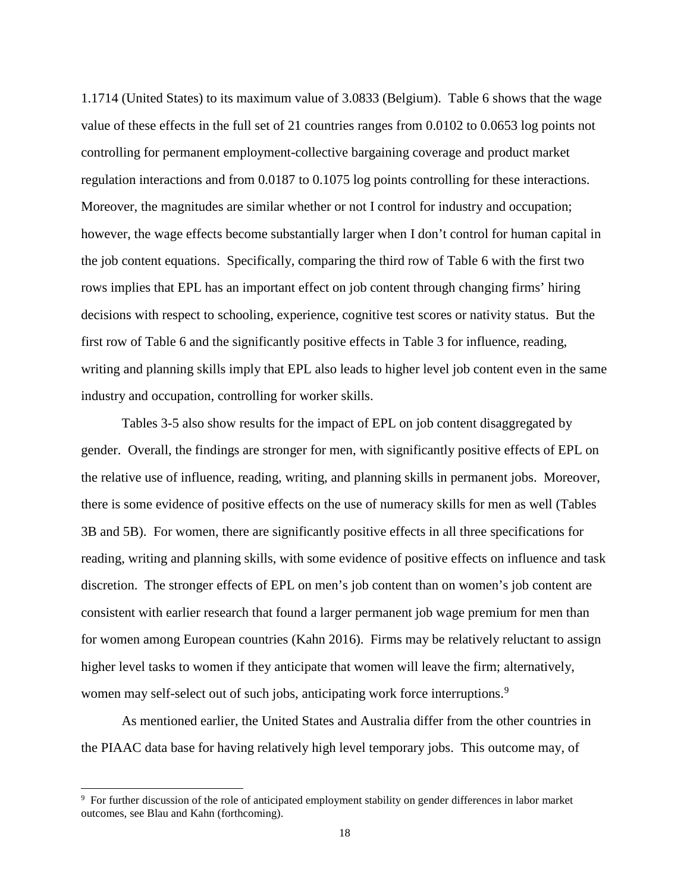1.1714 (United States) to its maximum value of 3.0833 (Belgium). Table 6 shows that the wage value of these effects in the full set of 21 countries ranges from 0.0102 to 0.0653 log points not controlling for permanent employment-collective bargaining coverage and product market regulation interactions and from 0.0187 to 0.1075 log points controlling for these interactions. Moreover, the magnitudes are similar whether or not I control for industry and occupation; however, the wage effects become substantially larger when I don't control for human capital in the job content equations. Specifically, comparing the third row of Table 6 with the first two rows implies that EPL has an important effect on job content through changing firms' hiring decisions with respect to schooling, experience, cognitive test scores or nativity status. But the first row of Table 6 and the significantly positive effects in Table 3 for influence, reading, writing and planning skills imply that EPL also leads to higher level job content even in the same industry and occupation, controlling for worker skills.

Tables 3-5 also show results for the impact of EPL on job content disaggregated by gender. Overall, the findings are stronger for men, with significantly positive effects of EPL on the relative use of influence, reading, writing, and planning skills in permanent jobs. Moreover, there is some evidence of positive effects on the use of numeracy skills for men as well (Tables 3B and 5B). For women, there are significantly positive effects in all three specifications for reading, writing and planning skills, with some evidence of positive effects on influence and task discretion. The stronger effects of EPL on men's job content than on women's job content are consistent with earlier research that found a larger permanent job wage premium for men than for women among European countries (Kahn 2016). Firms may be relatively reluctant to assign higher level tasks to women if they anticipate that women will leave the firm; alternatively, women may self-select out of such jobs, anticipating work force interruptions.[9]

As mentioned earlier, the United States and Australia differ from the other countries in the PIAAC data base for having relatively high level temporary jobs. This outcome may, of

[9] For further discussion of the role of anticipated employment stability on gender differences in labor market outcomes, see Blau and Kahn (forthcoming).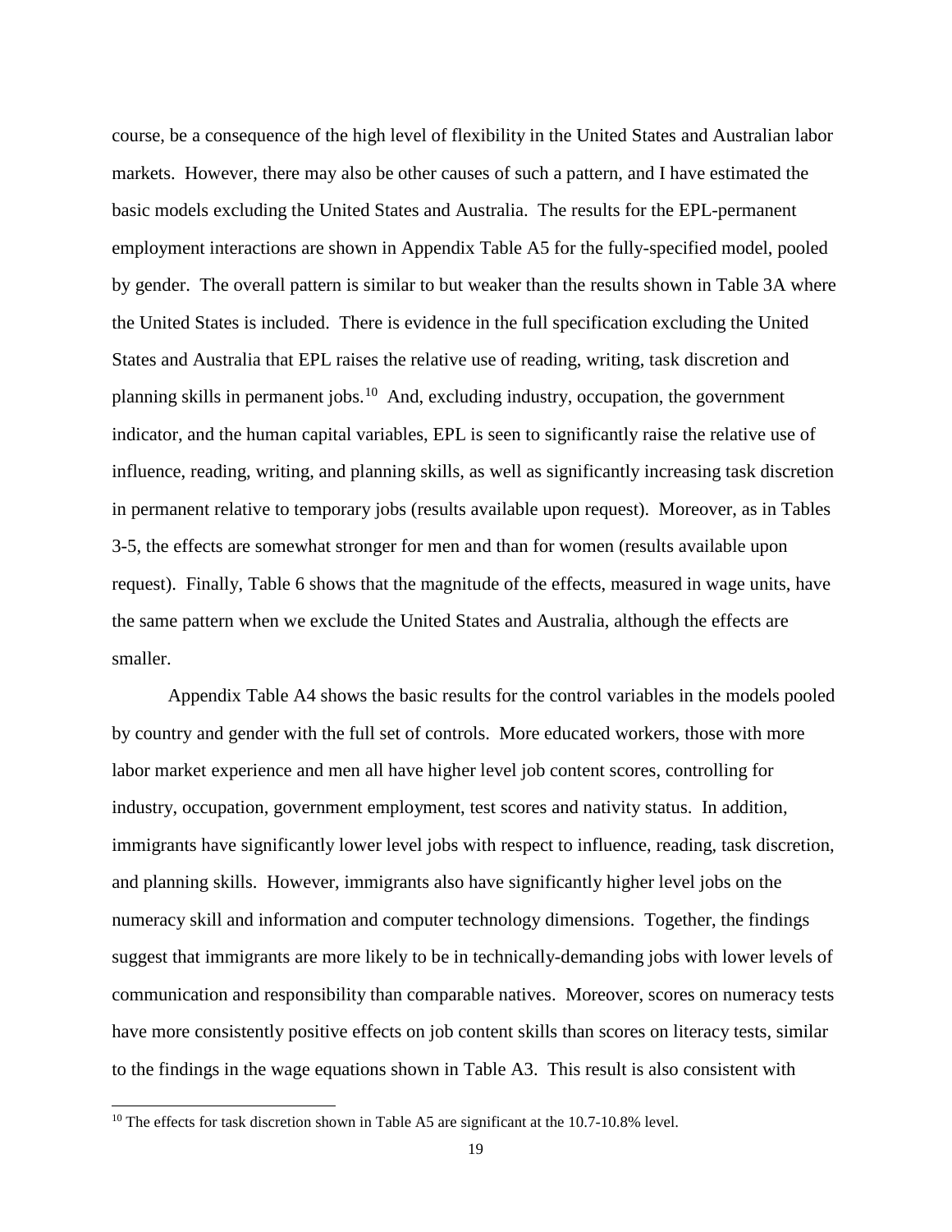course, be a consequence of the high level of flexibility in the United States and Australian labor markets. However, there may also be other causes of such a pattern, and I have estimated the basic models excluding the United States and Australia. The results for the EPL-permanent employment interactions are shown in Appendix Table A5 for the fully-specified model, pooled by gender. The overall pattern is similar to but weaker than the results shown in Table 3A where the United States is included. There is evidence in the full specification excluding the United States and Australia that EPL raises the relative use of reading, writing, task discretion and planning skills in permanent jobs.[10] And, excluding industry, occupation, the government indicator, and the human capital variables, EPL is seen to significantly raise the relative use of influence, reading, writing, and planning skills, as well as significantly increasing task discretion in permanent relative to temporary jobs (results available upon request). Moreover, as in Tables 3-5, the effects are somewhat stronger for men and than for women (results available upon request). Finally, Table 6 shows that the magnitude of the effects, measured in wage units, have the same pattern when we exclude the United States and Australia, although the effects are smaller.

Appendix Table A4 shows the basic results for the control variables in the models pooled by country and gender with the full set of controls. More educated workers, those with more labor market experience and men all have higher level job content scores, controlling for industry, occupation, government employment, test scores and nativity status. In addition, immigrants have significantly lower level jobs with respect to influence, reading, task discretion, and planning skills. However, immigrants also have significantly higher level jobs on the numeracy skill and information and computer technology dimensions. Together, the findings suggest that immigrants are more likely to be in technically-demanding jobs with lower levels of communication and responsibility than comparable natives. Moreover, scores on numeracy tests have more consistently positive effects on job content skills than scores on literacy tests, similar to the findings in the wage equations shown in Table A3. This result is also consistent with

[10] The effects for task discretion shown in Table A5 are significant at the 10.7-10.8% level.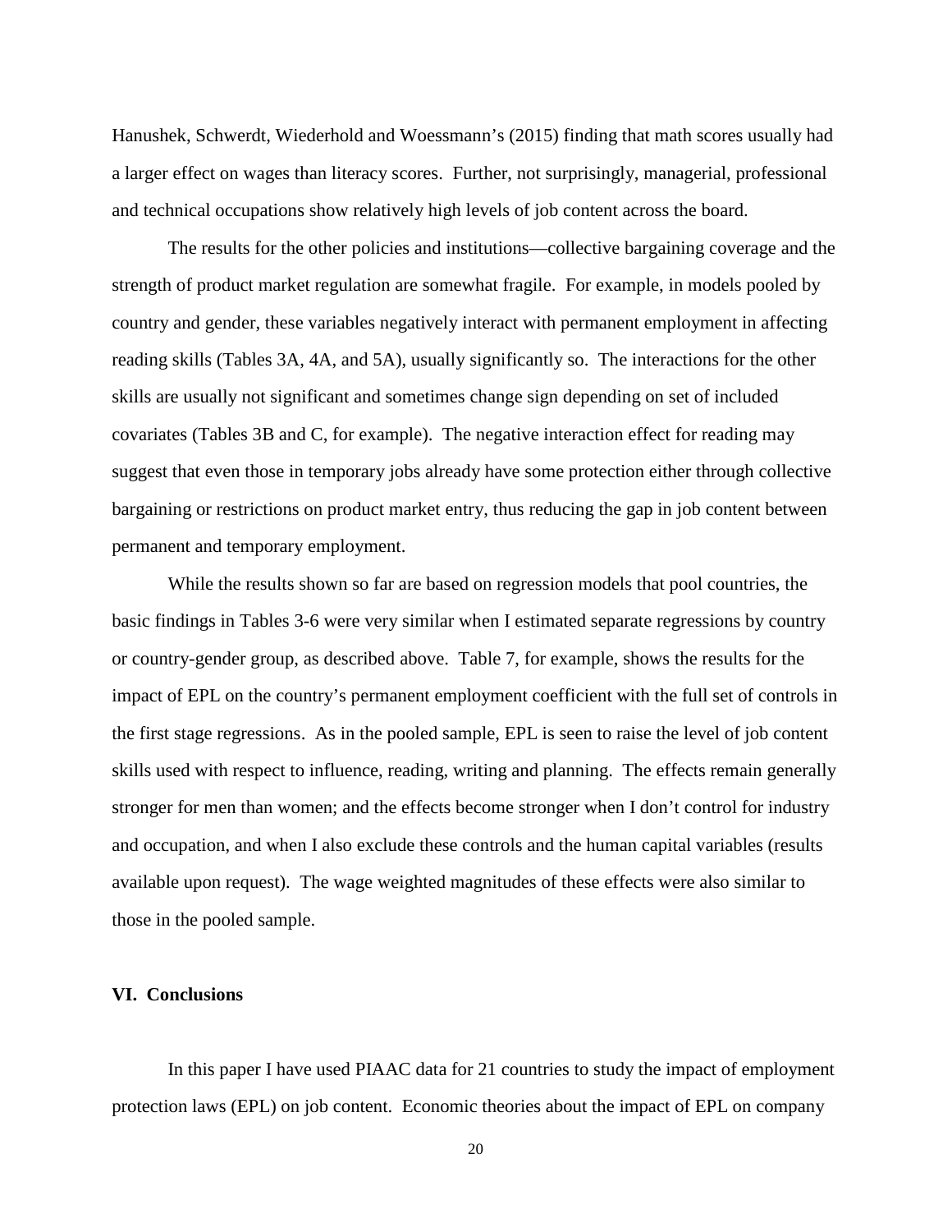Hanushek, Schwerdt, Wiederhold and Woessmann's (2015) finding that math scores usually had a larger effect on wages than literacy scores. Further, not surprisingly, managerial, professional and technical occupations show relatively high levels of job content across the board.

The results for the other policies and institutions—collective bargaining coverage and the strength of product market regulation are somewhat fragile. For example, in models pooled by country and gender, these variables negatively interact with permanent employment in affecting reading skills (Tables 3A, 4A, and 5A), usually significantly so. The interactions for the other skills are usually not significant and sometimes change sign depending on set of included covariates (Tables 3B and C, for example). The negative interaction effect for reading may suggest that even those in temporary jobs already have some protection either through collective bargaining or restrictions on product market entry, thus reducing the gap in job content between permanent and temporary employment.

While the results shown so far are based on regression models that pool countries, the basic findings in Tables 3-6 were very similar when I estimated separate regressions by country or country-gender group, as described above. Table 7, for example, shows the results for the impact of EPL on the country's permanent employment coefficient with the full set of controls in the first stage regressions. As in the pooled sample, EPL is seen to raise the level of job content skills used with respect to influence, reading, writing and planning. The effects remain generally stronger for men than women; and the effects become stronger when I don't control for industry and occupation, and when I also exclude these controls and the human capital variables (results available upon request). The wage weighted magnitudes of these effects were also similar to those in the pooled sample.

## VI. Conclusions

In this paper I have used PIAAC data for 21 countries to study the impact of employment protection laws (EPL) on job content. Economic theories about the impact of EPL on company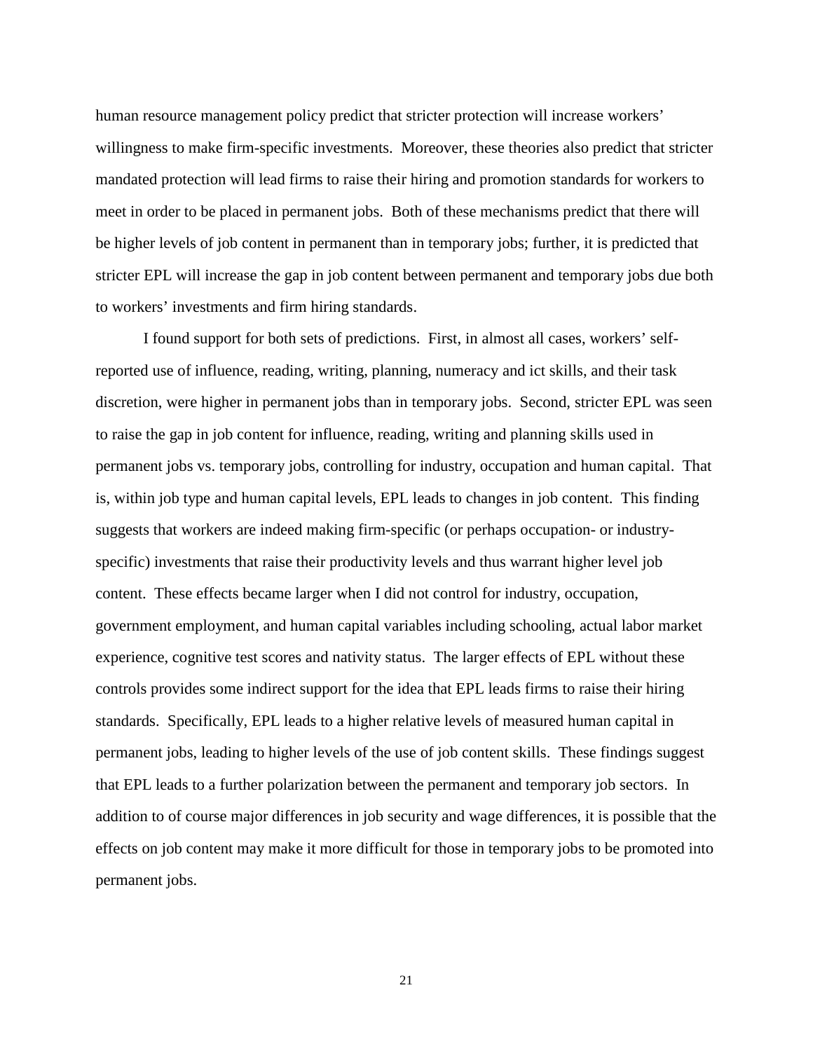human resource management policy predict that stricter protection will increase workers' willingness to make firm-specific investments. Moreover, these theories also predict that stricter mandated protection will lead firms to raise their hiring and promotion standards for workers to meet in order to be placed in permanent jobs. Both of these mechanisms predict that there will be higher levels of job content in permanent than in temporary jobs; further, it is predicted that stricter EPL will increase the gap in job content between permanent and temporary jobs due both to workers' investments and firm hiring standards.

I found support for both sets of predictions. First, in almost all cases, workers' self-reported use of influence, reading, writing, planning, numeracy and ict skills, and their task discretion, were higher in permanent jobs than in temporary jobs. Second, stricter EPL was seen to raise the gap in job content for influence, reading, writing and planning skills used in permanent jobs vs. temporary jobs, controlling for industry, occupation and human capital. That is, within job type and human capital levels, EPL leads to changes in job content. This finding suggests that workers are indeed making firm-specific (or perhaps occupation- or industry-specific) investments that raise their productivity levels and thus warrant higher level job content. These effects became larger when I did not control for industry, occupation, government employment, and human capital variables including schooling, actual labor market experience, cognitive test scores and nativity status. The larger effects of EPL without these controls provides some indirect support for the idea that EPL leads firms to raise their hiring standards. Specifically, EPL leads to a higher relative levels of measured human capital in permanent jobs, leading to higher levels of the use of job content skills. These findings suggest that EPL leads to a further polarization between the permanent and temporary job sectors. In addition to of course major differences in job security and wage differences, it is possible that the effects on job content may make it more difficult for those in temporary jobs to be promoted into permanent jobs.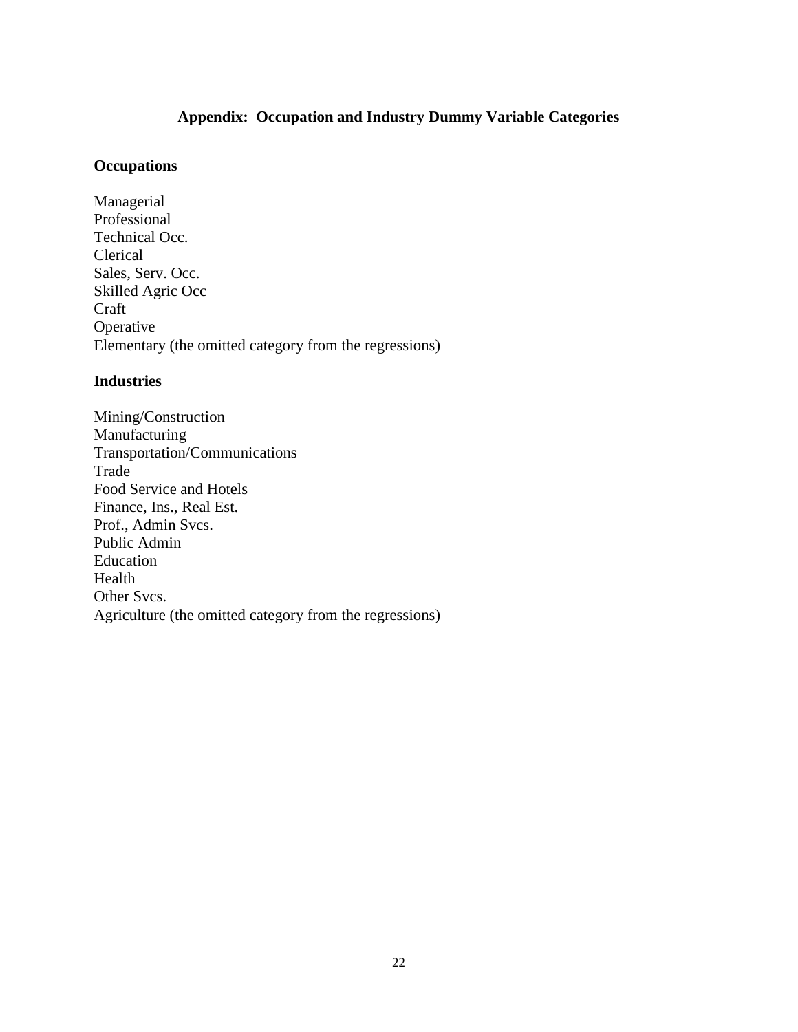## Appendix: Occupation and Industry Dummy Variable Categories

### Occupations

Managerial
Professional
Technical Occ.
Clerical
Sales, Serv. Occ.
Skilled Agric Occ
Craft
Operative
Elementary (the omitted category from the regressions)

### Industries

Mining/Construction
Manufacturing
Transportation/Communications
Trade
Food Service and Hotels
Finance, Ins., Real Est.
Prof., Admin Svcs.
Public Admin
Education
Health
Other Svcs.
Agriculture (the omitted category from the regressions)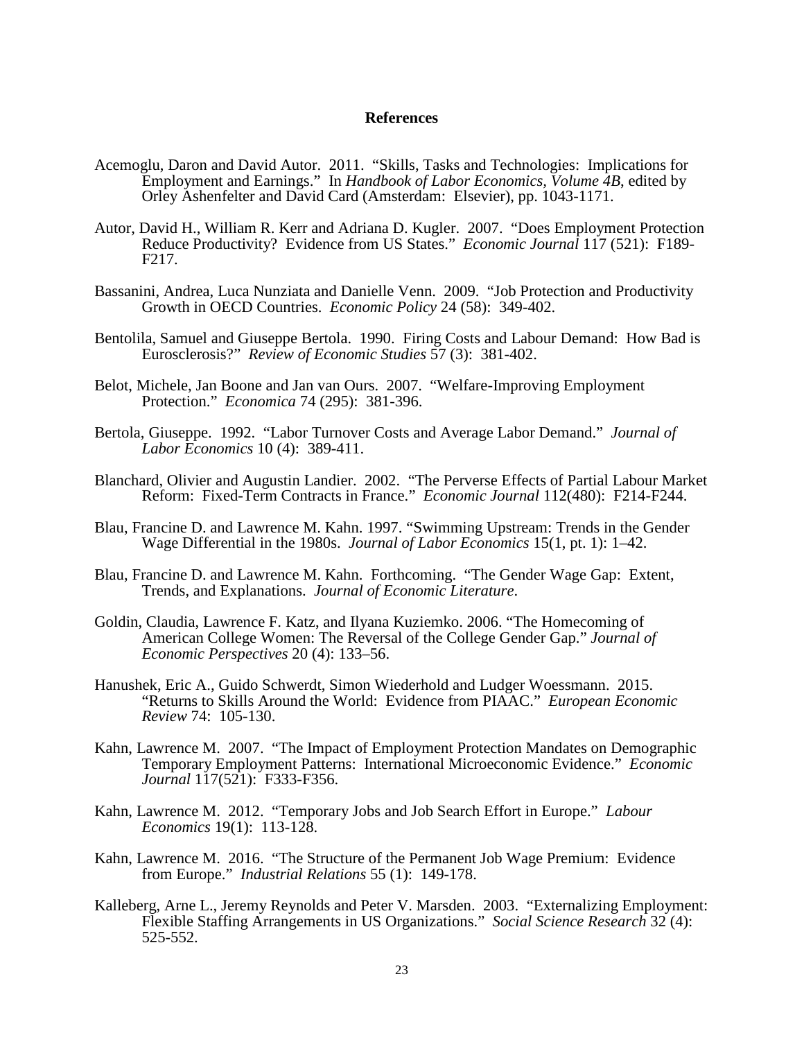# References

Acemoglu, Daron and David Autor. 2011. "Skills, Tasks and Technologies: Implications for Employment and Earnings." In *Handbook of Labor Economics, Volume 4B*, edited by Orley Ashenfelter and David Card (Amsterdam: Elsevier), pp. 1043-1171.

Autor, David H., William R. Kerr and Adriana D. Kugler. 2007. "Does Employment Protection Reduce Productivity? Evidence from US States." *Economic Journal* 117 (521): F189-F217.

Bassanini, Andrea, Luca Nunziata and Danielle Venn. 2009. "Job Protection and Productivity Growth in OECD Countries. *Economic Policy* 24 (58): 349-402.

Bentolila, Samuel and Giuseppe Bertola. 1990. Firing Costs and Labour Demand: How Bad is Eurosclerosis?" *Review of Economic Studies* 57 (3): 381-402.

Belot, Michele, Jan Boone and Jan van Ours. 2007. "Welfare-Improving Employment Protection." *Economica* 74 (295): 381-396.

Bertola, Giuseppe. 1992. "Labor Turnover Costs and Average Labor Demand." *Journal of Labor Economics* 10 (4): 389-411.

Blanchard, Olivier and Augustin Landier. 2002. "The Perverse Effects of Partial Labour Market Reform: Fixed-Term Contracts in France." *Economic Journal* 112(480): F214-F244.

Blau, Francine D. and Lawrence M. Kahn. 1997. "Swimming Upstream: Trends in the Gender Wage Differential in the 1980s. *Journal of Labor Economics* 15(1, pt. 1): 1–42.

Blau, Francine D. and Lawrence M. Kahn. Forthcoming. "The Gender Wage Gap: Extent, Trends, and Explanations. *Journal of Economic Literature*.

Goldin, Claudia, Lawrence F. Katz, and Ilyana Kuziemko. 2006. "The Homecoming of American College Women: The Reversal of the College Gender Gap." *Journal of Economic Perspectives* 20 (4): 133–56.

Hanushek, Eric A., Guido Schwerdt, Simon Wiederhold and Ludger Woessmann. 2015. "Returns to Skills Around the World: Evidence from PIAAC." *European Economic Review* 74: 105-130.

Kahn, Lawrence M. 2007. "The Impact of Employment Protection Mandates on Demographic Temporary Employment Patterns: International Microeconomic Evidence." *Economic Journal* 117(521): F333-F356.

Kahn, Lawrence M. 2012. "Temporary Jobs and Job Search Effort in Europe." *Labour Economics* 19(1): 113-128.

Kahn, Lawrence M. 2016. "The Structure of the Permanent Job Wage Premium: Evidence from Europe." *Industrial Relations* 55 (1): 149-178.

Kalleberg, Arne L., Jeremy Reynolds and Peter V. Marsden. 2003. "Externalizing Employment: Flexible Staffing Arrangements in US Organizations." *Social Science Research* 32 (4): 525-552.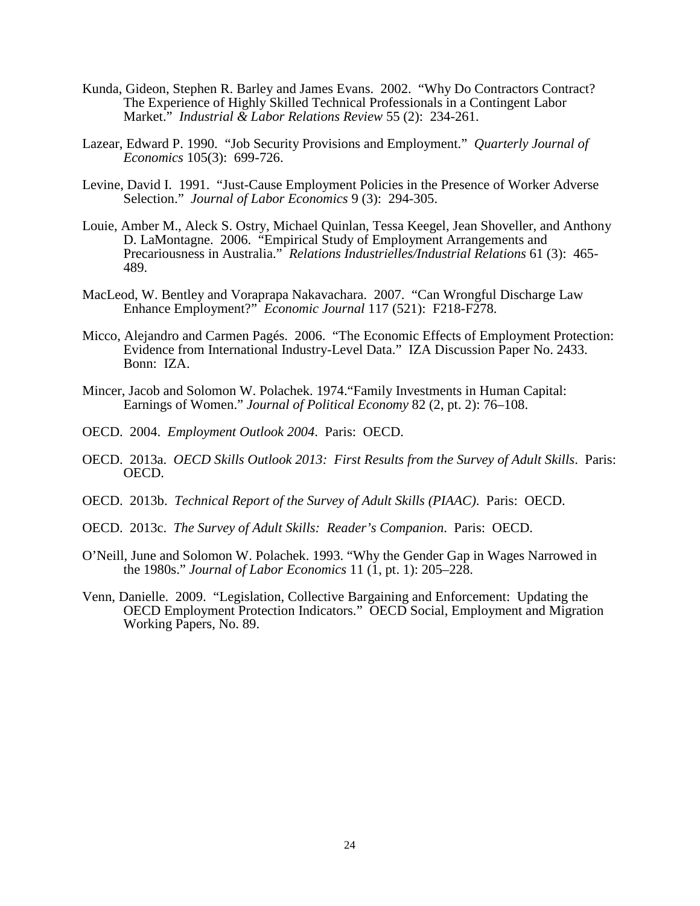Kunda, Gideon, Stephen R. Barley and James Evans. 2002. "Why Do Contractors Contract? The Experience of Highly Skilled Technical Professionals in a Contingent Labor Market." *Industrial & Labor Relations Review* 55 (2): 234-261.

Lazear, Edward P. 1990. "Job Security Provisions and Employment." *Quarterly Journal of Economics* 105(3): 699-726.

Levine, David I. 1991. "Just-Cause Employment Policies in the Presence of Worker Adverse Selection." *Journal of Labor Economics* 9 (3): 294-305.

Louie, Amber M., Aleck S. Ostry, Michael Quinlan, Tessa Keegel, Jean Shoveller, and Anthony D. LaMontagne. 2006. "Empirical Study of Employment Arrangements and Precariousness in Australia." *Relations Industrielles/Industrial Relations* 61 (3): 465-489.

MacLeod, W. Bentley and Voraprapa Nakavachara. 2007. "Can Wrongful Discharge Law Enhance Employment?" *Economic Journal* 117 (521): F218-F278.

Micco, Alejandro and Carmen Pagés. 2006. "The Economic Effects of Employment Protection: Evidence from International Industry-Level Data." IZA Discussion Paper No. 2433. Bonn: IZA.

Mincer, Jacob and Solomon W. Polachek. 1974."Family Investments in Human Capital: Earnings of Women." *Journal of Political Economy* 82 (2, pt. 2): 76–108.

OECD. 2004. *Employment Outlook 2004*. Paris: OECD.

OECD. 2013a. *OECD Skills Outlook 2013: First Results from the Survey of Adult Skills*. Paris: OECD.

OECD. 2013b. *Technical Report of the Survey of Adult Skills (PIAAC)*. Paris: OECD.

OECD. 2013c. *The Survey of Adult Skills: Reader's Companion*. Paris: OECD.

O'Neill, June and Solomon W. Polachek. 1993. "Why the Gender Gap in Wages Narrowed in the 1980s." *Journal of Labor Economics* 11 (1, pt. 1): 205–228.

Venn, Danielle. 2009. "Legislation, Collective Bargaining and Enforcement: Updating the OECD Employment Protection Indicators." OECD Social, Employment and Migration Working Papers, No. 89.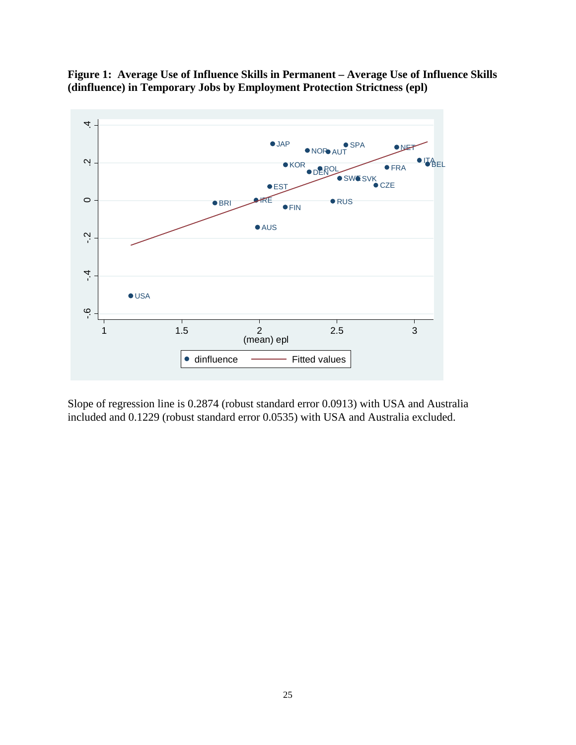**Figure 1: Average Use of Influence Skills in Permanent – Average Use of Influence Skills (dinfluence) in Temporary Jobs by Employment Protection Strictness (epl)**

Slope of regression line is 0.2874 (robust standard error 0.0913) with USA and Australia included and 0.1229 (robust standard error 0.0535) with USA and Australia excluded.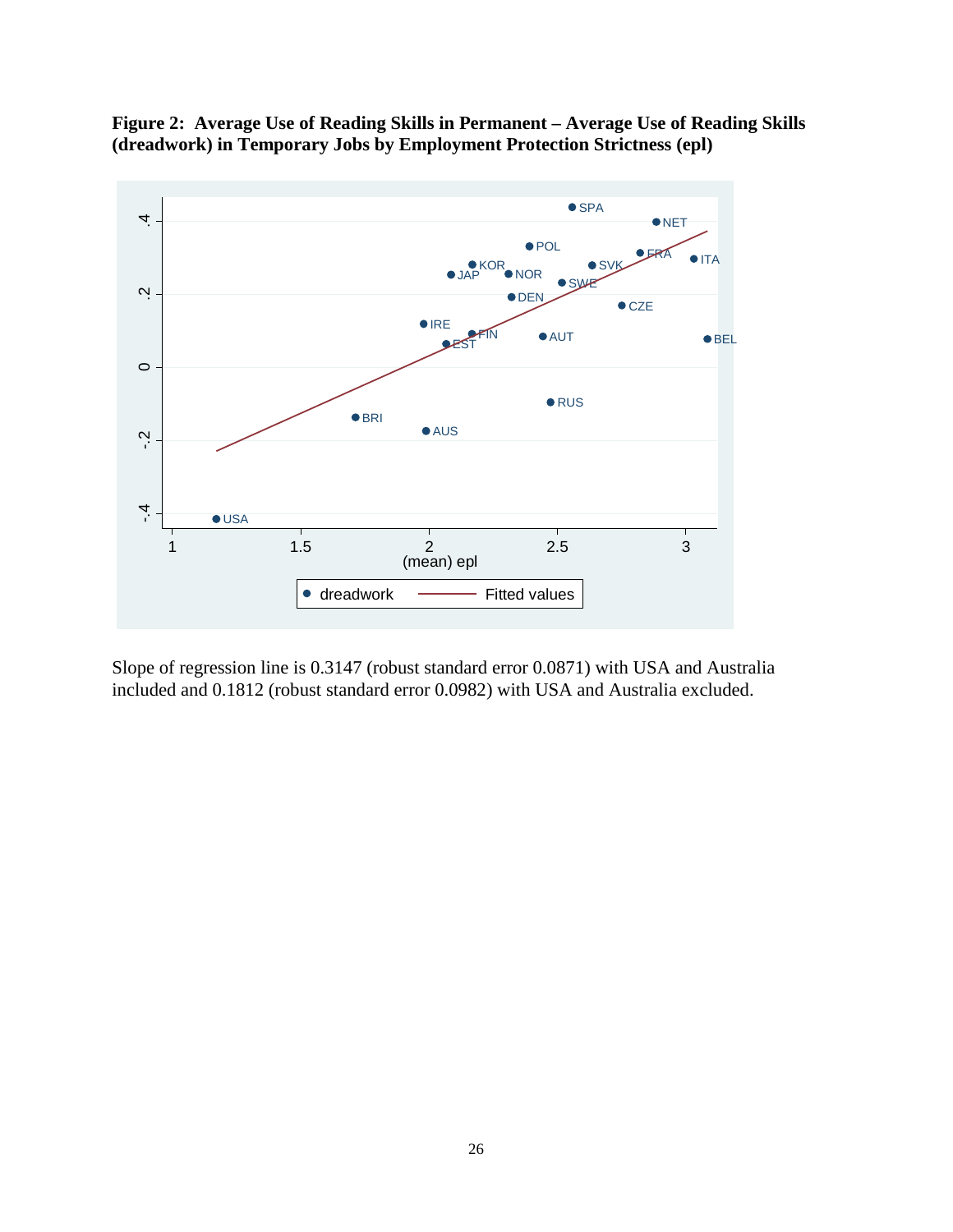**Figure 2: Average Use of Reading Skills in Permanent – Average Use of Reading Skills (dreadwork) in Temporary Jobs by Employment Protection Strictness (epl)**

Slope of regression line is 0.3147 (robust standard error 0.0871) with USA and Australia included and 0.1812 (robust standard error 0.0982) with USA and Australia excluded.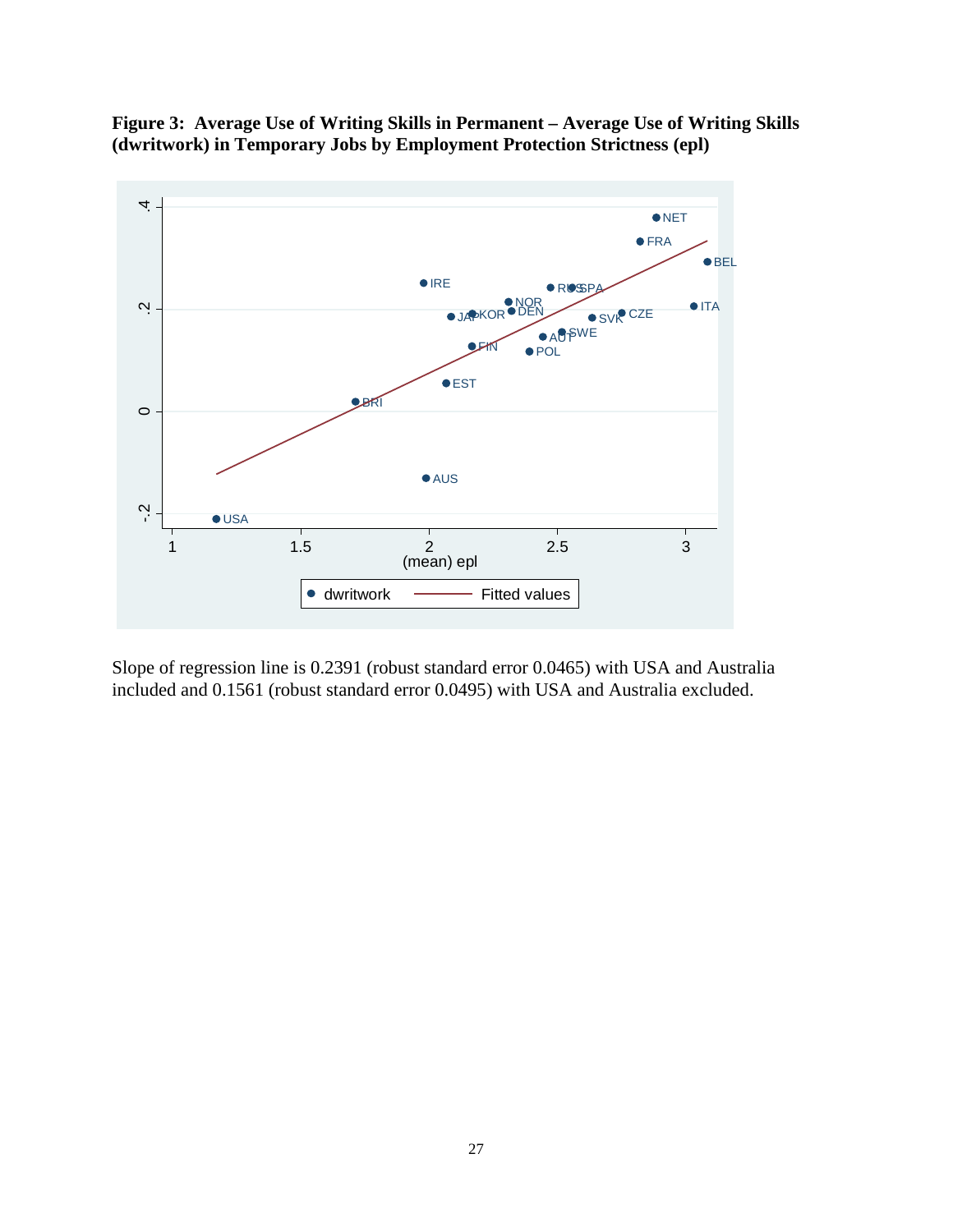**Figure 3: Average Use of Writing Skills in Permanent – Average Use of Writing Skills (dwritwork) in Temporary Jobs by Employment Protection Strictness (epl)**

Slope of regression line is 0.2391 (robust standard error 0.0465) with USA and Australia included and 0.1561 (robust standard error 0.0495) with USA and Australia excluded.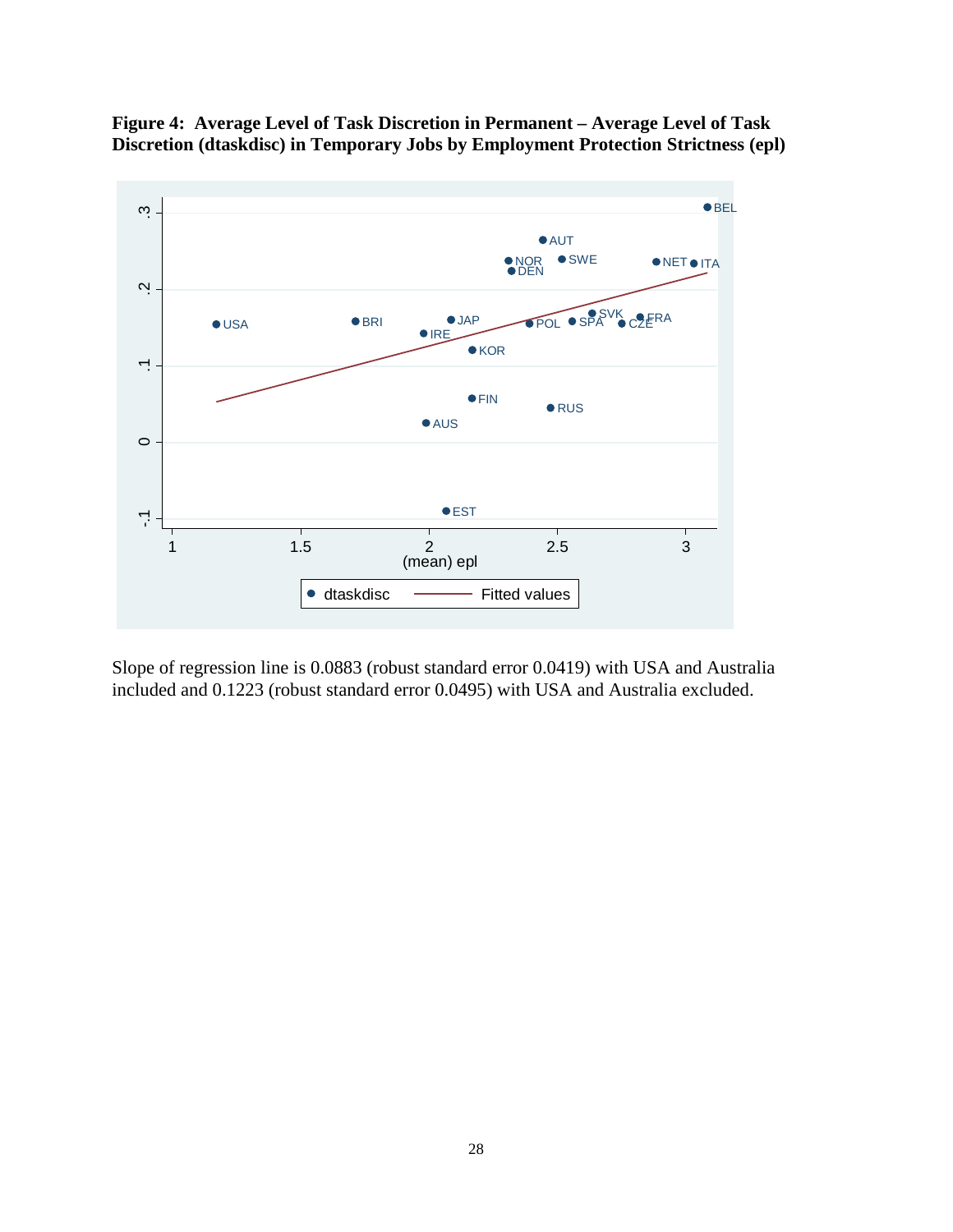**Figure 4: Average Level of Task Discretion in Permanent – Average Level of Task Discretion (dtaskdisc) in Temporary Jobs by Employment Protection Strictness (epl)**

Slope of regression line is 0.0883 (robust standard error 0.0419) with USA and Australia included and 0.1223 (robust standard error 0.0495) with USA and Australia excluded.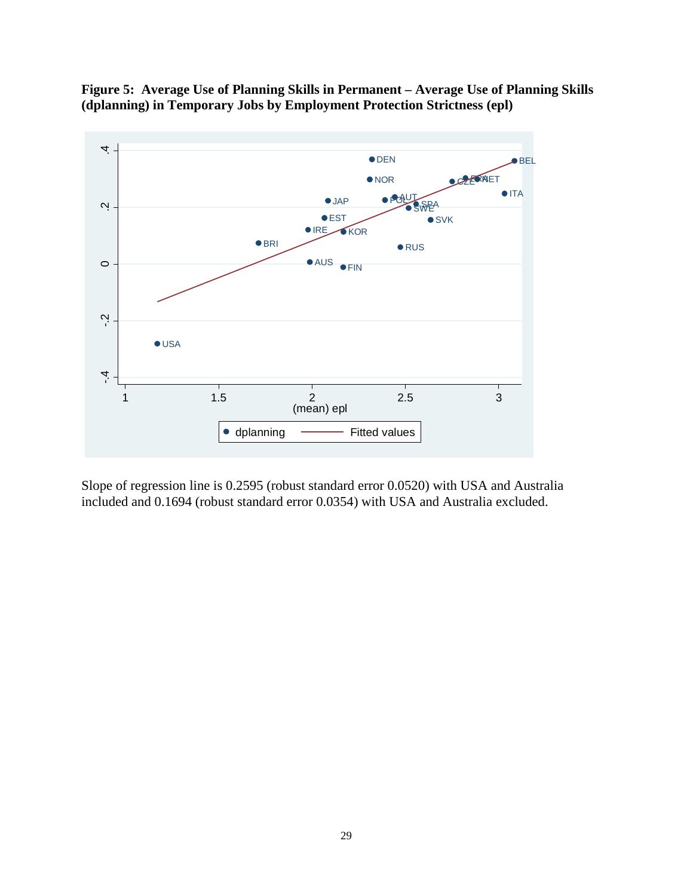**Figure 5: Average Use of Planning Skills in Permanent – Average Use of Planning Skills (dplanning) in Temporary Jobs by Employment Protection Strictness (epl)**

Slope of regression line is 0.2595 (robust standard error 0.0520) with USA and Australia included and 0.1694 (robust standard error 0.0354) with USA and Australia excluded.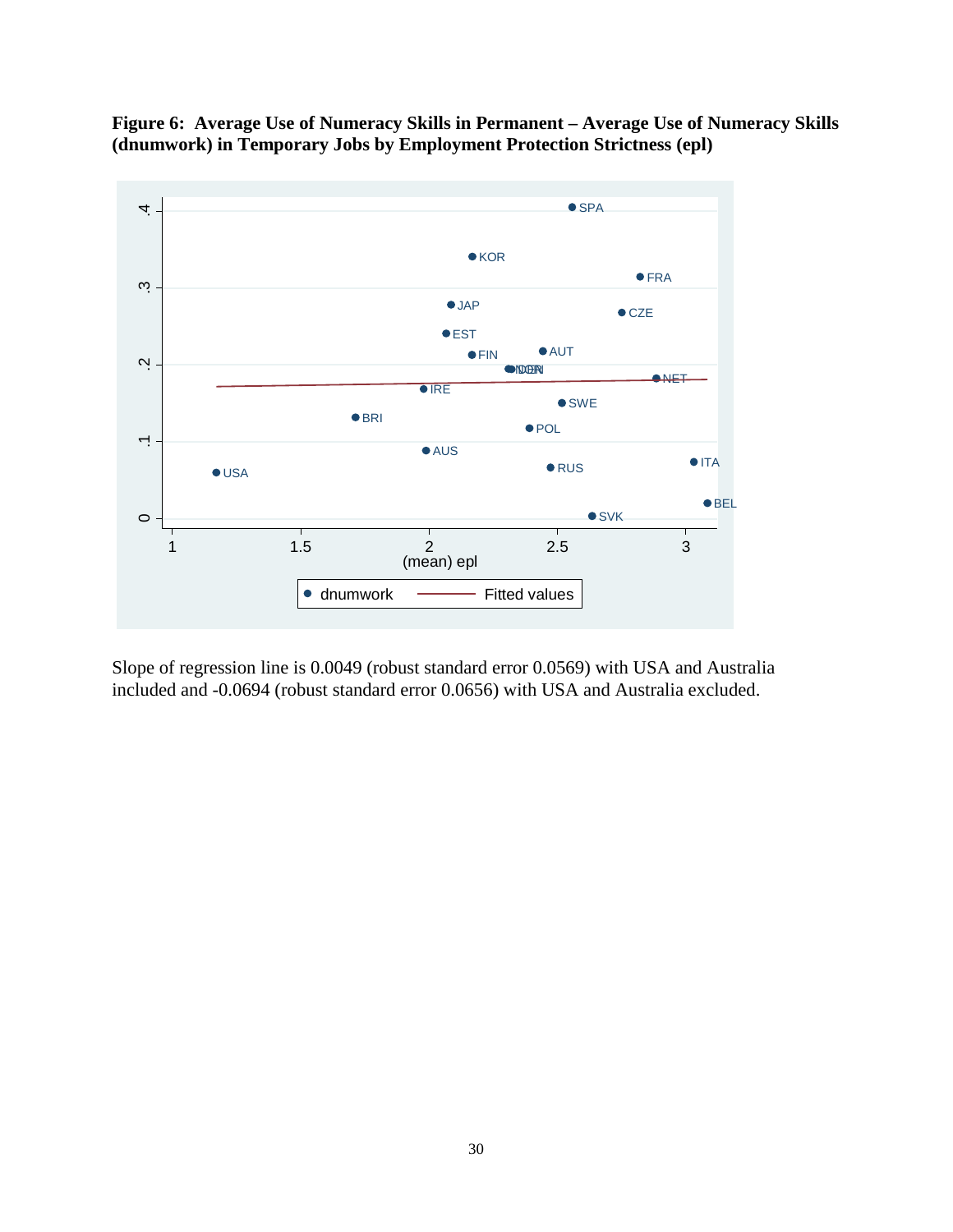**Figure 6: Average Use of Numeracy Skills in Permanent – Average Use of Numeracy Skills (dnumwork) in Temporary Jobs by Employment Protection Strictness (epl)**

Slope of regression line is 0.0049 (robust standard error 0.0569) with USA and Australia included and -0.0694 (robust standard error 0.0656) with USA and Australia excluded.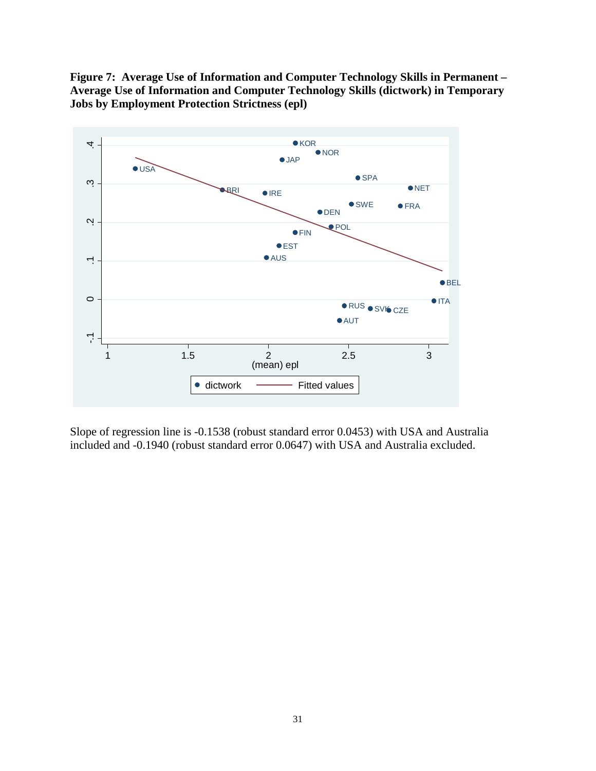**Figure 7: Average Use of Information and Computer Technology Skills in Permanent – Average Use of Information and Computer Technology Skills (dictwork) in Temporary Jobs by Employment Protection Strictness (epl)**

Slope of regression line is -0.1538 (robust standard error 0.0453) with USA and Australia included and -0.1940 (robust standard error 0.0647) with USA and Australia excluded.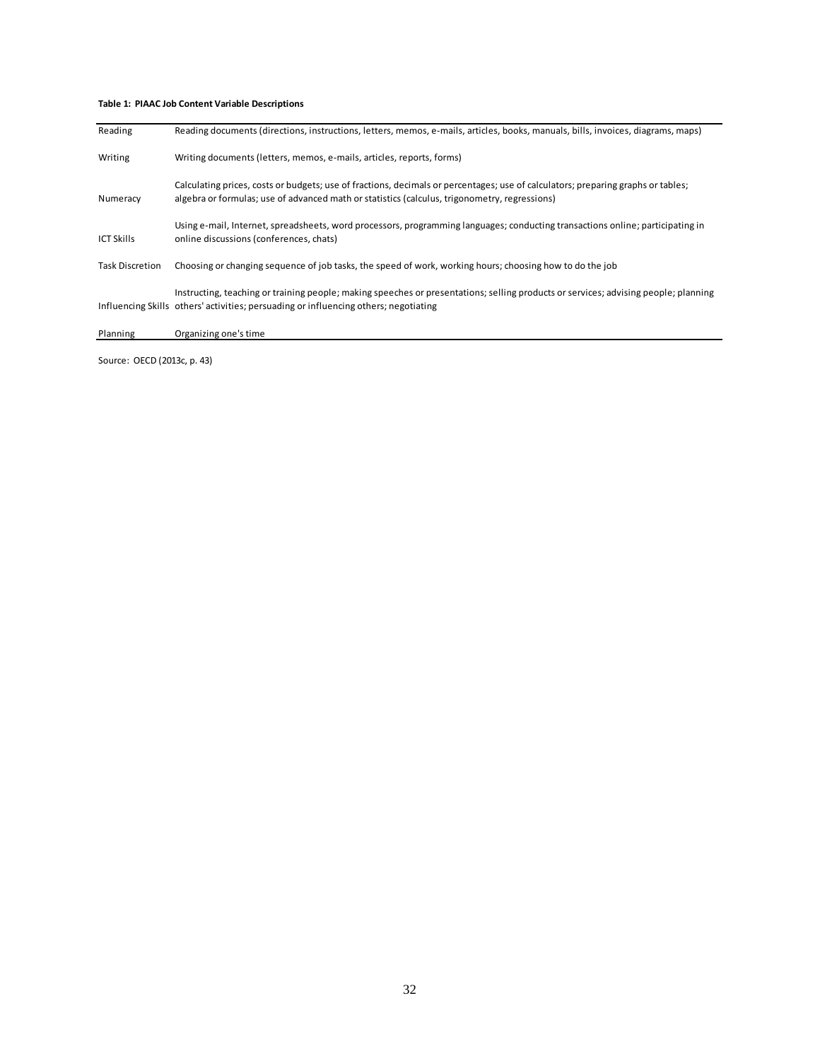**Table 1: PIAAC Job Content Variable Descriptions**

| | |
|---|---|
| Reading | Reading documents (directions, instructions, letters, memos, e-mails, articles, books, manuals, bills, invoices, diagrams, maps) |
| Writing | Writing documents (letters, memos, e-mails, articles, reports, forms) |
| Numeracy | Calculating prices, costs or budgets; use of fractions, decimals or percentages; use of calculators; preparing graphs or tables; algebra or formulas; use of advanced math or statistics (calculus, trigonometry, regressions) |
| ICT Skills | Using e-mail, Internet, spreadsheets, word processors, programming languages; conducting transactions online; participating in online discussions (conferences, chats) |
| Task Discretion | Choosing or changing sequence of job tasks, the speed of work, working hours; choosing how to do the job |
| Influencing Skills | Instructing, teaching or training people; making speeches or presentations; selling products or services; advising people; planning others' activities; persuading or influencing others; negotiating |
| Planning | Organizing one's time |

Source: OECD (2013c, p. 43)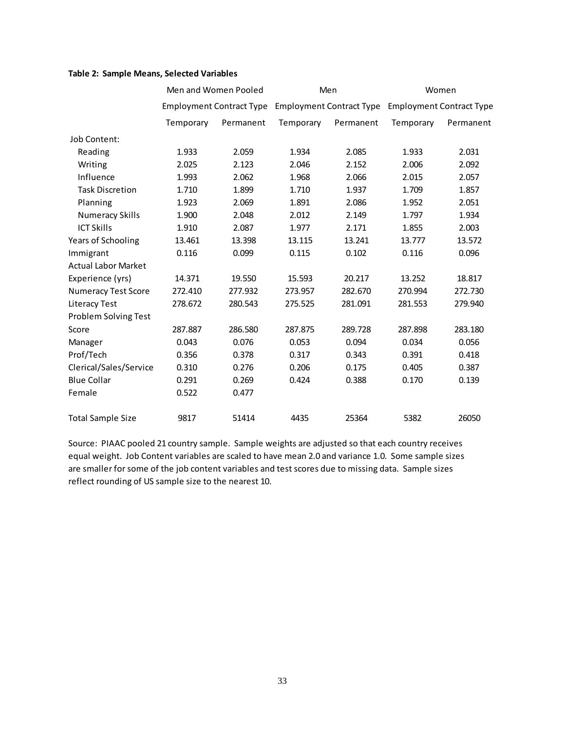**Table 2: Sample Means, Selected Variables**

| | Men and Women Pooled | | Men | | Women | |
|---|---|---|---|---|---|---|
| | Employment Contract Type | | Employment Contract Type | | Employment Contract Type | |
| | Temporary | Permanent | Temporary | Permanent | Temporary | Permanent |
| Job Content: | | | | | | |
| Reading | 1.933 | 2.059 | 1.934 | 2.085 | 1.933 | 2.031 |
| Writing | 2.025 | 2.123 | 2.046 | 2.152 | 2.006 | 2.092 |
| Influence | 1.993 | 2.062 | 1.968 | 2.066 | 2.015 | 2.057 |
| Task Discretion | 1.710 | 1.899 | 1.710 | 1.937 | 1.709 | 1.857 |
| Planning | 1.923 | 2.069 | 1.891 | 2.086 | 1.952 | 2.051 |
| Numeracy Skills | 1.900 | 2.048 | 2.012 | 2.149 | 1.797 | 1.934 |
| ICT Skills | 1.910 | 2.087 | 1.977 | 2.171 | 1.855 | 2.003 |
| Years of Schooling | 13.461 | 13.398 | 13.115 | 13.241 | 13.777 | 13.572 |
| Immigrant | 0.116 | 0.099 | 0.115 | 0.102 | 0.116 | 0.096 |
| Actual Labor Market Experience (yrs) | 14.371 | 19.550 | 15.593 | 20.217 | 13.252 | 18.817 |
| Numeracy Test Score | 272.410 | 277.932 | 273.957 | 282.670 | 270.994 | 272.730 |
| Literacy Test | 278.672 | 280.543 | 275.525 | 281.091 | 281.553 | 279.940 |
| Problem Solving Test Score | 287.887 | 286.580 | 287.875 | 289.728 | 287.898 | 283.180 |
| Manager | 0.043 | 0.076 | 0.053 | 0.094 | 0.034 | 0.056 |
| Prof/Tech | 0.356 | 0.378 | 0.317 | 0.343 | 0.391 | 0.418 |
| Clerical/Sales/Service | 0.310 | 0.276 | 0.206 | 0.175 | 0.405 | 0.387 |
| Blue Collar | 0.291 | 0.269 | 0.424 | 0.388 | 0.170 | 0.139 |
| Female | 0.522 | 0.477 | | | | |
| Total Sample Size | 9817 | 51414 | 4435 | 25364 | 5382 | 26050 |

Source: PIAAC pooled 21 country sample. Sample weights are adjusted so that each country receives equal weight. Job Content variables are scaled to have mean 2.0 and variance 1.0. Some sample sizes are smaller for some of the job content variables and test scores due to missing data. Sample sizes reflect rounding of US sample size to the nearest 10.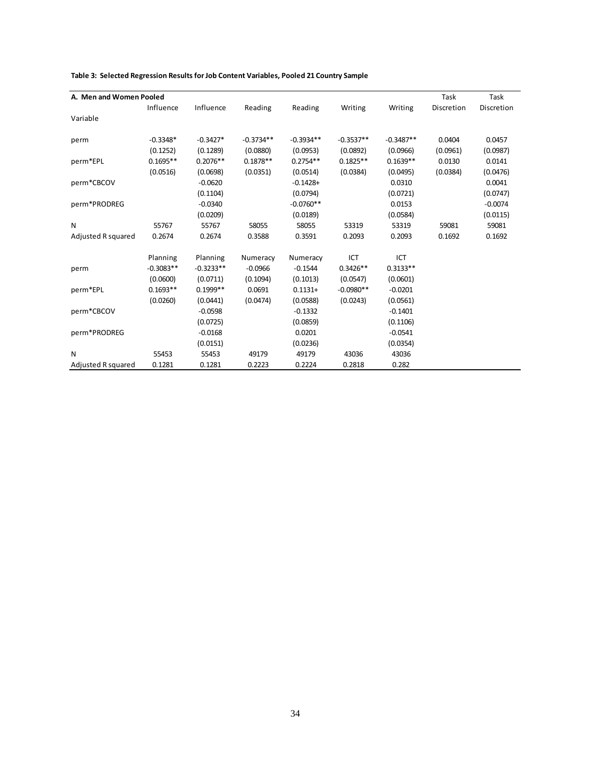**Table 3: Selected Regression Results for Job Content Variables, Pooled 21 Country Sample**

| A. Men and Women Pooled | | | | | | | Task | Task |
|---|---|---|---|---|---|---|---|---|
| | Influence | Influence | Reading | Reading | Writing | Writing | Discretion | Discretion |
| Variable | | | | | | | | |
| perm | -0.3348* | -0.3427* | -0.3734** | -0.3934** | -0.3537** | -0.3487** | 0.0404 | 0.0457 |
| | (0.1252) | (0.1289) | (0.0880) | (0.0953) | (0.0892) | (0.0966) | (0.0961) | (0.0987) |
| perm*EPL | 0.1695** | 0.2076** | 0.1878** | 0.2754** | 0.1825** | 0.1639** | 0.0130 | 0.0141 |
| | (0.0516) | (0.0698) | (0.0351) | (0.0514) | (0.0384) | (0.0495) | (0.0384) | (0.0476) |
| perm*CBCOV | | -0.0620 | | -0.1428+ | | 0.0310 | | 0.0041 |
| | | (0.1104) | | (0.0794) | | (0.0721) | | (0.0747) |
| perm*PRODREG | | -0.0340 | | -0.0760** | | 0.0153 | | -0.0074 |
| | | (0.0209) | | (0.0189) | | (0.0584) | | (0.0115) |
| N | 55767 | 55767 | 58055 | 58055 | 53319 | 53319 | 59081 | 59081 |
| Adjusted R squared | 0.2674 | 0.2674 | 0.3588 | 0.3591 | 0.2093 | 0.2093 | 0.1692 | 0.1692 |
| | Planning | Planning | Numeracy | Numeracy | ICT | ICT | | |
| perm | -0.3083** | -0.3233** | -0.0966 | -0.1544 | 0.3426** | 0.3133** | | |
| | (0.0600) | (0.0711) | (0.1094) | (0.1013) | (0.0547) | (0.0601) | | |
| perm*EPL | 0.1693** | 0.1999** | 0.0691 | 0.1131+ | -0.0980** | -0.0201 | | |
| | (0.0260) | (0.0441) | (0.0474) | (0.0588) | (0.0243) | (0.0561) | | |
| perm*CBCOV | | -0.0598 | | -0.1332 | | -0.1401 | | |
| | | (0.0725) | | (0.0859) | | (0.1106) | | |
| perm*PRODREG | | -0.0168 | | 0.0201 | | -0.0541 | | |
| | | (0.0151) | | (0.0236) | | (0.0354) | | |
| N | 55453 | 55453 | 49179 | 49179 | 43036 | 43036 | | |
| Adjusted R squared | 0.1281 | 0.1281 | 0.2223 | 0.2224 | 0.2818 | 0.282 | | |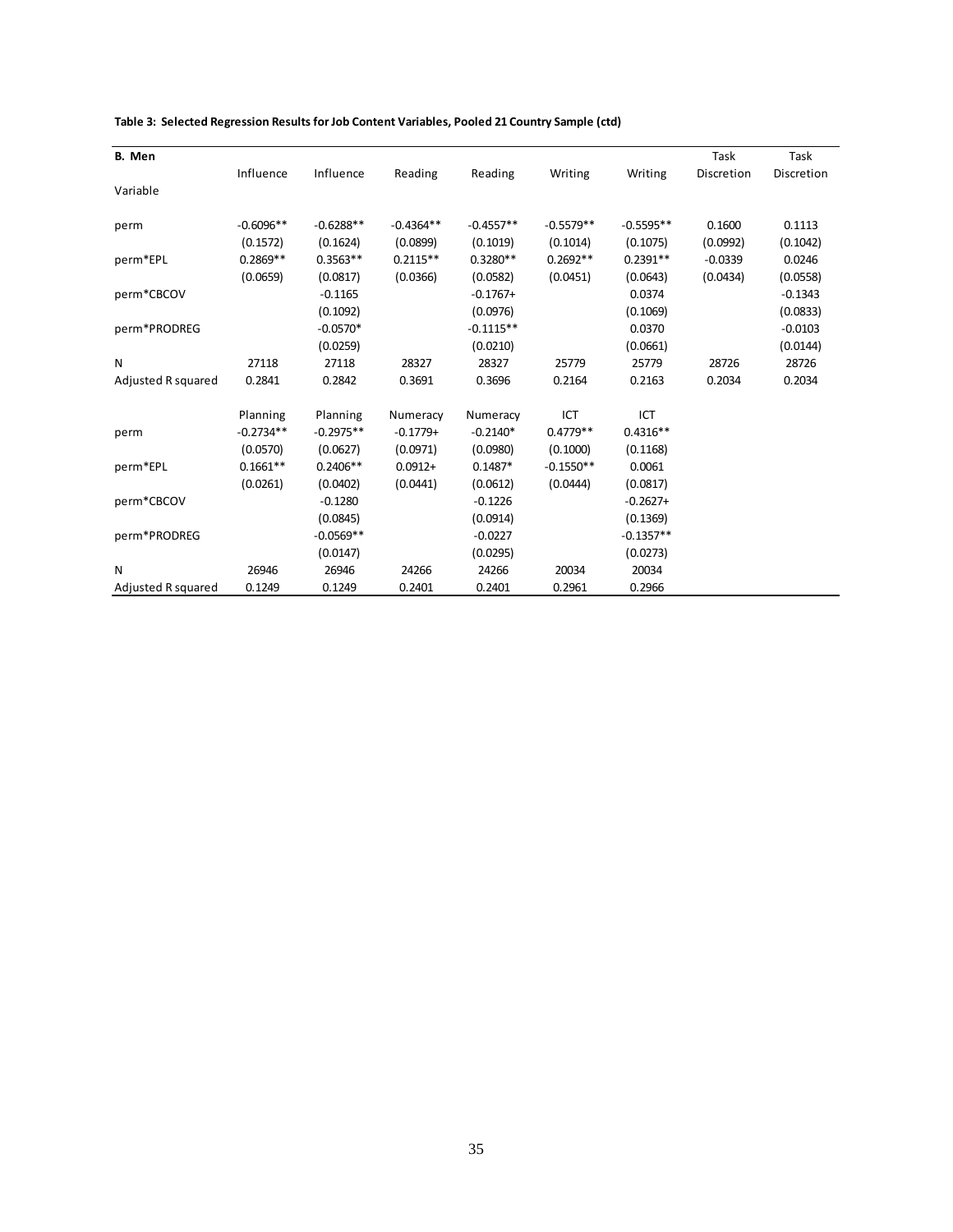**Table 3: Selected Regression Results for Job Content Variables, Pooled 21 Country Sample (ctd)**

| **B. Men** | Influence | Influence | Reading | Reading | Writing | Writing | Task Discretion | Task Discretion |
|---|---|---|---|---|---|---|---|---|
| Variable | | | | | | | | |
| perm | -0.6096** | -0.6288** | -0.4364** | -0.4557** | -0.5579** | -0.5595** | 0.1600 | 0.1113 |
| | (0.1572) | (0.1624) | (0.0899) | (0.1019) | (0.1014) | (0.1075) | (0.0992) | (0.1042) |
| perm*EPL | 0.2869** | 0.3563** | 0.2115** | 0.3280** | 0.2692** | 0.2391** | -0.0339 | 0.0246 |
| | (0.0659) | (0.0817) | (0.0366) | (0.0582) | (0.0451) | (0.0643) | (0.0434) | (0.0558) |
| perm*CBCOV | | -0.1165 | | -0.1767+ | | 0.0374 | | -0.1343 |
| | | (0.1092) | | (0.0976) | | (0.1069) | | (0.0833) |
| perm*PRODREG | | -0.0570* | | -0.1115** | | 0.0370 | | -0.0103 |
| | | (0.0259) | | (0.0210) | | (0.0661) | | (0.0144) |
| N | 27118 | 27118 | 28327 | 28327 | 25779 | 25779 | 28726 | 28726 |
| Adjusted R squared | 0.2841 | 0.2842 | 0.3691 | 0.3696 | 0.2164 | 0.2163 | 0.2034 | 0.2034 |
| | Planning | Planning | Numeracy | Numeracy | ICT | ICT | | |
| perm | -0.2734** | -0.2975** | -0.1779+ | -0.2140* | 0.4779** | 0.4316** | | |
| | (0.0570) | (0.0627) | (0.0971) | (0.0980) | (0.1000) | (0.1168) | | |
| perm*EPL | 0.1661** | 0.2406** | 0.0912+ | 0.1487* | -0.1550** | 0.0061 | | |
| | (0.0261) | (0.0402) | (0.0441) | (0.0612) | (0.0444) | (0.0817) | | |
| perm*CBCOV | | -0.1280 | | -0.1226 | | -0.2627+ | | |
| | | (0.0845) | | (0.0914) | | (0.1369) | | |
| perm*PRODREG | | -0.0569** | | -0.0227 | | -0.1357** | | |
| | | (0.0147) | | (0.0295) | | (0.0273) | | |
| N | 26946 | 26946 | 24266 | 24266 | 20034 | 20034 | | |
| Adjusted R squared | 0.1249 | 0.1249 | 0.2401 | 0.2401 | 0.2961 | 0.2966 | | |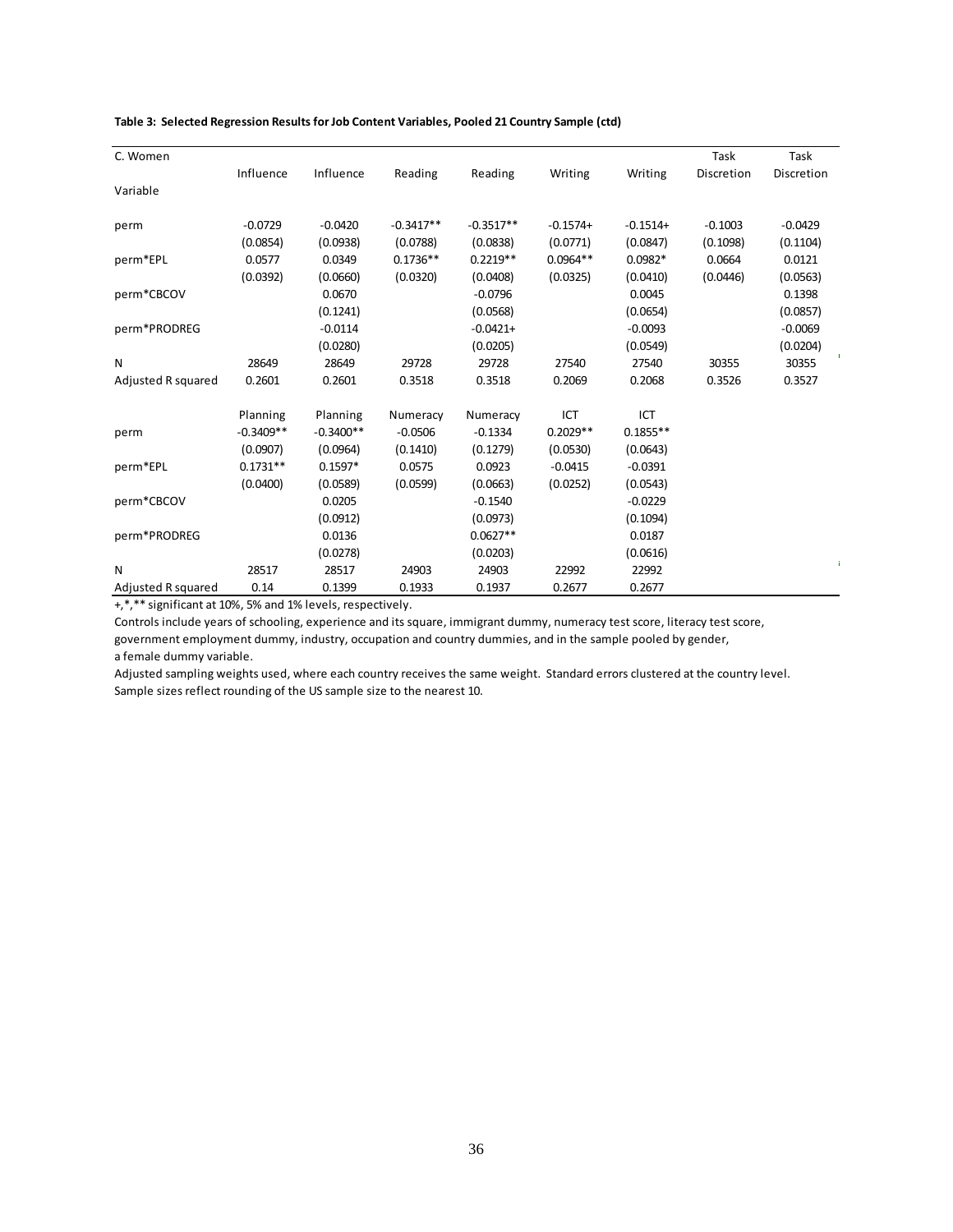**Table 3: Selected Regression Results for Job Content Variables, Pooled 21 Country Sample (ctd)**

| C. Women | Influence | Influence | Reading | Reading | Writing | Writing | Task Discretion | Task Discretion |
|---|---|---|---|---|---|---|---|---|
| Variable | | | | | | | | |
| perm | -0.0729 | -0.0420 | -0.3417** | -0.3517** | -0.1574+ | -0.1514+ | -0.1003 | -0.0429 |
| | (0.0854) | (0.0938) | (0.0788) | (0.0838) | (0.0771) | (0.0847) | (0.1098) | (0.1104) |
| perm*EPL | 0.0577 | 0.0349 | 0.1736** | 0.2219** | 0.0964** | 0.0982* | 0.0664 | 0.0121 |
| | (0.0392) | (0.0660) | (0.0320) | (0.0408) | (0.0325) | (0.0410) | (0.0446) | (0.0563) |
| perm*CBCOV | | 0.0670 | | -0.0796 | | 0.0045 | | 0.1398 |
| | | (0.1241) | | (0.0568) | | (0.0654) | | (0.0857) |
| perm*PRODREG | | -0.0114 | | -0.0421+ | | -0.0093 | | -0.0069 |
| | | (0.0280) | | (0.0205) | | (0.0549) | | (0.0204) |
| N | 28649 | 28649 | 29728 | 29728 | 27540 | 27540 | 30355 | 30355 |
| Adjusted R squared | 0.2601 | 0.2601 | 0.3518 | 0.3518 | 0.2069 | 0.2068 | 0.3526 | 0.3527 |
| | Planning | Planning | Numeracy | Numeracy | ICT | ICT | | |
| perm | -0.3409** | -0.3400** | -0.0506 | -0.1334 | 0.2029** | 0.1855** | | |
| | (0.0907) | (0.0964) | (0.1410) | (0.1279) | (0.0530) | (0.0643) | | |
| perm*EPL | 0.1731** | 0.1597* | 0.0575 | 0.0923 | -0.0415 | -0.0391 | | |
| | (0.0400) | (0.0589) | (0.0599) | (0.0663) | (0.0252) | (0.0543) | | |
| perm*CBCOV | | 0.0205 | | -0.1540 | | -0.0229 | | |
| | | (0.0912) | | (0.0973) | | (0.1094) | | |
| perm*PRODREG | | 0.0136 | | 0.0627** | | 0.0187 | | |
| | | (0.0278) | | (0.0203) | | (0.0616) | | |
| N | 28517 | 28517 | 24903 | 24903 | 22992 | 22992 | | |
| Adjusted R squared | 0.14 | 0.1399 | 0.1933 | 0.1937 | 0.2677 | 0.2677 | | |

+,*,** significant at 10%, 5% and 1% levels, respectively.

Controls include years of schooling, experience and its square, immigrant dummy, numeracy test score, literacy test score, government employment dummy, industry, occupation and country dummies, and in the sample pooled by gender, a female dummy variable.

Adjusted sampling weights used, where each country receives the same weight. Standard errors clustered at the country level. Sample sizes reflect rounding of the US sample size to the nearest 10.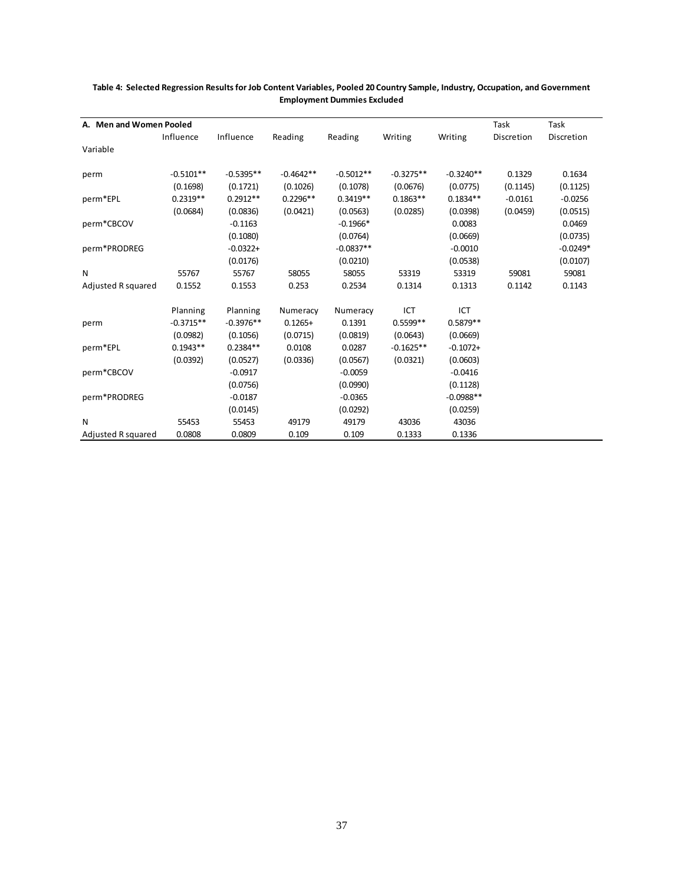**Table 4: Selected Regression Results for Job Content Variables, Pooled 20 Country Sample, Industry, Occupation, and Government Employment Dummies Excluded**

| **A. Men and Women Pooled** | Influence | Influence | Reading | Reading | Writing | Writing | Task Discretion | Task Discretion |
|---|---|---|---|---|---|---|---|---|
| Variable | | | | | | | | |
| perm | -0.5101** | -0.5395** | -0.4642** | -0.5012** | -0.3275** | -0.3240** | 0.1329 | 0.1634 |
| | (0.1698) | (0.1721) | (0.1026) | (0.1078) | (0.0676) | (0.0775) | (0.1145) | (0.1125) |
| perm*EPL | 0.2319** | 0.2912** | 0.2296** | 0.3419** | 0.1863** | 0.1834** | -0.0161 | -0.0256 |
| | (0.0684) | (0.0836) | (0.0421) | (0.0563) | (0.0285) | (0.0398) | (0.0459) | (0.0515) |
| perm*CBCOV | | -0.1163 | | -0.1966* | | 0.0083 | | 0.0469 |
| | | (0.1080) | | (0.0764) | | (0.0669) | | (0.0735) |
| perm*PRODREG | | -0.0322+ | | -0.0837** | | -0.0010 | | -0.0249* |
| | | (0.0176) | | (0.0210) | | (0.0538) | | (0.0107) |
| N | 55767 | 55767 | 58055 | 58055 | 53319 | 53319 | 59081 | 59081 |
| Adjusted R squared | 0.1552 | 0.1553 | 0.253 | 0.2534 | 0.1314 | 0.1313 | 0.1142 | 0.1143 |

| | Planning | Planning | Numeracy | Numeracy | ICT | ICT |
|---|---|---|---|---|---|---|
| perm | -0.3715** | -0.3976** | 0.1265+ | 0.1391 | 0.5599** | 0.5879** |
| | (0.0982) | (0.1056) | (0.0715) | (0.0819) | (0.0643) | (0.0669) |
| perm*EPL | 0.1943** | 0.2384** | 0.0108 | 0.0287 | -0.1625** | -0.1072+ |
| | (0.0392) | (0.0527) | (0.0336) | (0.0567) | (0.0321) | (0.0603) |
| perm*CBCOV | | -0.0917 | | -0.0059 | | -0.0416 |
| | | (0.0756) | | (0.0990) | | (0.1128) |
| perm*PRODREG | | -0.0187 | | -0.0365 | | -0.0988** |
| | | (0.0145) | | (0.0292) | | (0.0259) |
| N | 55453 | 55453 | 49179 | 49179 | 43036 | 43036 |
| Adjusted R squared | 0.0808 | 0.0809 | 0.109 | 0.109 | 0.1333 | 0.1336 |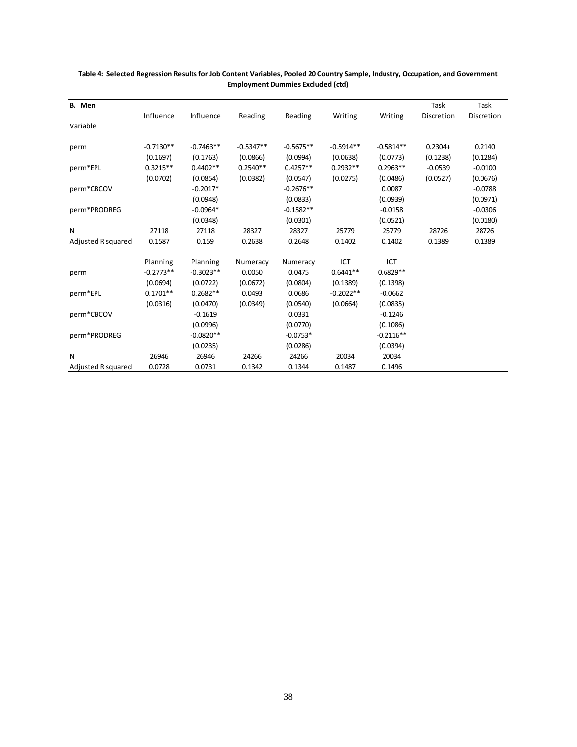**Table 4: Selected Regression Results for Job Content Variables, Pooled 20 Country Sample, Industry, Occupation, and Government Employment Dummies Excluded (ctd)**

| **B. Men** | Influence | Influence | Reading | Reading | Writing | Writing | Task Discretion | Task Discretion |
|---|---|---|---|---|---|---|---|---|
| Variable | | | | | | | | |
| perm | -0.7130** | -0.7463** | -0.5347** | -0.5675** | -0.5914** | -0.5814** | 0.2304+ | 0.2140 |
| | (0.1697) | (0.1763) | (0.0866) | (0.0994) | (0.0638) | (0.0773) | (0.1238) | (0.1284) |
| perm*EPL | 0.3215** | 0.4402** | 0.2540** | 0.4257** | 0.2932** | 0.2963** | -0.0539 | -0.0100 |
| | (0.0702) | (0.0854) | (0.0382) | (0.0547) | (0.0275) | (0.0486) | (0.0527) | (0.0676) |
| perm*CBCOV | | -0.2017* | | -0.2676** | | 0.0087 | | -0.0788 |
| | | (0.0948) | | (0.0833) | | (0.0939) | | (0.0971) |
| perm*PRODREG | | -0.0964* | | -0.1582** | | -0.0158 | | -0.0306 |
| | | (0.0348) | | (0.0301) | | (0.0521) | | (0.0180) |
| N | 27118 | 27118 | 28327 | 28327 | 25779 | 25779 | 28726 | 28726 |
| Adjusted R squared | 0.1587 | 0.159 | 0.2638 | 0.2648 | 0.1402 | 0.1402 | 0.1389 | 0.1389 |
| | Planning | Planning | Numeracy | Numeracy | ICT | ICT | | |
| perm | -0.2773** | -0.3023** | 0.0050 | 0.0475 | 0.6441** | 0.6829** | | |
| | (0.0694) | (0.0722) | (0.0672) | (0.0804) | (0.1389) | (0.1398) | | |
| perm*EPL | 0.1701** | 0.2682** | 0.0493 | 0.0686 | -0.2022** | -0.0662 | | |
| | (0.0316) | (0.0470) | (0.0349) | (0.0540) | (0.0664) | (0.0835) | | |
| perm*CBCOV | | -0.1619 | | 0.0331 | | -0.1246 | | |
| | | (0.0996) | | (0.0770) | | (0.1086) | | |
| perm*PRODREG | | -0.0820** | | -0.0753* | | -0.2116** | | |
| | | (0.0235) | | (0.0286) | | (0.0394) | | |
| N | 26946 | 26946 | 24266 | 24266 | 20034 | 20034 | | |
| Adjusted R squared | 0.0728 | 0.0731 | 0.1342 | 0.1344 | 0.1487 | 0.1496 | | |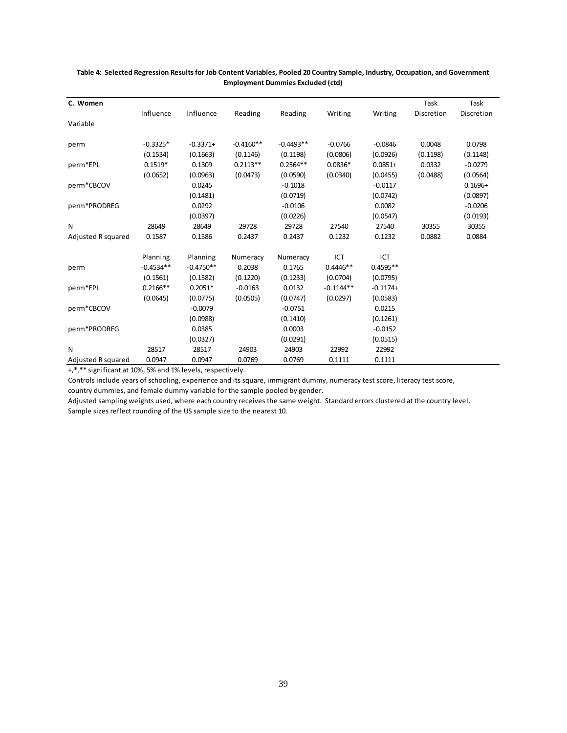**Table 4: Selected Regression Results for Job Content Variables, Pooled 20 Country Sample, Industry, Occupation, and Government Employment Dummies Excluded (ctd)**

| C. Women | Influence | Influence | Reading | Reading | Writing | Writing | Task Discretion | Task Discretion |
|---|---|---|---|---|---|---|---|---|
| Variable | | | | | | | | |
| perm | -0.3325* | -0.3371+ | -0.4160** | -0.4493** | -0.0766 | -0.0846 | 0.0048 | 0.0798 |
| | (0.1534) | (0.1663) | (0.1146) | (0.1198) | (0.0806) | (0.0926) | (0.1198) | (0.1148) |
| perm*EPL | 0.1519* | 0.1309 | 0.2113** | 0.2564** | 0.0836* | 0.0851+ | 0.0332 | -0.0279 |
| | (0.0652) | (0.0963) | (0.0473) | (0.0590) | (0.0340) | (0.0455) | (0.0488) | (0.0564) |
| perm*CBCOV | | 0.0245 | | -0.1018 | | -0.0117 | | 0.1696+ |
| | | (0.1481) | | (0.0719) | | (0.0742) | | (0.0897) |
| perm*PRODREG | | 0.0292 | | -0.0106 | | 0.0082 | | -0.0206 |
| | | (0.0397) | | (0.0226) | | (0.0547) | | (0.0193) |
| N | 28649 | 28649 | 29728 | 29728 | 27540 | 27540 | 30355 | 30355 |
| Adjusted R squared | 0.1587 | 0.1586 | 0.2437 | 0.2437 | 0.1232 | 0.1232 | 0.0882 | 0.0884 |
| | Planning | Planning | Numeracy | Numeracy | ICT | ICT | | |
| perm | -0.4534** | -0.4750** | 0.2038 | 0.1765 | 0.4446** | 0.4595** | | |
| | (0.1561) | (0.1582) | (0.1220) | (0.1233) | (0.0704) | (0.0795) | | |
| perm*EPL | 0.2166** | 0.2051* | -0.0163 | 0.0132 | -0.1144** | -0.1174+ | | |
| | (0.0645) | (0.0775) | (0.0505) | (0.0747) | (0.0297) | (0.0583) | | |
| perm*CBCOV | | -0.0079 | | -0.0751 | | 0.0215 | | |
| | | (0.0988) | | (0.1410) | | (0.1261) | | |
| perm*PRODREG | | 0.0385 | | 0.0003 | | -0.0152 | | |
| | | (0.0327) | | (0.0291) | | (0.0515) | | |
| N | 28517 | 28517 | 24903 | 24903 | 22992 | 22992 | | |
| Adjusted R squared | 0.0947 | 0.0947 | 0.0769 | 0.0769 | 0.1111 | 0.1111 | | |

+,*,** significant at 10%, 5% and 1% levels, respectively.

Controls include years of schooling, experience and its square, immigrant dummy, numeracy test score, literacy test score, country dummies, and female dummy variable for the sample pooled by gender.

Adjusted sampling weights used, where each country receives the same weight. Standard errors clustered at the country level.

Sample sizes reflect rounding of the US sample size to the nearest 10.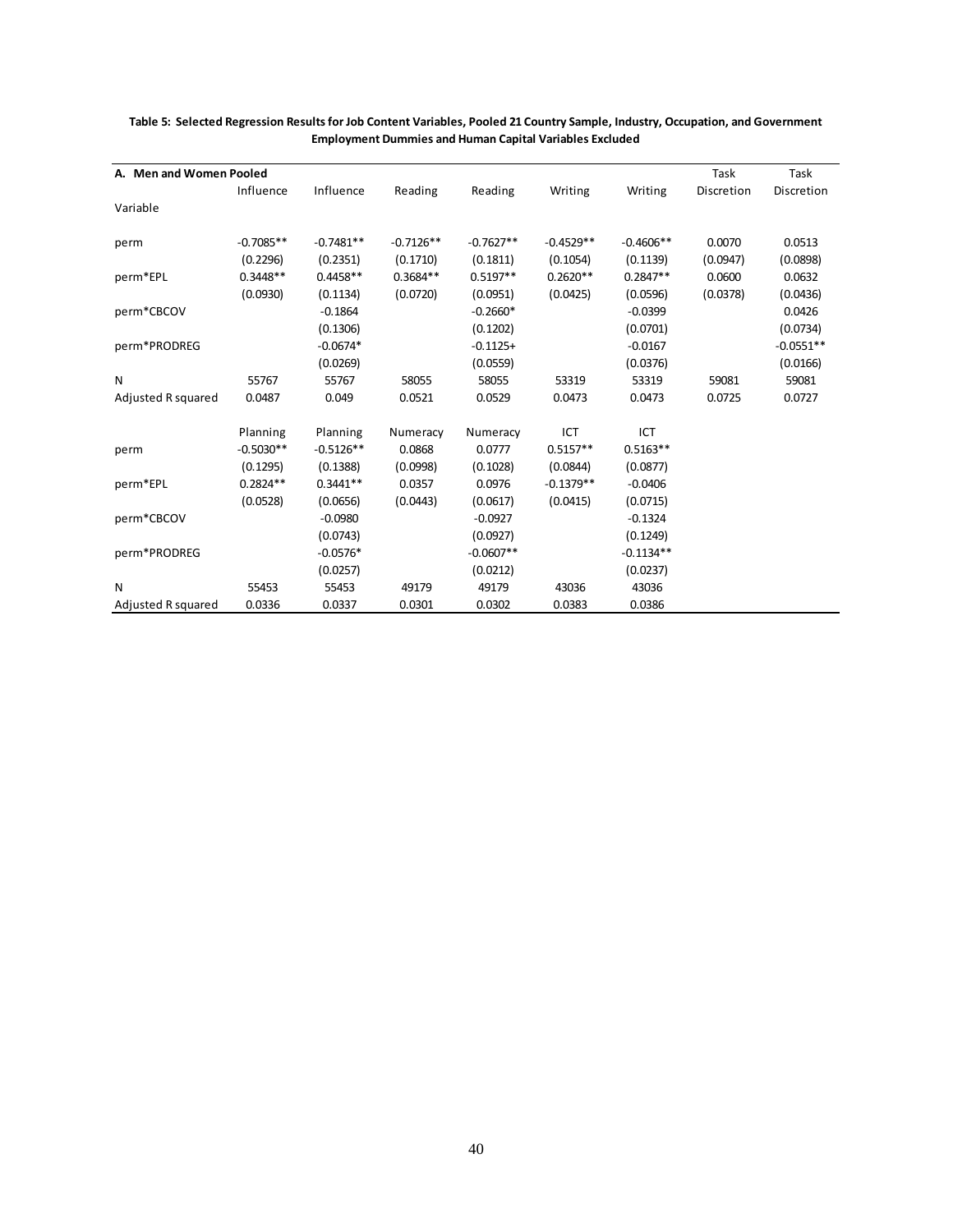**Table 5: Selected Regression Results for Job Content Variables, Pooled 21 Country Sample, Industry, Occupation, and Government Employment Dummies and Human Capital Variables Excluded**

| **A. Men and Women Pooled** | Influence | Influence | Reading | Reading | Writing | Writing | Task Discretion | Task Discretion |
|---|---|---|---|---|---|---|---|---|
| Variable | | | | | | | | |
| perm | -0.7085** | -0.7481** | -0.7126** | -0.7627** | -0.4529** | -0.4606** | 0.0070 | 0.0513 |
| | (0.2296) | (0.2351) | (0.1710) | (0.1811) | (0.1054) | (0.1139) | (0.0947) | (0.0898) |
| perm*EPL | 0.3448** | 0.4458** | 0.3684** | 0.5197** | 0.2620** | 0.2847** | 0.0600 | 0.0632 |
| | (0.0930) | (0.1134) | (0.0720) | (0.0951) | (0.0425) | (0.0596) | (0.0378) | (0.0436) |
| perm*CBCOV | | -0.1864 | | -0.2660* | | -0.0399 | | 0.0426 |
| | | (0.1306) | | (0.1202) | | (0.0701) | | (0.0734) |
| perm*PRODREG | | -0.0674* | | -0.1125+ | | -0.0167 | | -0.0551** |
| | | (0.0269) | | (0.0559) | | (0.0376) | | (0.0166) |
| N | 55767 | 55767 | 58055 | 58055 | 53319 | 53319 | 59081 | 59081 |
| Adjusted R squared | 0.0487 | 0.049 | 0.0521 | 0.0529 | 0.0473 | 0.0473 | 0.0725 | 0.0727 |

| | Planning | Planning | Numeracy | Numeracy | ICT | ICT |
|---|---|---|---|---|---|---|
| perm | -0.5030** | -0.5126** | 0.0868 | 0.0777 | 0.5157** | 0.5163** |
| | (0.1295) | (0.1388) | (0.0998) | (0.1028) | (0.0844) | (0.0877) |
| perm*EPL | 0.2824** | 0.3441** | 0.0357 | 0.0976 | -0.1379** | -0.0406 |
| | (0.0528) | (0.0656) | (0.0443) | (0.0617) | (0.0415) | (0.0715) |
| perm*CBCOV | | -0.0980 | | -0.0927 | | -0.1324 |
| | | (0.0743) | | (0.0927) | | (0.1249) |
| perm*PRODREG | | -0.0576* | | -0.0607** | | -0.1134** |
| | | (0.0257) | | (0.0212) | | (0.0237) |
| N | 55453 | 55453 | 49179 | 49179 | 43036 | 43036 |
| Adjusted R squared | 0.0336 | 0.0337 | 0.0301 | 0.0302 | 0.0383 | 0.0386 |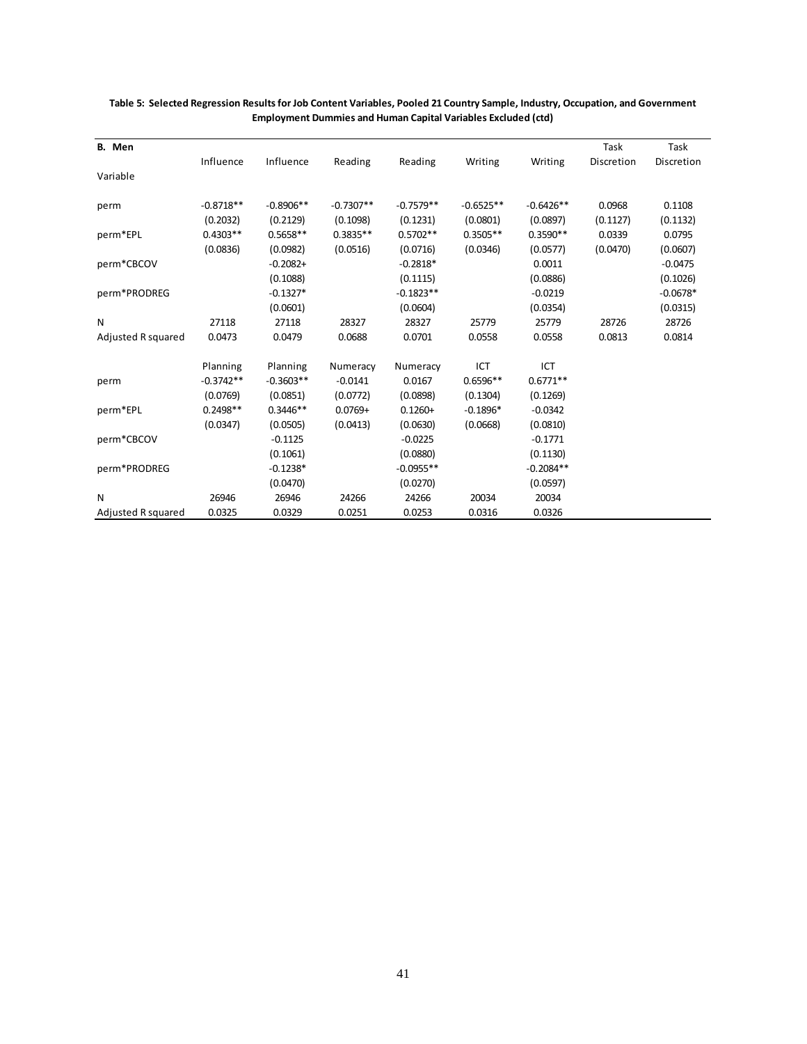**Table 5: Selected Regression Results for Job Content Variables, Pooled 21 Country Sample, Industry, Occupation, and Government Employment Dummies and Human Capital Variables Excluded (ctd)**

| B. Men | Influence | Influence | Reading | Reading | Writing | Writing | Task Discretion | Task Discretion |
|---|---|---|---|---|---|---|---|---|
| Variable | | | | | | | | |
| perm | -0.8718** | -0.8906** | -0.7307** | -0.7579** | -0.6525** | -0.6426** | 0.0968 | 0.1108 |
| | (0.2032) | (0.2129) | (0.1098) | (0.1231) | (0.0801) | (0.0897) | (0.1127) | (0.1132) |
| perm*EPL | 0.4303** | 0.5658** | 0.3835** | 0.5702** | 0.3505** | 0.3590** | 0.0339 | 0.0795 |
| | (0.0836) | (0.0982) | (0.0516) | (0.0716) | (0.0346) | (0.0577) | (0.0470) | (0.0607) |
| perm*CBCOV | | -0.2082+ | | -0.2818* | | 0.0011 | | -0.0475 |
| | | (0.1088) | | (0.1115) | | (0.0886) | | (0.1026) |
| perm*PRODREG | | -0.1327* | | -0.1823** | | -0.0219 | | -0.0678* |
| | | (0.0601) | | (0.0604) | | (0.0354) | | (0.0315) |
| N | 27118 | 27118 | 28327 | 28327 | 25779 | 25779 | 28726 | 28726 |
| Adjusted R squared | 0.0473 | 0.0479 | 0.0688 | 0.0701 | 0.0558 | 0.0558 | 0.0813 | 0.0814 |
| | Planning | Planning | Numeracy | Numeracy | ICT | ICT | | |
| perm | -0.3742** | -0.3603** | -0.0141 | 0.0167 | 0.6596** | 0.6771** | | |
| | (0.0769) | (0.0851) | (0.0772) | (0.0898) | (0.1304) | (0.1269) | | |
| perm*EPL | 0.2498** | 0.3446** | 0.0769+ | 0.1260+ | -0.1896* | -0.0342 | | |
| | (0.0347) | (0.0505) | (0.0413) | (0.0630) | (0.0668) | (0.0810) | | |
| perm*CBCOV | | -0.1125 | | -0.0225 | | -0.1771 | | |
| | | (0.1061) | | (0.0880) | | (0.1130) | | |
| perm*PRODREG | | -0.1238* | | -0.0955** | | -0.2084** | | |
| | | (0.0470) | | (0.0270) | | (0.0597) | | |
| N | 26946 | 26946 | 24266 | 24266 | 20034 | 20034 | | |
| Adjusted R squared | 0.0325 | 0.0329 | 0.0251 | 0.0253 | 0.0316 | 0.0326 | | |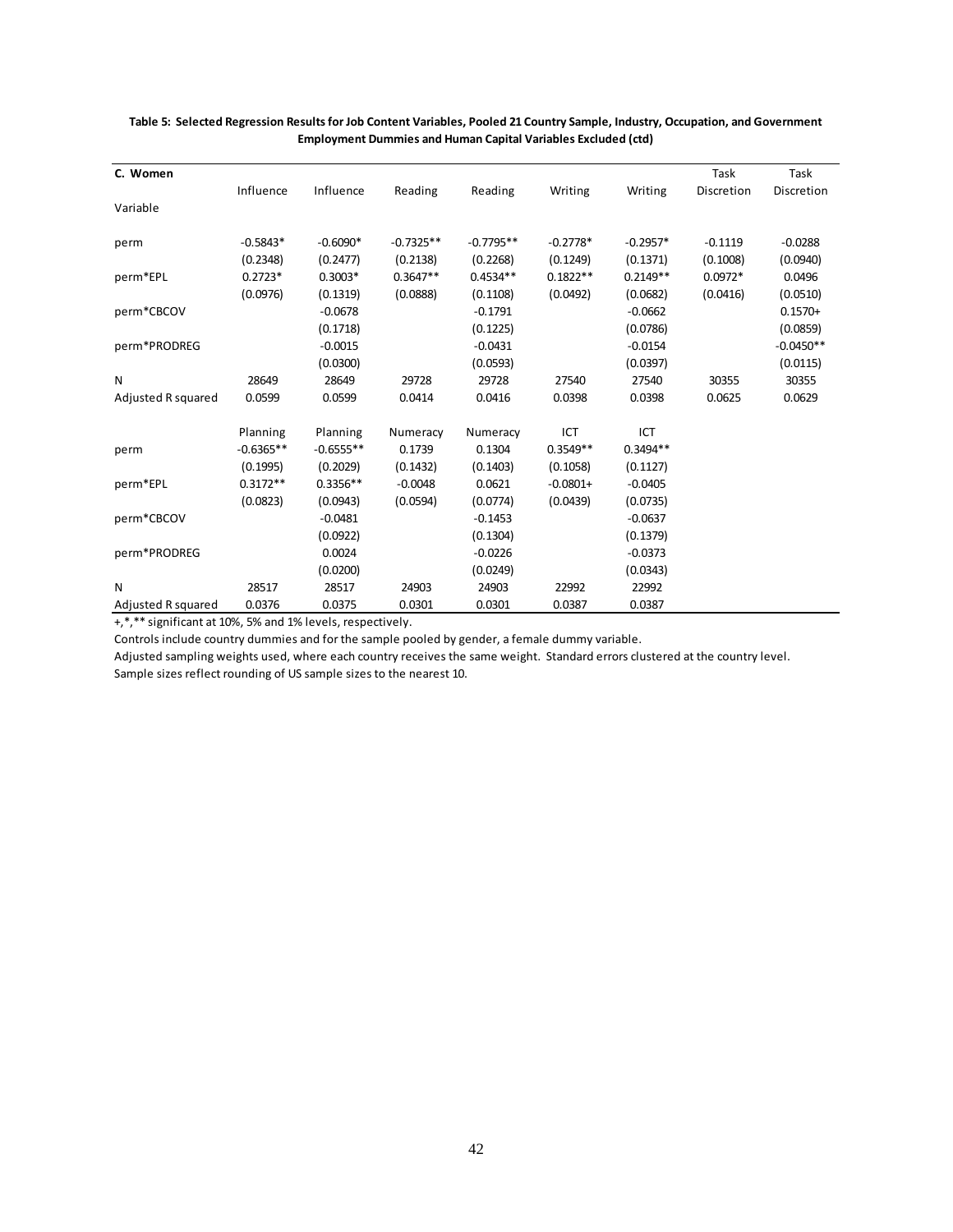**Table 5: Selected Regression Results for Job Content Variables, Pooled 21 Country Sample, Industry, Occupation, and Government Employment Dummies and Human Capital Variables Excluded (ctd)**

| C. Women | Influence | Influence | Reading | Reading | Writing | Writing | Task Discretion | Task Discretion |
|---|---|---|---|---|---|---|---|---|
| Variable | | | | | | | | |
| perm | -0.5843* | -0.6090* | -0.7325** | -0.7795** | -0.2778* | -0.2957* | -0.1119 | -0.0288 |
| | (0.2348) | (0.2477) | (0.2138) | (0.2268) | (0.1249) | (0.1371) | (0.1008) | (0.0940) |
| perm*EPL | 0.2723* | 0.3003* | 0.3647** | 0.4534** | 0.1822** | 0.2149** | 0.0972* | 0.0496 |
| | (0.0976) | (0.1319) | (0.0888) | (0.1108) | (0.0492) | (0.0682) | (0.0416) | (0.0510) |
| perm*CBCOV | | -0.0678 | | -0.1791 | | -0.0662 | | 0.1570+ |
| | | (0.1718) | | (0.1225) | | (0.0786) | | (0.0859) |
| perm*PRODREG | | -0.0015 | | -0.0431 | | -0.0154 | | -0.0450** |
| | | (0.0300) | | (0.0593) | | (0.0397) | | (0.0115) |
| N | 28649 | 28649 | 29728 | 29728 | 27540 | 27540 | 30355 | 30355 |
| Adjusted R squared | 0.0599 | 0.0599 | 0.0414 | 0.0416 | 0.0398 | 0.0398 | 0.0625 | 0.0629 |
| | Planning | Planning | Numeracy | Numeracy | ICT | ICT | | |
| perm | -0.6365** | -0.6555** | 0.1739 | 0.1304 | 0.3549** | 0.3494** | | |
| | (0.1995) | (0.2029) | (0.1432) | (0.1403) | (0.1058) | (0.1127) | | |
| perm*EPL | 0.3172** | 0.3356** | -0.0048 | 0.0621 | -0.0801+ | -0.0405 | | |
| | (0.0823) | (0.0943) | (0.0594) | (0.0774) | (0.0439) | (0.0735) | | |
| perm*CBCOV | | -0.0481 | | -0.1453 | | -0.0637 | | |
| | | (0.0922) | | (0.1304) | | (0.1379) | | |
| perm*PRODREG | | 0.0024 | | -0.0226 | | -0.0373 | | |
| | | (0.0200) | | (0.0249) | | (0.0343) | | |
| N | 28517 | 28517 | 24903 | 24903 | 22992 | 22992 | | |
| Adjusted R squared | 0.0376 | 0.0375 | 0.0301 | 0.0301 | 0.0387 | 0.0387 | | |

+,*,** significant at 10%, 5% and 1% levels, respectively.

Controls include country dummies and for the sample pooled by gender, a female dummy variable.

Adjusted sampling weights used, where each country receives the same weight. Standard errors clustered at the country level.

Sample sizes reflect rounding of US sample sizes to the nearest 10.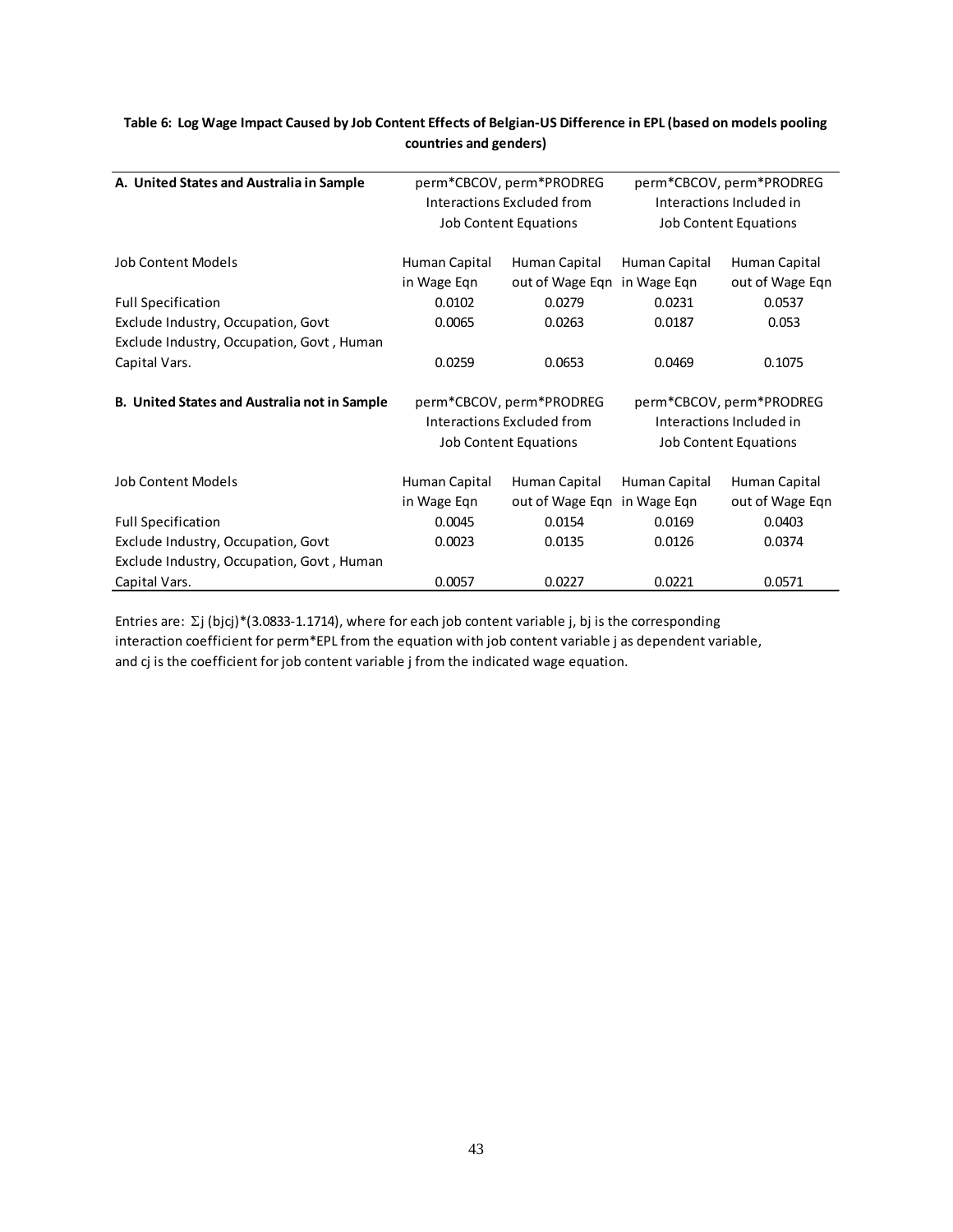**Table 6: Log Wage Impact Caused by Job Content Effects of Belgian-US Difference in EPL (based on models pooling countries and genders)**

| **A. United States and Australia in Sample** | perm*CBCOV, perm*PRODREG Interactions Excluded from Job Content Equations | | perm*CBCOV, perm*PRODREG Interactions Included in Job Content Equations | |
|---|---|---|---|---|
| Job Content Models | Human Capital in Wage Eqn | Human Capital out of Wage Eqn | Human Capital in Wage Eqn | Human Capital out of Wage Eqn |
| Full Specification | 0.0102 | 0.0279 | 0.0231 | 0.0537 |
| Exclude Industry, Occupation, Govt | 0.0065 | 0.0263 | 0.0187 | 0.053 |
| Exclude Industry, Occupation, Govt , Human Capital Vars. | 0.0259 | 0.0653 | 0.0469 | 0.1075 |
| **B. United States and Australia not in Sample** | perm*CBCOV, perm*PRODREG Interactions Excluded from Job Content Equations | | perm*CBCOV, perm*PRODREG Interactions Included in Job Content Equations | |
| Job Content Models | Human Capital in Wage Eqn | Human Capital out of Wage Eqn | Human Capital in Wage Eqn | Human Capital out of Wage Eqn |
| Full Specification | 0.0045 | 0.0154 | 0.0169 | 0.0403 |
| Exclude Industry, Occupation, Govt | 0.0023 | 0.0135 | 0.0126 | 0.0374 |
| Exclude Industry, Occupation, Govt , Human Capital Vars. | 0.0057 | 0.0227 | 0.0221 | 0.0571 |

Entries are: $\Sigma_j (b_j c_j)*(3.0833-1.1714)$, where for each job content variable j, $b_j$ is the corresponding interaction coefficient for perm*EPL from the equation with job content variable j as dependent variable, and $c_j$ is the coefficient for job content variable j from the indicated wage equation.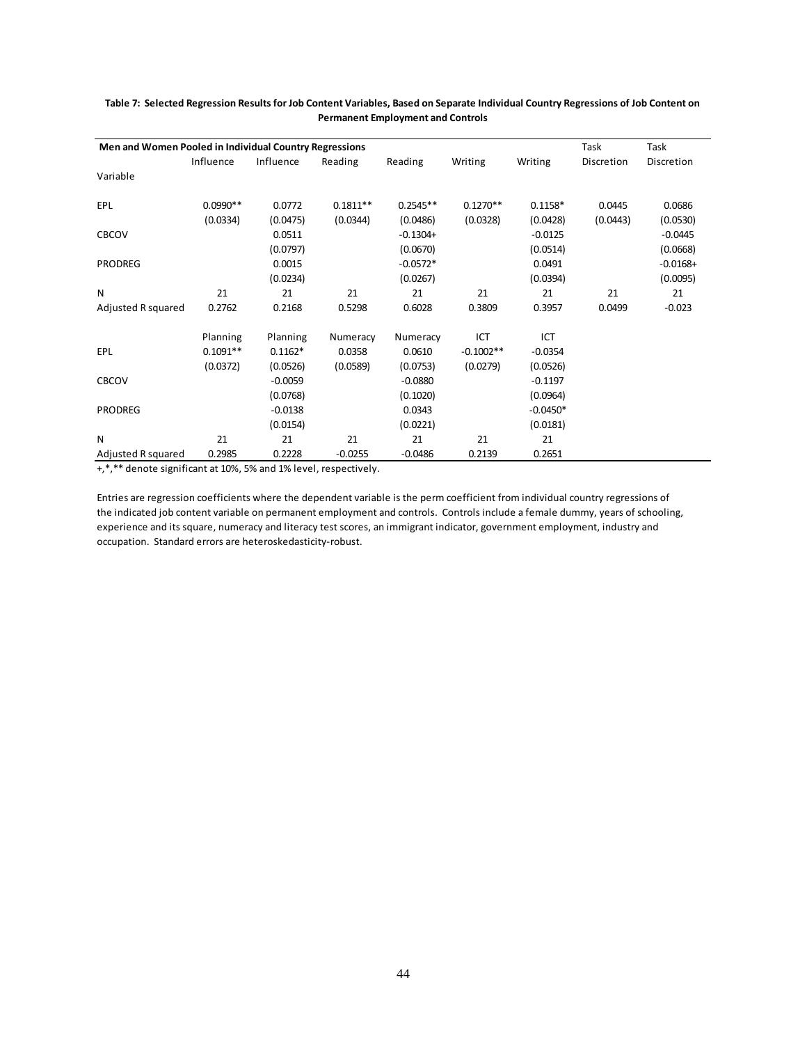**Table 7: Selected Regression Results for Job Content Variables, Based on Separate Individual Country Regressions of Job Content on Permanent Employment and Controls**

| **Men and Women Pooled in Individual Country Regressions** | | | | | | | Task | Task |
|---|---|---|---|---|---|---|---|---|
| | Influence | Influence | Reading | Reading | Writing | Writing | Discretion | Discretion |
| Variable | | | | | | | | |
| EPL | 0.0990** | 0.0772 | 0.1811** | 0.2545** | 0.1270** | 0.1158* | 0.0445 | 0.0686 |
| | (0.0334) | (0.0475) | (0.0344) | (0.0486) | (0.0328) | (0.0428) | (0.0443) | (0.0530) |
| CBCOV | | 0.0511 | | -0.1304+ | | -0.0125 | | -0.0445 |
| | | (0.0797) | | (0.0670) | | (0.0514) | | (0.0668) |
| PRODREG | | 0.0015 | | -0.0572* | | 0.0491 | | -0.0168+ |
| | | (0.0234) | | (0.0267) | | (0.0394) | | (0.0095) |
| N | 21 | 21 | 21 | 21 | 21 | 21 | 21 | 21 |
| Adjusted R squared | 0.2762 | 0.2168 | 0.5298 | 0.6028 | 0.3809 | 0.3957 | 0.0499 | -0.023 |
| | Planning | Planning | Numeracy | Numeracy | ICT | ICT | | |
| EPL | 0.1091** | 0.1162* | 0.0358 | 0.0610 | -0.1002** | -0.0354 | | |
| | (0.0372) | (0.0526) | (0.0589) | (0.0753) | (0.0279) | (0.0526) | | |
| CBCOV | | -0.0059 | | -0.0880 | | -0.1197 | | |
| | | (0.0768) | | (0.1020) | | (0.0964) | | |
| PRODREG | | -0.0138 | | 0.0343 | | -0.0450* | | |
| | | (0.0154) | | (0.0221) | | (0.0181) | | |
| N | 21 | 21 | 21 | 21 | 21 | 21 | | |
| Adjusted R squared | 0.2985 | 0.2228 | -0.0255 | -0.0486 | 0.2139 | 0.2651 | | |

+,*,** denote significant at 10%, 5% and 1% level, respectively.

Entries are regression coefficients where the dependent variable is the perm coefficient from individual country regressions of the indicated job content variable on permanent employment and controls. Controls include a female dummy, years of schooling, experience and its square, numeracy and literacy test scores, an immigrant indicator, government employment, industry and occupation. Standard errors are heteroskedasticity-robust.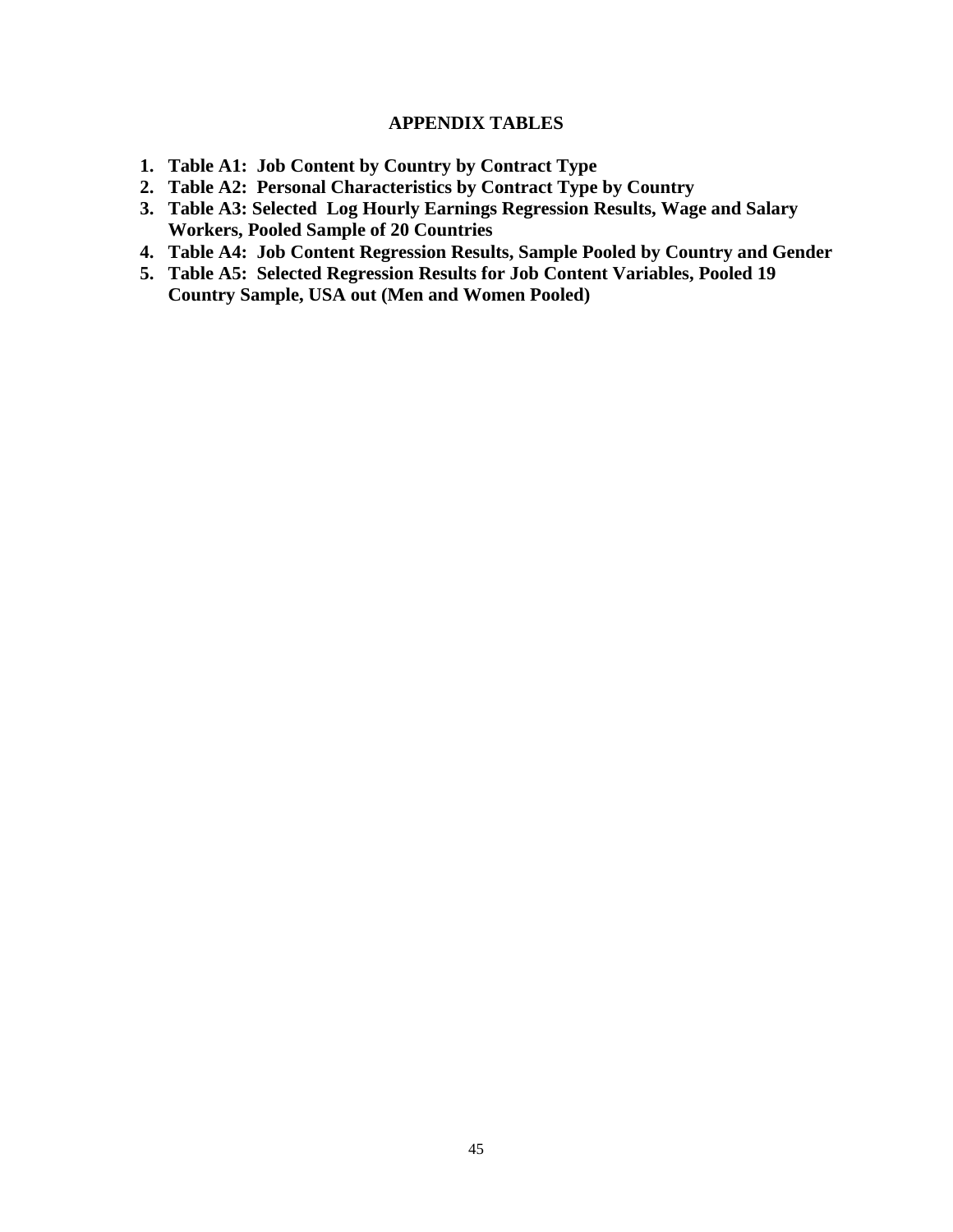## APPENDIX TABLES

1. **Table A1: Job Content by Country by Contract Type**
2. **Table A2: Personal Characteristics by Contract Type by Country**
3. **Table A3: Selected Log Hourly Earnings Regression Results, Wage and Salary Workers, Pooled Sample of 20 Countries**
4. **Table A4: Job Content Regression Results, Sample Pooled by Country and Gender**
5. **Table A5: Selected Regression Results for Job Content Variables, Pooled 19 Country Sample, USA out (Men and Women Pooled)**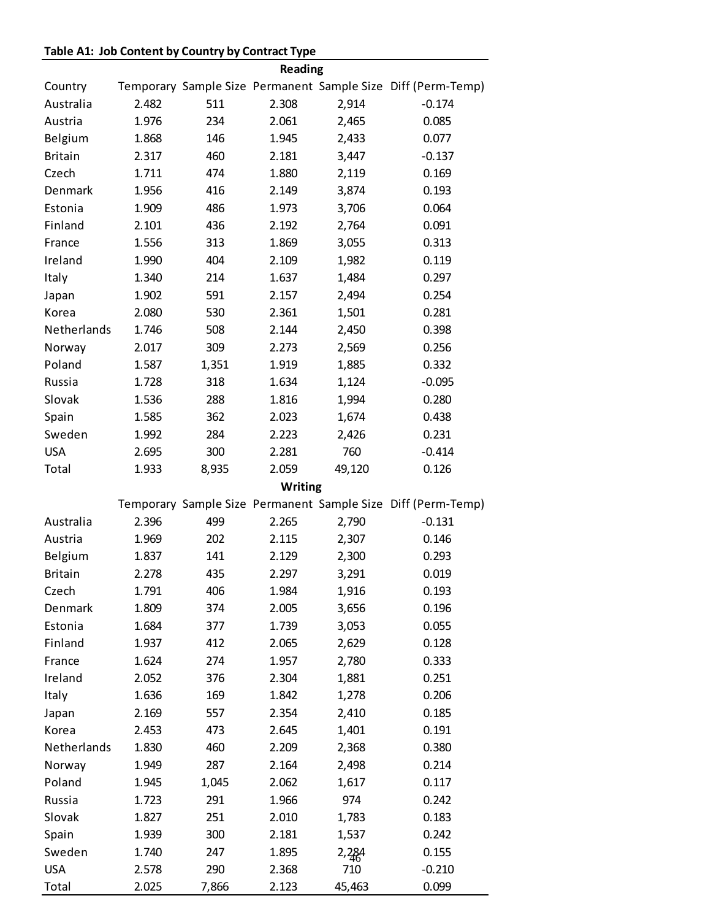**Table A1: Job Content by Country by Contract Type**

| | Reading | | | | |
|---|---|---|---|---|---|
| Country | Temporary | Sample Size | Permanent | Sample Size | Diff (Perm-Temp) |
| Australia | 2.482 | 511 | 2.308 | 2,914 | -0.174 |
| Austria | 1.976 | 234 | 2.061 | 2,465 | 0.085 |
| Belgium | 1.868 | 146 | 1.945 | 2,433 | 0.077 |
| Britain | 2.317 | 460 | 2.181 | 3,447 | -0.137 |
| Czech | 1.711 | 474 | 1.880 | 2,119 | 0.169 |
| Denmark | 1.956 | 416 | 2.149 | 3,874 | 0.193 |
| Estonia | 1.909 | 486 | 1.973 | 3,706 | 0.064 |
| Finland | 2.101 | 436 | 2.192 | 2,764 | 0.091 |
| France | 1.556 | 313 | 1.869 | 3,055 | 0.313 |
| Ireland | 1.990 | 404 | 2.109 | 1,982 | 0.119 |
| Italy | 1.340 | 214 | 1.637 | 1,484 | 0.297 |
| Japan | 1.902 | 591 | 2.157 | 2,494 | 0.254 |
| Korea | 2.080 | 530 | 2.361 | 1,501 | 0.281 |
| Netherlands | 1.746 | 508 | 2.144 | 2,450 | 0.398 |
| Norway | 2.017 | 309 | 2.273 | 2,569 | 0.256 |
| Poland | 1.587 | 1,351 | 1.919 | 1,885 | 0.332 |
| Russia | 1.728 | 318 | 1.634 | 1,124 | -0.095 |
| Slovak | 1.536 | 288 | 1.816 | 1,994 | 0.280 |
| Spain | 1.585 | 362 | 2.023 | 1,674 | 0.438 |
| Sweden | 1.992 | 284 | 2.223 | 2,426 | 0.231 |
| USA | 2.695 | 300 | 2.281 | 760 | -0.414 |
| Total | 1.933 | 8,935 | 2.059 | 49,120 | 0.126 |
| | Writing | | | | |
| | Temporary | Sample Size | Permanent | Sample Size | Diff (Perm-Temp) |
| Australia | 2.396 | 499 | 2.265 | 2,790 | -0.131 |
| Austria | 1.969 | 202 | 2.115 | 2,307 | 0.146 |
| Belgium | 1.837 | 141 | 2.129 | 2,300 | 0.293 |
| Britain | 2.278 | 435 | 2.297 | 3,291 | 0.019 |
| Czech | 1.791 | 406 | 1.984 | 1,916 | 0.193 |
| Denmark | 1.809 | 374 | 2.005 | 3,656 | 0.196 |
| Estonia | 1.684 | 377 | 1.739 | 3,053 | 0.055 |
| Finland | 1.937 | 412 | 2.065 | 2,629 | 0.128 |
| France | 1.624 | 274 | 1.957 | 2,780 | 0.333 |
| Ireland | 2.052 | 376 | 2.304 | 1,881 | 0.251 |
| Italy | 1.636 | 169 | 1.842 | 1,278 | 0.206 |
| Japan | 2.169 | 557 | 2.354 | 2,410 | 0.185 |
| Korea | 2.453 | 473 | 2.645 | 1,401 | 0.191 |
| Netherlands | 1.830 | 460 | 2.209 | 2,368 | 0.380 |
| Norway | 1.949 | 287 | 2.164 | 2,498 | 0.214 |
| Poland | 1.945 | 1,045 | 2.062 | 1,617 | 0.117 |
| Russia | 1.723 | 291 | 1.966 | 974 | 0.242 |
| Slovak | 1.827 | 251 | 2.010 | 1,783 | 0.183 |
| Spain | 1.939 | 300 | 2.181 | 1,537 | 0.242 |
| Sweden | 1.740 | 247 | 1.895 | 2,284 | 0.155 |
| USA | 2.578 | 290 | 2.368 | 710 | -0.210 |
| Total | 2.025 | 7,866 | 2.123 | 45,463 | 0.099 |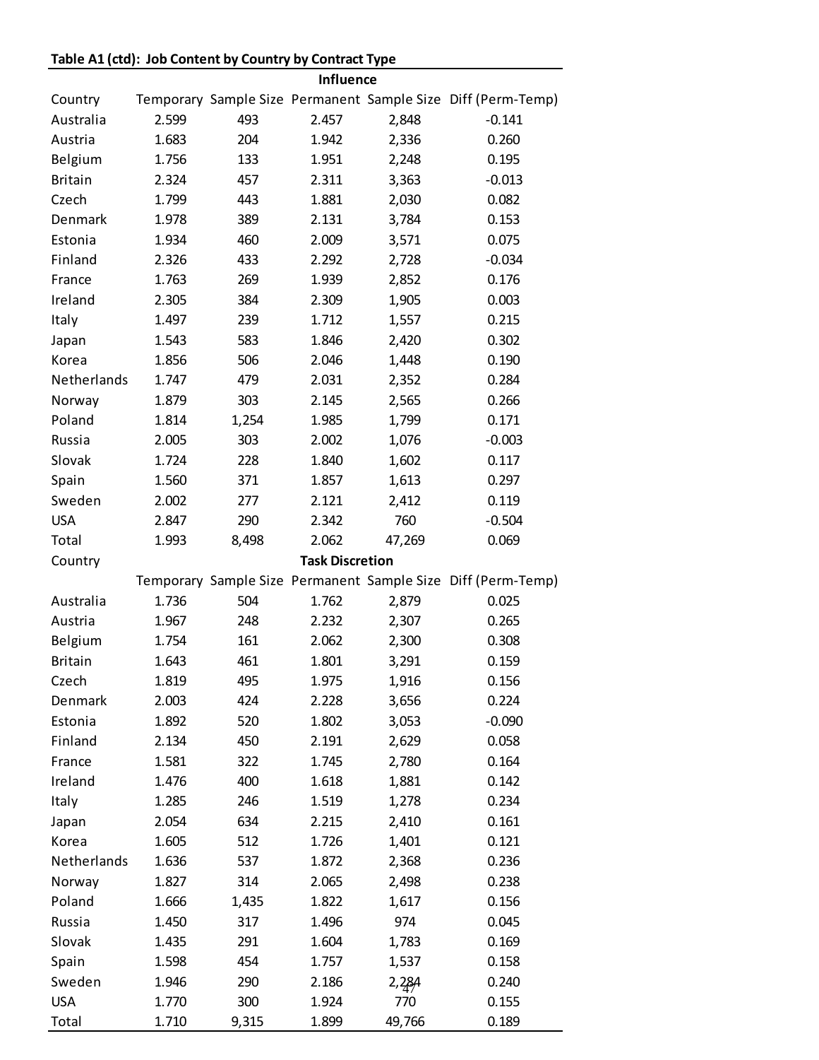**Table A1 (ctd): Job Content by Country by Contract Type**

| | Influence | | | | |
|---|---|---|---|---|---|
| Country | Temporary | Sample Size | Permanent | Sample Size | Diff (Perm-Temp) |
| Australia | 2.599 | 493 | 2.457 | 2,848 | -0.141 |
| Austria | 1.683 | 204 | 1.942 | 2,336 | 0.260 |
| Belgium | 1.756 | 133 | 1.951 | 2,248 | 0.195 |
| Britain | 2.324 | 457 | 2.311 | 3,363 | -0.013 |
| Czech | 1.799 | 443 | 1.881 | 2,030 | 0.082 |
| Denmark | 1.978 | 389 | 2.131 | 3,784 | 0.153 |
| Estonia | 1.934 | 460 | 2.009 | 3,571 | 0.075 |
| Finland | 2.326 | 433 | 2.292 | 2,728 | -0.034 |
| France | 1.763 | 269 | 1.939 | 2,852 | 0.176 |
| Ireland | 2.305 | 384 | 2.309 | 1,905 | 0.003 |
| Italy | 1.497 | 239 | 1.712 | 1,557 | 0.215 |
| Japan | 1.543 | 583 | 1.846 | 2,420 | 0.302 |
| Korea | 1.856 | 506 | 2.046 | 1,448 | 0.190 |
| Netherlands | 1.747 | 479 | 2.031 | 2,352 | 0.284 |
| Norway | 1.879 | 303 | 2.145 | 2,565 | 0.266 |
| Poland | 1.814 | 1,254 | 1.985 | 1,799 | 0.171 |
| Russia | 2.005 | 303 | 2.002 | 1,076 | -0.003 |
| Slovak | 1.724 | 228 | 1.840 | 1,602 | 0.117 |
| Spain | 1.560 | 371 | 1.857 | 1,613 | 0.297 |
| Sweden | 2.002 | 277 | 2.121 | 2,412 | 0.119 |
| USA | 2.847 | 290 | 2.342 | 760 | -0.504 |
| Total | 1.993 | 8,498 | 2.062 | 47,269 | 0.069 |
| Country | Task Discretion | | | | |
| | Temporary | Sample Size | Permanent | Sample Size | Diff (Perm-Temp) |
| Australia | 1.736 | 504 | 1.762 | 2,879 | 0.025 |
| Austria | 1.967 | 248 | 2.232 | 2,307 | 0.265 |
| Belgium | 1.754 | 161 | 2.062 | 2,300 | 0.308 |
| Britain | 1.643 | 461 | 1.801 | 3,291 | 0.159 |
| Czech | 1.819 | 495 | 1.975 | 1,916 | 0.156 |
| Denmark | 2.003 | 424 | 2.228 | 3,656 | 0.224 |
| Estonia | 1.892 | 520 | 1.802 | 3,053 | -0.090 |
| Finland | 2.134 | 450 | 2.191 | 2,629 | 0.058 |
| France | 1.581 | 322 | 1.745 | 2,780 | 0.164 |
| Ireland | 1.476 | 400 | 1.618 | 1,881 | 0.142 |
| Italy | 1.285 | 246 | 1.519 | 1,278 | 0.234 |
| Japan | 2.054 | 634 | 2.215 | 2,410 | 0.161 |
| Korea | 1.605 | 512 | 1.726 | 1,401 | 0.121 |
| Netherlands | 1.636 | 537 | 1.872 | 2,368 | 0.236 |
| Norway | 1.827 | 314 | 2.065 | 2,498 | 0.238 |
| Poland | 1.666 | 1,435 | 1.822 | 1,617 | 0.156 |
| Russia | 1.450 | 317 | 1.496 | 974 | 0.045 |
| Slovak | 1.435 | 291 | 1.604 | 1,783 | 0.169 |
| Spain | 1.598 | 454 | 1.757 | 1,537 | 0.158 |
| Sweden | 1.946 | 290 | 2.186 | 2,284 | 0.240 |
| USA | 1.770 | 300 | 1.924 | 770 | 0.155 |
| Total | 1.710 | 9,315 | 1.899 | 49,766 | 0.189 |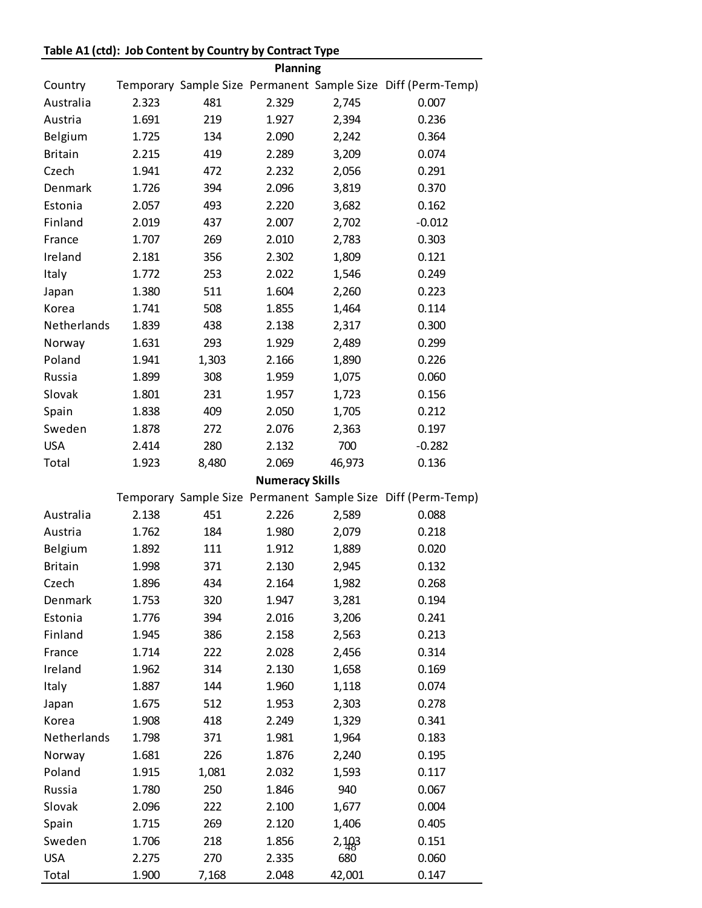**Table A1 (ctd): Job Content by Country by Contract Type**

| | Planning | | | | |
|---|---|---|---|---|---|
| Country | Temporary | Sample Size | Permanent | Sample Size | Diff (Perm-Temp) |
| Australia | 2.323 | 481 | 2.329 | 2,745 | 0.007 |
| Austria | 1.691 | 219 | 1.927 | 2,394 | 0.236 |
| Belgium | 1.725 | 134 | 2.090 | 2,242 | 0.364 |
| Britain | 2.215 | 419 | 2.289 | 3,209 | 0.074 |
| Czech | 1.941 | 472 | 2.232 | 2,056 | 0.291 |
| Denmark | 1.726 | 394 | 2.096 | 3,819 | 0.370 |
| Estonia | 2.057 | 493 | 2.220 | 3,682 | 0.162 |
| Finland | 2.019 | 437 | 2.007 | 2,702 | -0.012 |
| France | 1.707 | 269 | 2.010 | 2,783 | 0.303 |
| Ireland | 2.181 | 356 | 2.302 | 1,809 | 0.121 |
| Italy | 1.772 | 253 | 2.022 | 1,546 | 0.249 |
| Japan | 1.380 | 511 | 1.604 | 2,260 | 0.223 |
| Korea | 1.741 | 508 | 1.855 | 1,464 | 0.114 |
| Netherlands | 1.839 | 438 | 2.138 | 2,317 | 0.300 |
| Norway | 1.631 | 293 | 1.929 | 2,489 | 0.299 |
| Poland | 1.941 | 1,303 | 2.166 | 1,890 | 0.226 |
| Russia | 1.899 | 308 | 1.959 | 1,075 | 0.060 |
| Slovak | 1.801 | 231 | 1.957 | 1,723 | 0.156 |
| Spain | 1.838 | 409 | 2.050 | 1,705 | 0.212 |
| Sweden | 1.878 | 272 | 2.076 | 2,363 | 0.197 |
| USA | 2.414 | 280 | 2.132 | 700 | -0.282 |
| Total | 1.923 | 8,480 | 2.069 | 46,973 | 0.136 |
| | **Numeracy Skills** | | | | |
| | Temporary | Sample Size | Permanent | Sample Size | Diff (Perm-Temp) |
| Australia | 2.138 | 451 | 2.226 | 2,589 | 0.088 |
| Austria | 1.762 | 184 | 1.980 | 2,079 | 0.218 |
| Belgium | 1.892 | 111 | 1.912 | 1,889 | 0.020 |
| Britain | 1.998 | 371 | 2.130 | 2,945 | 0.132 |
| Czech | 1.896 | 434 | 2.164 | 1,982 | 0.268 |
| Denmark | 1.753 | 320 | 1.947 | 3,281 | 0.194 |
| Estonia | 1.776 | 394 | 2.016 | 3,206 | 0.241 |
| Finland | 1.945 | 386 | 2.158 | 2,563 | 0.213 |
| France | 1.714 | 222 | 2.028 | 2,456 | 0.314 |
| Ireland | 1.962 | 314 | 2.130 | 1,658 | 0.169 |
| Italy | 1.887 | 144 | 1.960 | 1,118 | 0.074 |
| Japan | 1.675 | 512 | 1.953 | 2,303 | 0.278 |
| Korea | 1.908 | 418 | 2.249 | 1,329 | 0.341 |
| Netherlands | 1.798 | 371 | 1.981 | 1,964 | 0.183 |
| Norway | 1.681 | 226 | 1.876 | 2,240 | 0.195 |
| Poland | 1.915 | 1,081 | 2.032 | 1,593 | 0.117 |
| Russia | 1.780 | 250 | 1.846 | 940 | 0.067 |
| Slovak | 2.096 | 222 | 2.100 | 1,677 | 0.004 |
| Spain | 1.715 | 269 | 2.120 | 1,406 | 0.405 |
| Sweden | 1.706 | 218 | 1.856 | 2,103 | 0.151 |
| USA | 2.275 | 270 | 2.335 | 680 | 0.060 |
| Total | 1.900 | 7,168 | 2.048 | 42,001 | 0.147 |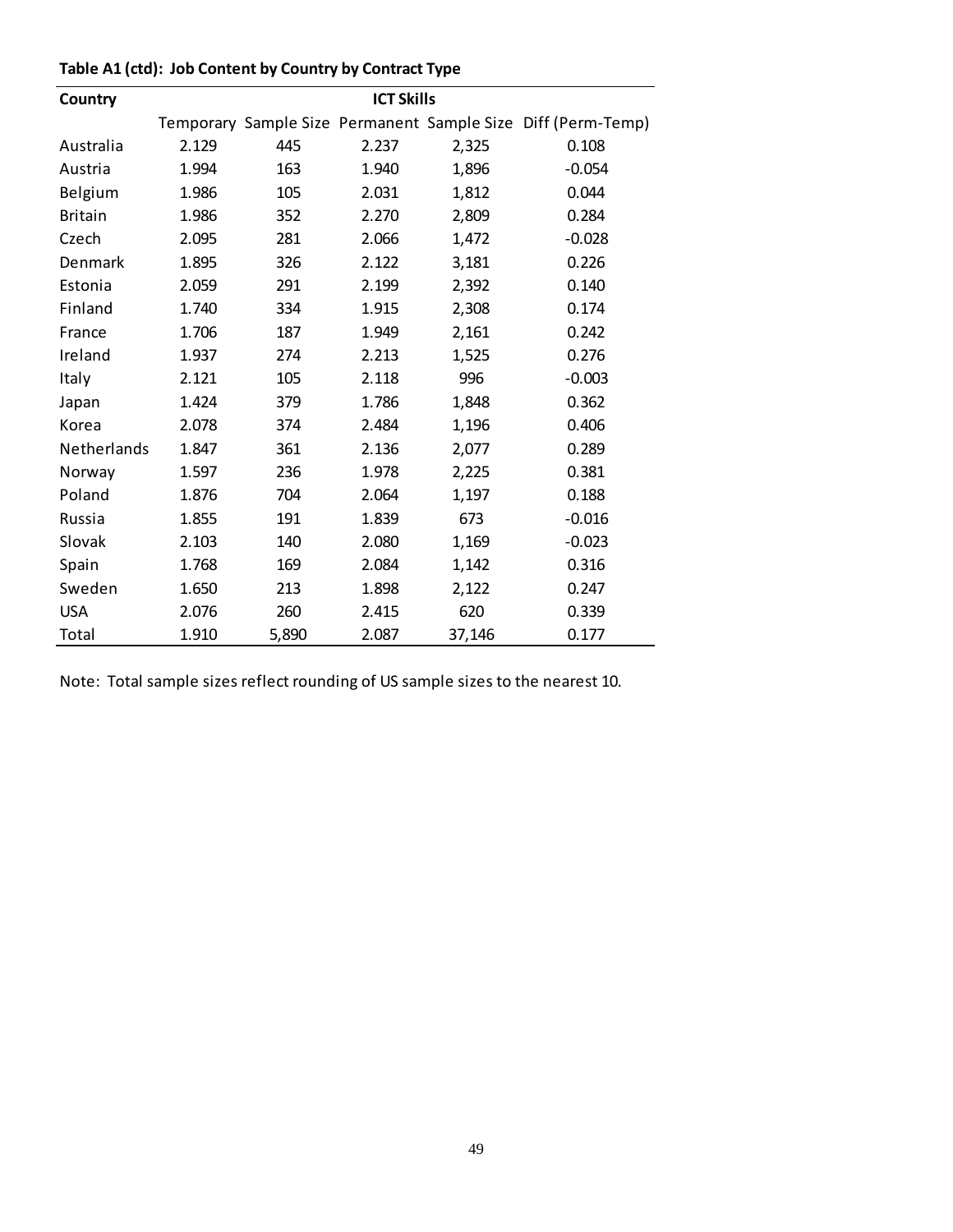**Table A1 (ctd): Job Content by Country by Contract Type**

| Country | ICT Skills | | | | |
|---|---|---|---|---|---|
| | Temporary | Sample Size | Permanent | Sample Size | Diff (Perm-Temp) |
| Australia | 2.129 | 445 | 2.237 | 2,325 | 0.108 |
| Austria | 1.994 | 163 | 1.940 | 1,896 | -0.054 |
| Belgium | 1.986 | 105 | 2.031 | 1,812 | 0.044 |
| Britain | 1.986 | 352 | 2.270 | 2,809 | 0.284 |
| Czech | 2.095 | 281 | 2.066 | 1,472 | -0.028 |
| Denmark | 1.895 | 326 | 2.122 | 3,181 | 0.226 |
| Estonia | 2.059 | 291 | 2.199 | 2,392 | 0.140 |
| Finland | 1.740 | 334 | 1.915 | 2,308 | 0.174 |
| France | 1.706 | 187 | 1.949 | 2,161 | 0.242 |
| Ireland | 1.937 | 274 | 2.213 | 1,525 | 0.276 |
| Italy | 2.121 | 105 | 2.118 | 996 | -0.003 |
| Japan | 1.424 | 379 | 1.786 | 1,848 | 0.362 |
| Korea | 2.078 | 374 | 2.484 | 1,196 | 0.406 |
| Netherlands | 1.847 | 361 | 2.136 | 2,077 | 0.289 |
| Norway | 1.597 | 236 | 1.978 | 2,225 | 0.381 |
| Poland | 1.876 | 704 | 2.064 | 1,197 | 0.188 |
| Russia | 1.855 | 191 | 1.839 | 673 | -0.016 |
| Slovak | 2.103 | 140 | 2.080 | 1,169 | -0.023 |
| Spain | 1.768 | 169 | 2.084 | 1,142 | 0.316 |
| Sweden | 1.650 | 213 | 1.898 | 2,122 | 0.247 |
| USA | 2.076 | 260 | 2.415 | 620 | 0.339 |
| Total | 1.910 | 5,890 | 2.087 | 37,146 | 0.177 |

Note: Total sample sizes reflect rounding of US sample sizes to the nearest 10.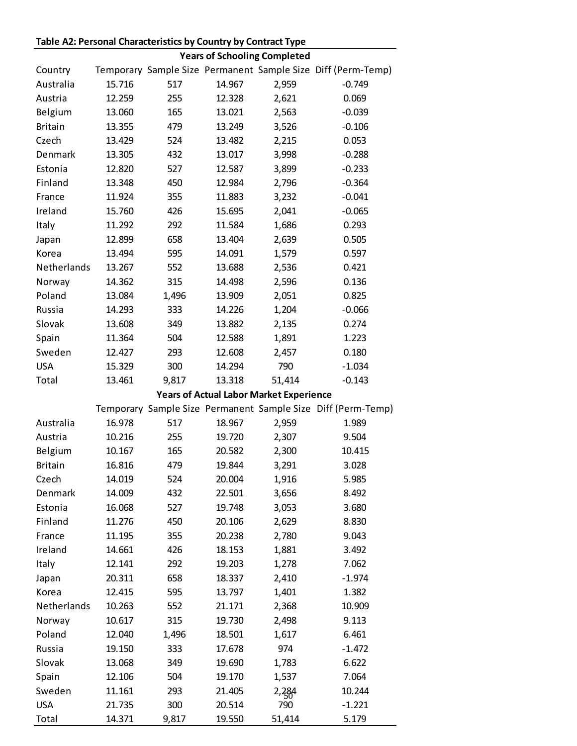**Table A2: Personal Characteristics by Country by Contract Type**

| | Years of Schooling Completed | | | | |
|---|---|---|---|---|---|
| Country | Temporary | Sample Size | Permanent | Sample Size | Diff (Perm-Temp) |
| Australia | 15.716 | 517 | 14.967 | 2,959 | -0.749 |
| Austria | 12.259 | 255 | 12.328 | 2,621 | 0.069 |
| Belgium | 13.060 | 165 | 13.021 | 2,563 | -0.039 |
| Britain | 13.355 | 479 | 13.249 | 3,526 | -0.106 |
| Czech | 13.429 | 524 | 13.482 | 2,215 | 0.053 |
| Denmark | 13.305 | 432 | 13.017 | 3,998 | -0.288 |
| Estonia | 12.820 | 527 | 12.587 | 3,899 | -0.233 |
| Finland | 13.348 | 450 | 12.984 | 2,796 | -0.364 |
| France | 11.924 | 355 | 11.883 | 3,232 | -0.041 |
| Ireland | 15.760 | 426 | 15.695 | 2,041 | -0.065 |
| Italy | 11.292 | 292 | 11.584 | 1,686 | 0.293 |
| Japan | 12.899 | 658 | 13.404 | 2,639 | 0.505 |
| Korea | 13.494 | 595 | 14.091 | 1,579 | 0.597 |
| Netherlands | 13.267 | 552 | 13.688 | 2,536 | 0.421 |
| Norway | 14.362 | 315 | 14.498 | 2,596 | 0.136 |
| Poland | 13.084 | 1,496 | 13.909 | 2,051 | 0.825 |
| Russia | 14.293 | 333 | 14.226 | 1,204 | -0.066 |
| Slovak | 13.608 | 349 | 13.882 | 2,135 | 0.274 |
| Spain | 11.364 | 504 | 12.588 | 1,891 | 1.223 |
| Sweden | 12.427 | 293 | 12.608 | 2,457 | 0.180 |
| USA | 15.329 | 300 | 14.294 | 790 | -1.034 |
| Total | 13.461 | 9,817 | 13.318 | 51,414 | -0.143 |
| | **Years of Actual Labor Market Experience** | | | | |
| | Temporary | Sample Size | Permanent | Sample Size | Diff (Perm-Temp) |
| Australia | 16.978 | 517 | 18.967 | 2,959 | 1.989 |
| Austria | 10.216 | 255 | 19.720 | 2,307 | 9.504 |
| Belgium | 10.167 | 165 | 20.582 | 2,300 | 10.415 |
| Britain | 16.816 | 479 | 19.844 | 3,291 | 3.028 |
| Czech | 14.019 | 524 | 20.004 | 1,916 | 5.985 |
| Denmark | 14.009 | 432 | 22.501 | 3,656 | 8.492 |
| Estonia | 16.068 | 527 | 19.748 | 3,053 | 3.680 |
| Finland | 11.276 | 450 | 20.106 | 2,629 | 8.830 |
| France | 11.195 | 355 | 20.238 | 2,780 | 9.043 |
| Ireland | 14.661 | 426 | 18.153 | 1,881 | 3.492 |
| Italy | 12.141 | 292 | 19.203 | 1,278 | 7.062 |
| Japan | 20.311 | 658 | 18.337 | 2,410 | -1.974 |
| Korea | 12.415 | 595 | 13.797 | 1,401 | 1.382 |
| Netherlands | 10.263 | 552 | 21.171 | 2,368 | 10.909 |
| Norway | 10.617 | 315 | 19.730 | 2,498 | 9.113 |
| Poland | 12.040 | 1,496 | 18.501 | 1,617 | 6.461 |
| Russia | 19.150 | 333 | 17.678 | 974 | -1.472 |
| Slovak | 13.068 | 349 | 19.690 | 1,783 | 6.622 |
| Spain | 12.106 | 504 | 19.170 | 1,537 | 7.064 |
| Sweden | 11.161 | 293 | 21.405 | 2,284 | 10.244 |
| USA | 21.735 | 300 | 20.514 | 790 | -1.221 |
| Total | 14.371 | 9,817 | 19.550 | 51,414 | 5.179 |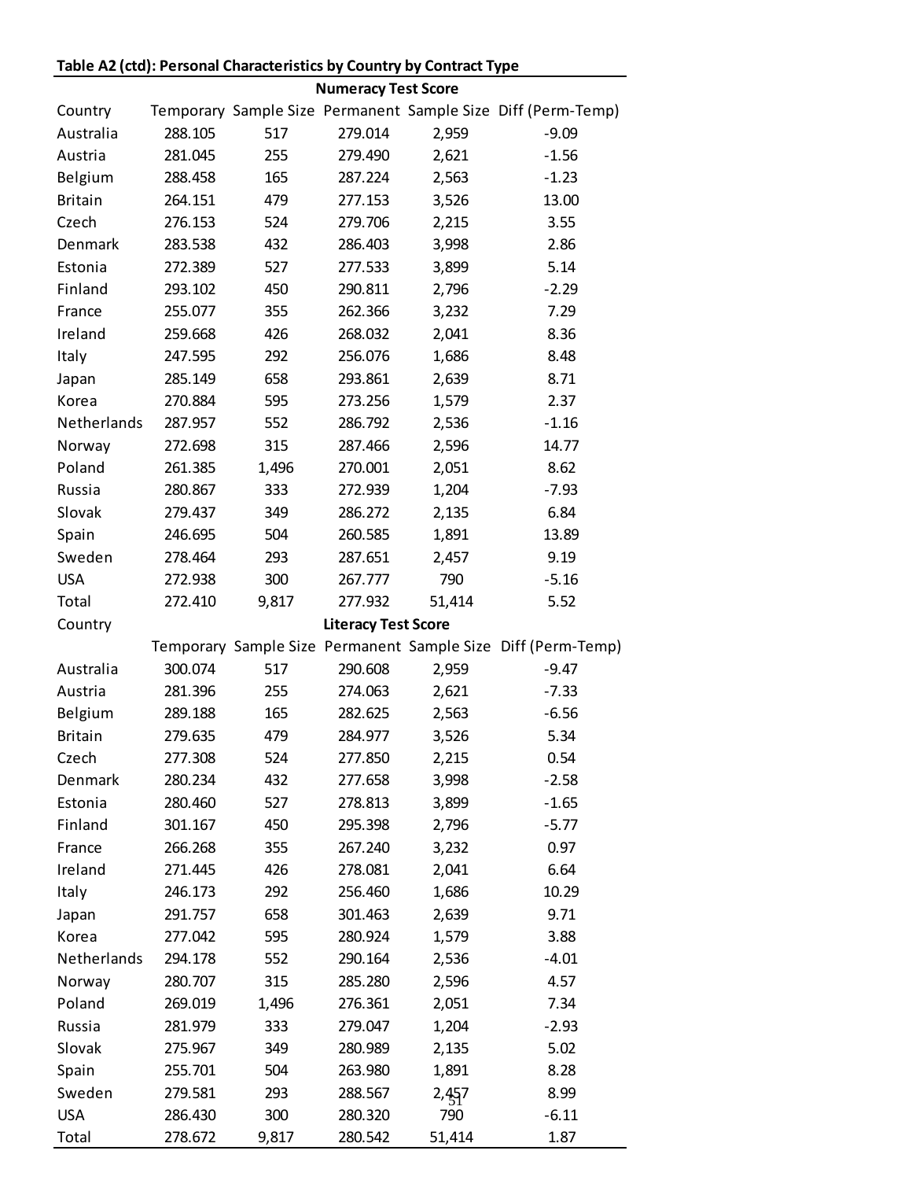**Table A2 (ctd): Personal Characteristics by Country by Contract Type**

| Country | Numeracy Test Score | | | | |
|---|---|---|---|---|---|
| | Temporary | Sample Size | Permanent | Sample Size | Diff (Perm-Temp) |
| Australia | 288.105 | 517 | 279.014 | 2,959 | -9.09 |
| Austria | 281.045 | 255 | 279.490 | 2,621 | -1.56 |
| Belgium | 288.458 | 165 | 287.224 | 2,563 | -1.23 |
| Britain | 264.151 | 479 | 277.153 | 3,526 | 13.00 |
| Czech | 276.153 | 524 | 279.706 | 2,215 | 3.55 |
| Denmark | 283.538 | 432 | 286.403 | 3,998 | 2.86 |
| Estonia | 272.389 | 527 | 277.533 | 3,899 | 5.14 |
| Finland | 293.102 | 450 | 290.811 | 2,796 | -2.29 |
| France | 255.077 | 355 | 262.366 | 3,232 | 7.29 |
| Ireland | 259.668 | 426 | 268.032 | 2,041 | 8.36 |
| Italy | 247.595 | 292 | 256.076 | 1,686 | 8.48 |
| Japan | 285.149 | 658 | 293.861 | 2,639 | 8.71 |
| Korea | 270.884 | 595 | 273.256 | 1,579 | 2.37 |
| Netherlands | 287.957 | 552 | 286.792 | 2,536 | -1.16 |
| Norway | 272.698 | 315 | 287.466 | 2,596 | 14.77 |
| Poland | 261.385 | 1,496 | 270.001 | 2,051 | 8.62 |
| Russia | 280.867 | 333 | 272.939 | 1,204 | -7.93 |
| Slovak | 279.437 | 349 | 286.272 | 2,135 | 6.84 |
| Spain | 246.695 | 504 | 260.585 | 1,891 | 13.89 |
| Sweden | 278.464 | 293 | 287.651 | 2,457 | 9.19 |
| USA | 272.938 | 300 | 267.777 | 790 | -5.16 |
| Total | 272.410 | 9,817 | 277.932 | 51,414 | 5.52 |
| Country | Literacy Test Score | | | | |
| | Temporary | Sample Size | Permanent | Sample Size | Diff (Perm-Temp) |
| Australia | 300.074 | 517 | 290.608 | 2,959 | -9.47 |
| Austria | 281.396 | 255 | 274.063 | 2,621 | -7.33 |
| Belgium | 289.188 | 165 | 282.625 | 2,563 | -6.56 |
| Britain | 279.635 | 479 | 284.977 | 3,526 | 5.34 |
| Czech | 277.308 | 524 | 277.850 | 2,215 | 0.54 |
| Denmark | 280.234 | 432 | 277.658 | 3,998 | -2.58 |
| Estonia | 280.460 | 527 | 278.813 | 3,899 | -1.65 |
| Finland | 301.167 | 450 | 295.398 | 2,796 | -5.77 |
| France | 266.268 | 355 | 267.240 | 3,232 | 0.97 |
| Ireland | 271.445 | 426 | 278.081 | 2,041 | 6.64 |
| Italy | 246.173 | 292 | 256.460 | 1,686 | 10.29 |
| Japan | 291.757 | 658 | 301.463 | 2,639 | 9.71 |
| Korea | 277.042 | 595 | 280.924 | 1,579 | 3.88 |
| Netherlands | 294.178 | 552 | 290.164 | 2,536 | -4.01 |
| Norway | 280.707 | 315 | 285.280 | 2,596 | 4.57 |
| Poland | 269.019 | 1,496 | 276.361 | 2,051 | 7.34 |
| Russia | 281.979 | 333 | 279.047 | 1,204 | -2.93 |
| Slovak | 275.967 | 349 | 280.989 | 2,135 | 5.02 |
| Spain | 255.701 | 504 | 263.980 | 1,891 | 8.28 |
| Sweden | 279.581 | 293 | 288.567 | 2,457 | 8.99 |
| USA | 286.430 | 300 | 280.320 | 790 | -6.11 |
| Total | 278.672 | 9,817 | 280.542 | 51,414 | 1.87 |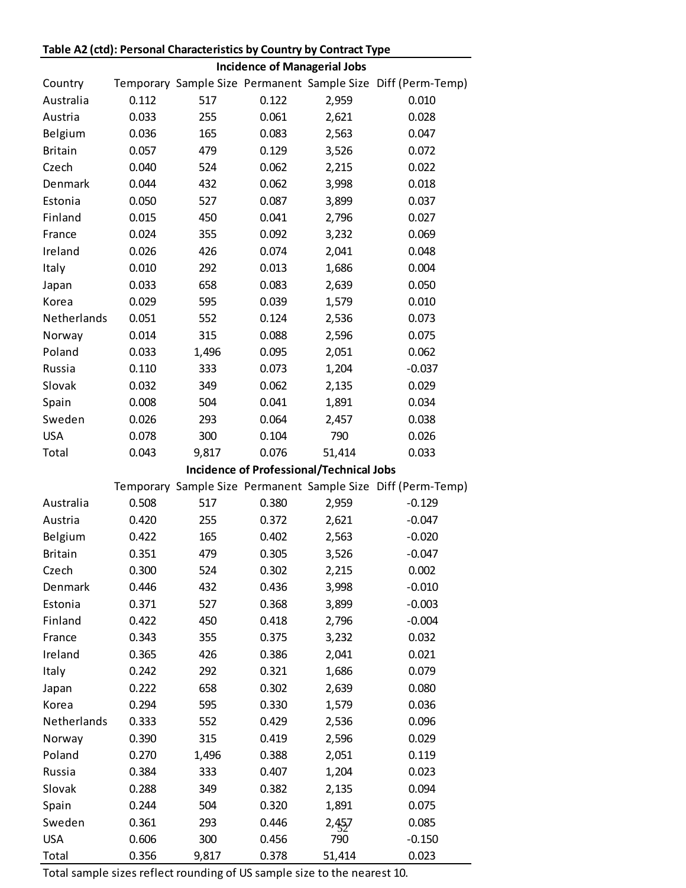**Table A2 (ctd): Personal Characteristics by Country by Contract Type**

| | Incidence of Managerial Jobs | | | | |
|---|---|---|---|---|---|
| Country | Temporary | Sample Size | Permanent | Sample Size | Diff (Perm-Temp) |
| Australia | 0.112 | 517 | 0.122 | 2,959 | 0.010 |
| Austria | 0.033 | 255 | 0.061 | 2,621 | 0.028 |
| Belgium | 0.036 | 165 | 0.083 | 2,563 | 0.047 |
| Britain | 0.057 | 479 | 0.129 | 3,526 | 0.072 |
| Czech | 0.040 | 524 | 0.062 | 2,215 | 0.022 |
| Denmark | 0.044 | 432 | 0.062 | 3,998 | 0.018 |
| Estonia | 0.050 | 527 | 0.087 | 3,899 | 0.037 |
| Finland | 0.015 | 450 | 0.041 | 2,796 | 0.027 |
| France | 0.024 | 355 | 0.092 | 3,232 | 0.069 |
| Ireland | 0.026 | 426 | 0.074 | 2,041 | 0.048 |
| Italy | 0.010 | 292 | 0.013 | 1,686 | 0.004 |
| Japan | 0.033 | 658 | 0.083 | 2,639 | 0.050 |
| Korea | 0.029 | 595 | 0.039 | 1,579 | 0.010 |
| Netherlands | 0.051 | 552 | 0.124 | 2,536 | 0.073 |
| Norway | 0.014 | 315 | 0.088 | 2,596 | 0.075 |
| Poland | 0.033 | 1,496 | 0.095 | 2,051 | 0.062 |
| Russia | 0.110 | 333 | 0.073 | 1,204 | -0.037 |
| Slovak | 0.032 | 349 | 0.062 | 2,135 | 0.029 |
| Spain | 0.008 | 504 | 0.041 | 1,891 | 0.034 |
| Sweden | 0.026 | 293 | 0.064 | 2,457 | 0.038 |
| USA | 0.078 | 300 | 0.104 | 790 | 0.026 |
| Total | 0.043 | 9,817 | 0.076 | 51,414 | 0.033 |

| | Incidence of Professional/Technical Jobs | | | | |
|---|---|---|---|---|---|
| | Temporary | Sample Size | Permanent | Sample Size | Diff (Perm-Temp) |
| Australia | 0.508 | 517 | 0.380 | 2,959 | -0.129 |
| Austria | 0.420 | 255 | 0.372 | 2,621 | -0.047 |
| Belgium | 0.422 | 165 | 0.402 | 2,563 | -0.020 |
| Britain | 0.351 | 479 | 0.305 | 3,526 | -0.047 |
| Czech | 0.300 | 524 | 0.302 | 2,215 | 0.002 |
| Denmark | 0.446 | 432 | 0.436 | 3,998 | -0.010 |
| Estonia | 0.371 | 527 | 0.368 | 3,899 | -0.003 |
| Finland | 0.422 | 450 | 0.418 | 2,796 | -0.004 |
| France | 0.343 | 355 | 0.375 | 3,232 | 0.032 |
| Ireland | 0.365 | 426 | 0.386 | 2,041 | 0.021 |
| Italy | 0.242 | 292 | 0.321 | 1,686 | 0.079 |
| Japan | 0.222 | 658 | 0.302 | 2,639 | 0.080 |
| Korea | 0.294 | 595 | 0.330 | 1,579 | 0.036 |
| Netherlands | 0.333 | 552 | 0.429 | 2,536 | 0.096 |
| Norway | 0.390 | 315 | 0.419 | 2,596 | 0.029 |
| Poland | 0.270 | 1,496 | 0.388 | 2,051 | 0.119 |
| Russia | 0.384 | 333 | 0.407 | 1,204 | 0.023 |
| Slovak | 0.288 | 349 | 0.382 | 2,135 | 0.094 |
| Spain | 0.244 | 504 | 0.320 | 1,891 | 0.075 |
| Sweden | 0.361 | 293 | 0.446 | 2,457 | 0.085 |
| USA | 0.606 | 300 | 0.456 | 790 | -0.150 |
| Total | 0.356 | 9,817 | 0.378 | 51,414 | 0.023 |

Total sample sizes reflect rounding of US sample size to the nearest 10.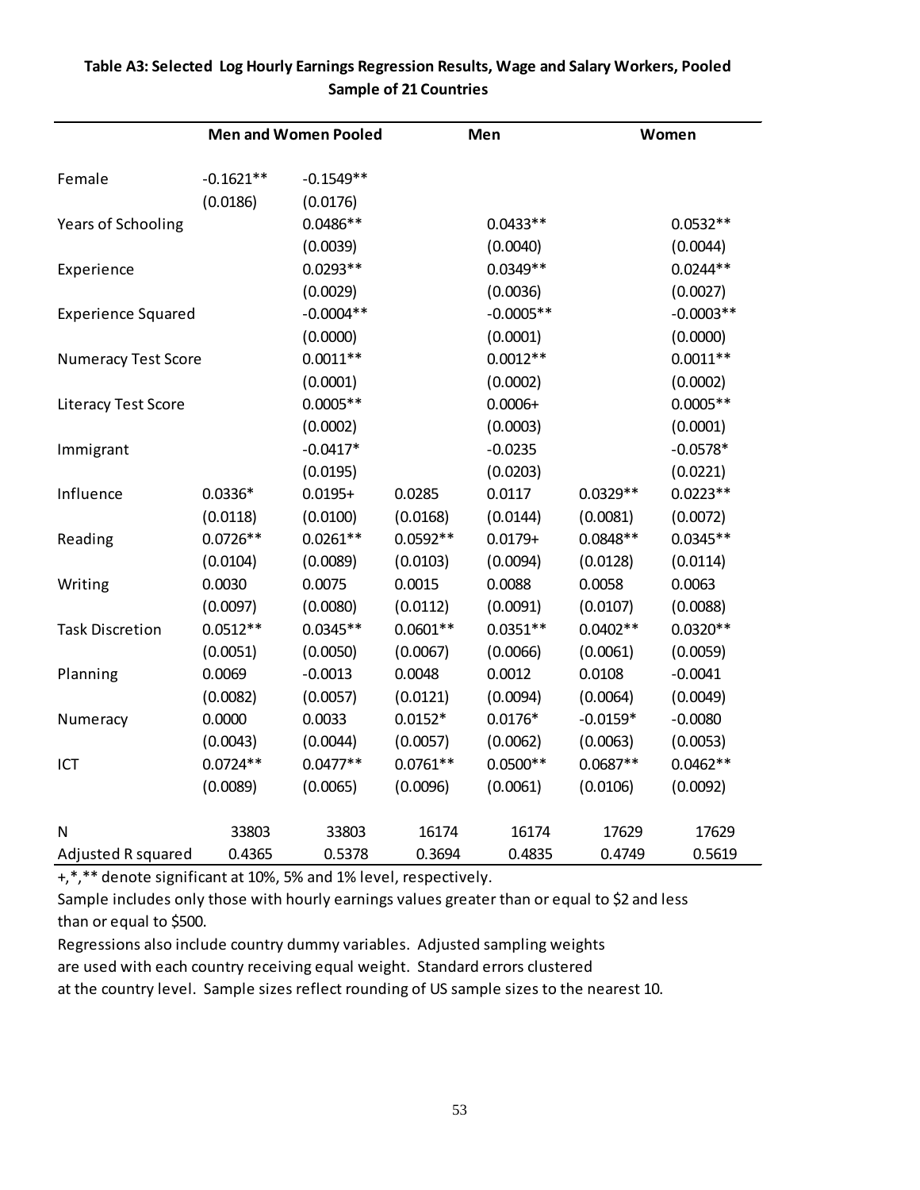**Table A3: Selected Log Hourly Earnings Regression Results, Wage and Salary Workers, Pooled Sample of 21 Countries**

| | Men and Women Pooled | | Men | | Women | |
|---|---|---|---|---|---|---|
| Female | -0.1621** | -0.1549** | | | | |
| | (0.0186) | (0.0176) | | | | |
| Years of Schooling | | 0.0486** | | 0.0433** | | 0.0532** |
| | | (0.0039) | | (0.0040) | | (0.0044) |
| Experience | | 0.0293** | | 0.0349** | | 0.0244** |
| | | (0.0029) | | (0.0036) | | (0.0027) |
| Experience Squared | | -0.0004** | | -0.0005** | | -0.0003** |
| | | (0.0000) | | (0.0001) | | (0.0000) |
| Numeracy Test Score | | 0.0011** | | 0.0012** | | 0.0011** |
| | | (0.0001) | | (0.0002) | | (0.0002) |
| Literacy Test Score | | 0.0005** | | 0.0006+ | | 0.0005** |
| | | (0.0002) | | (0.0003) | | (0.0001) |
| Immigrant | | -0.0417* | | -0.0235 | | -0.0578* |
| | | (0.0195) | | (0.0203) | | (0.0221) |
| Influence | 0.0336* | 0.0195+ | 0.0285 | 0.0117 | 0.0329** | 0.0223** |
| | (0.0118) | (0.0100) | (0.0168) | (0.0144) | (0.0081) | (0.0072) |
| Reading | 0.0726** | 0.0261** | 0.0592** | 0.0179+ | 0.0848** | 0.0345** |
| | (0.0104) | (0.0089) | (0.0103) | (0.0094) | (0.0128) | (0.0114) |
| Writing | 0.0030 | 0.0075 | 0.0015 | 0.0088 | 0.0058 | 0.0063 |
| | (0.0097) | (0.0080) | (0.0112) | (0.0091) | (0.0107) | (0.0088) |
| Task Discretion | 0.0512** | 0.0345** | 0.0601** | 0.0351** | 0.0402** | 0.0320** |
| | (0.0051) | (0.0050) | (0.0067) | (0.0066) | (0.0061) | (0.0059) |
| Planning | 0.0069 | -0.0013 | 0.0048 | 0.0012 | 0.0108 | -0.0041 |
| | (0.0082) | (0.0057) | (0.0121) | (0.0094) | (0.0064) | (0.0049) |
| Numeracy | 0.0000 | 0.0033 | 0.0152* | 0.0176* | -0.0159* | -0.0080 |
| | (0.0043) | (0.0044) | (0.0057) | (0.0062) | (0.0063) | (0.0053) |
| ICT | 0.0724** | 0.0477** | 0.0761** | 0.0500** | 0.0687** | 0.0462** |
| | (0.0089) | (0.0065) | (0.0096) | (0.0061) | (0.0106) | (0.0092) |
| N | 33803 | 33803 | 16174 | 16174 | 17629 | 17629 |
| Adjusted R squared | 0.4365 | 0.5378 | 0.3694 | 0.4835 | 0.4749 | 0.5619 |

+,*,** denote significant at 10%, 5% and 1% level, respectively.

Sample includes only those with hourly earnings values greater than or equal to $2 and less than or equal to $500.

Regressions also include country dummy variables. Adjusted sampling weights are used with each country receiving equal weight. Standard errors clustered at the country level. Sample sizes reflect rounding of US sample sizes to the nearest 10.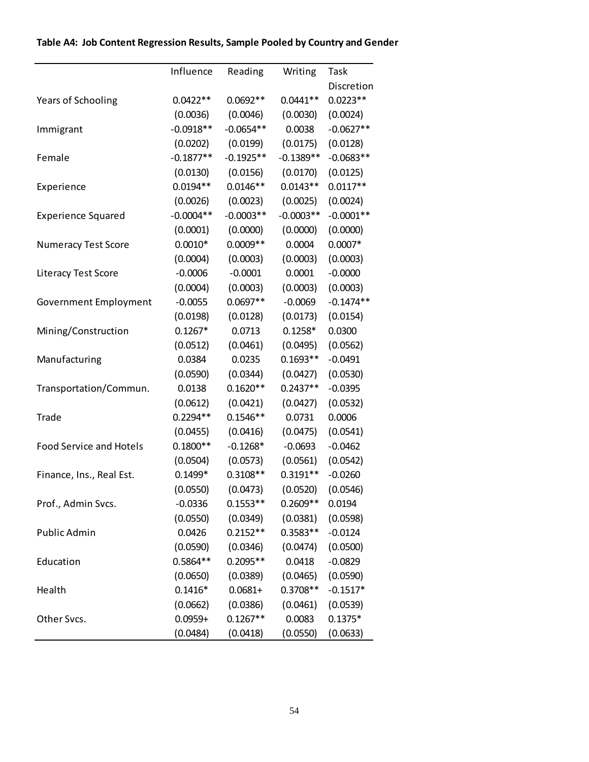**Table A4: Job Content Regression Results, Sample Pooled by Country and Gender**

| | Influence | Reading | Writing | Task Discretion |
|---|---|---|---|---|
| Years of Schooling | 0.0422** | 0.0692** | 0.0441** | 0.0223** |
| | (0.0036) | (0.0046) | (0.0030) | (0.0024) |
| Immigrant | -0.0918** | -0.0654** | 0.0038 | -0.0627** |
| | (0.0202) | (0.0199) | (0.0175) | (0.0128) |
| Female | -0.1877** | -0.1925** | -0.1389** | -0.0683** |
| | (0.0130) | (0.0156) | (0.0170) | (0.0125) |
| Experience | 0.0194** | 0.0146** | 0.0143** | 0.0117** |
| | (0.0026) | (0.0023) | (0.0025) | (0.0024) |
| Experience Squared | -0.0004** | -0.0003** | -0.0003** | -0.0001** |
| | (0.0001) | (0.0000) | (0.0000) | (0.0000) |
| Numeracy Test Score | 0.0010* | 0.0009** | 0.0004 | 0.0007* |
| | (0.0004) | (0.0003) | (0.0003) | (0.0003) |
| Literacy Test Score | -0.0006 | -0.0001 | 0.0001 | -0.0000 |
| | (0.0004) | (0.0003) | (0.0003) | (0.0003) |
| Government Employment | -0.0055 | 0.0697** | -0.0069 | -0.1474** |
| | (0.0198) | (0.0128) | (0.0173) | (0.0154) |
| Mining/Construction | 0.1267* | 0.0713 | 0.1258* | 0.0300 |
| | (0.0512) | (0.0461) | (0.0495) | (0.0562) |
| Manufacturing | 0.0384 | 0.0235 | 0.1693** | -0.0491 |
| | (0.0590) | (0.0344) | (0.0427) | (0.0530) |
| Transportation/Commun. | 0.0138 | 0.1620** | 0.2437** | -0.0395 |
| | (0.0612) | (0.0421) | (0.0427) | (0.0532) |
| Trade | 0.2294** | 0.1546** | 0.0731 | 0.0006 |
| | (0.0455) | (0.0416) | (0.0475) | (0.0541) |
| Food Service and Hotels | 0.1800** | -0.1268* | -0.0693 | -0.0462 |
| | (0.0504) | (0.0573) | (0.0561) | (0.0542) |
| Finance, Ins., Real Est. | 0.1499* | 0.3108** | 0.3191** | -0.0260 |
| | (0.0550) | (0.0473) | (0.0520) | (0.0546) |
| Prof., Admin Svcs. | -0.0336 | 0.1553** | 0.2609** | 0.0194 |
| | (0.0550) | (0.0349) | (0.0381) | (0.0598) |
| Public Admin | 0.0426 | 0.2152** | 0.3583** | -0.0124 |
| | (0.0590) | (0.0346) | (0.0474) | (0.0500) |
| Education | 0.5864** | 0.2095** | 0.0418 | -0.0829 |
| | (0.0650) | (0.0389) | (0.0465) | (0.0590) |
| Health | 0.1416* | 0.0681+ | 0.3708** | -0.1517* |
| | (0.0662) | (0.0386) | (0.0461) | (0.0539) |
| Other Svcs. | 0.0959+ | 0.1267** | 0.0083 | 0.1375* |
| | (0.0484) | (0.0418) | (0.0550) | (0.0633) |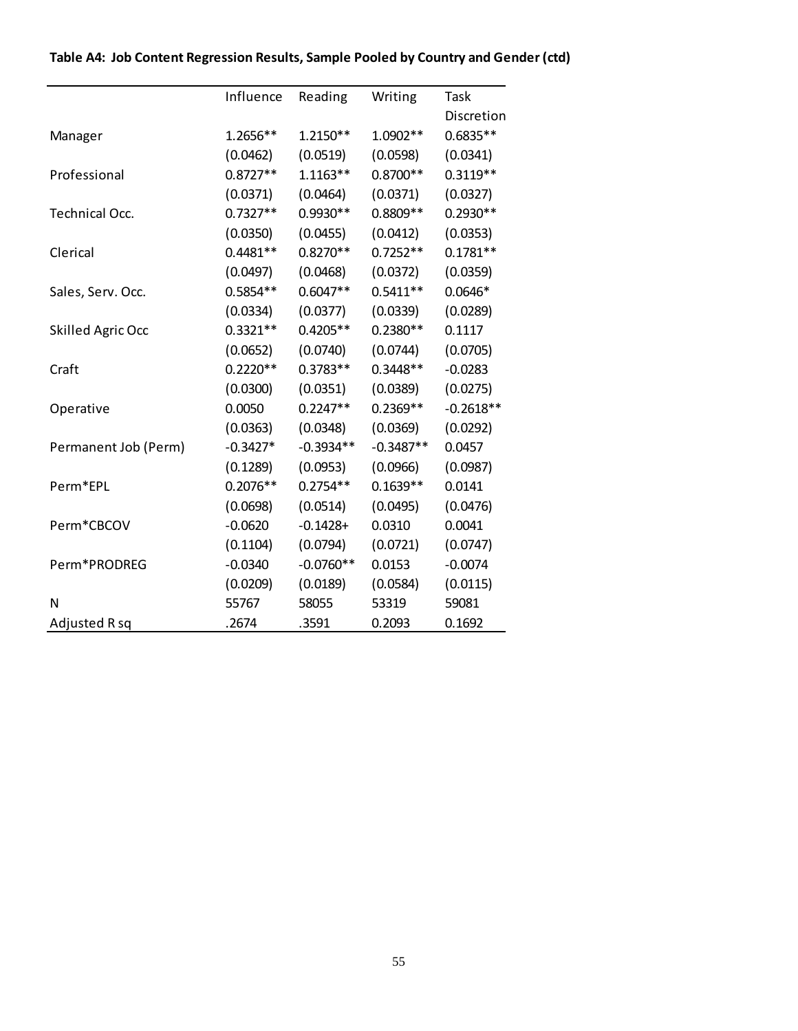**Table A4: Job Content Regression Results, Sample Pooled by Country and Gender (ctd)**

| | Influence | Reading | Writing | Task Discretion |
|---|---|---|---|---|
| Manager | 1.2656** | 1.2150** | 1.0902** | 0.6835** |
| | (0.0462) | (0.0519) | (0.0598) | (0.0341) |
| Professional | 0.8727** | 1.1163** | 0.8700** | 0.3119** |
| | (0.0371) | (0.0464) | (0.0371) | (0.0327) |
| Technical Occ. | 0.7327** | 0.9930** | 0.8809** | 0.2930** |
| | (0.0350) | (0.0455) | (0.0412) | (0.0353) |
| Clerical | 0.4481** | 0.8270** | 0.7252** | 0.1781** |
| | (0.0497) | (0.0468) | (0.0372) | (0.0359) |
| Sales, Serv. Occ. | 0.5854** | 0.6047** | 0.5411** | 0.0646* |
| | (0.0334) | (0.0377) | (0.0339) | (0.0289) |
| Skilled Agric Occ | 0.3321** | 0.4205** | 0.2380** | 0.1117 |
| | (0.0652) | (0.0740) | (0.0744) | (0.0705) |
| Craft | 0.2220** | 0.3783** | 0.3448** | -0.0283 |
| | (0.0300) | (0.0351) | (0.0389) | (0.0275) |
| Operative | 0.0050 | 0.2247** | 0.2369** | -0.2618** |
| | (0.0363) | (0.0348) | (0.0369) | (0.0292) |
| Permanent Job (Perm) | -0.3427* | -0.3934** | -0.3487** | 0.0457 |
| | (0.1289) | (0.0953) | (0.0966) | (0.0987) |
| Perm*EPL | 0.2076** | 0.2754** | 0.1639** | 0.0141 |
| | (0.0698) | (0.0514) | (0.0495) | (0.0476) |
| Perm*CBCOV | -0.0620 | -0.1428+ | 0.0310 | 0.0041 |
| | (0.1104) | (0.0794) | (0.0721) | (0.0747) |
| Perm*PRODREG | -0.0340 | -0.0760** | 0.0153 | -0.0074 |
| | (0.0209) | (0.0189) | (0.0584) | (0.0115) |
| N | 55767 | 58055 | 53319 | 59081 |
| Adjusted R sq | .2674 | .3591 | 0.2093 | 0.1692 |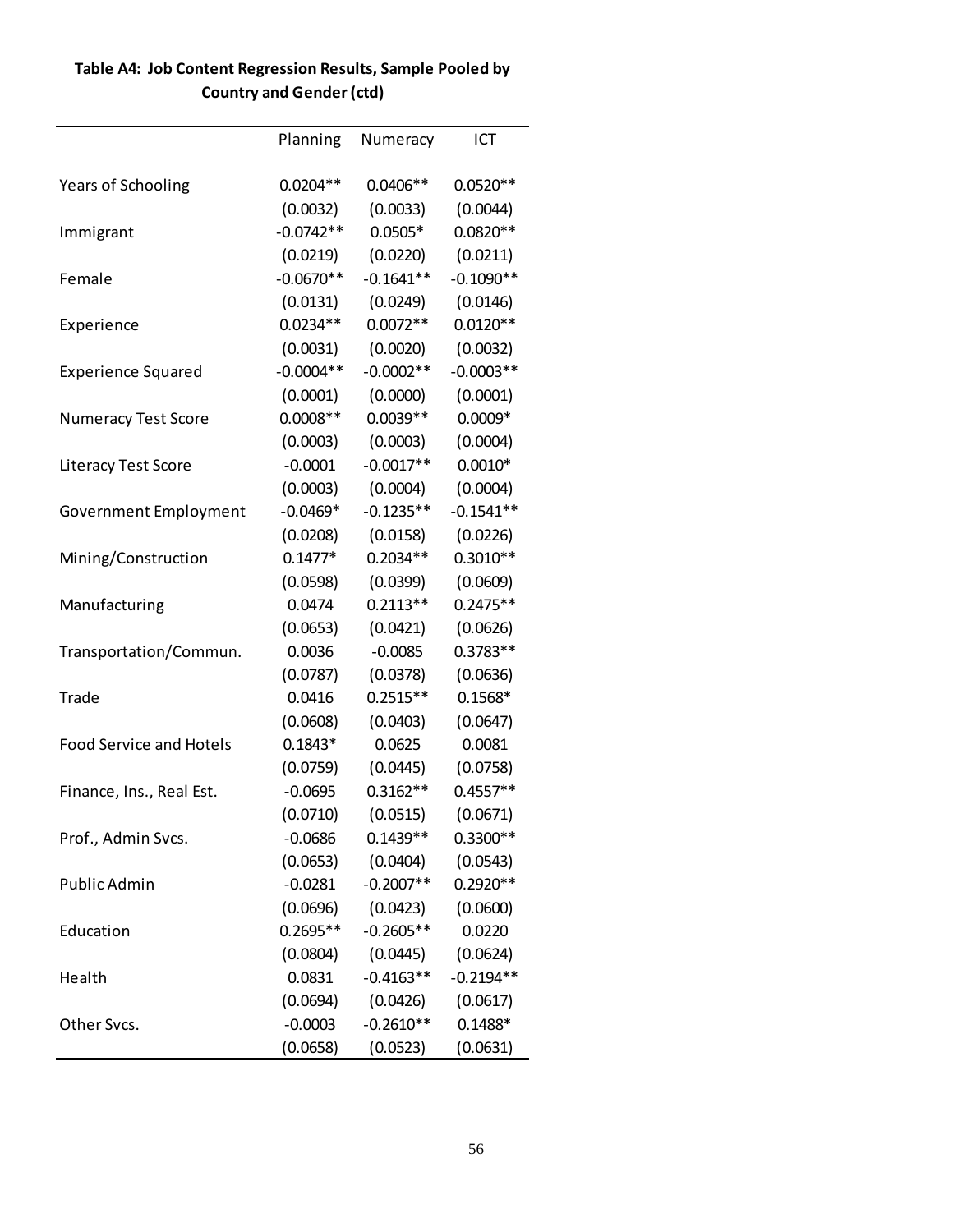**Table A4: Job Content Regression Results, Sample Pooled by Country and Gender (ctd)**

| | Planning | Numeracy | ICT |
|---|---|---|---|
| Years of Schooling | 0.0204** | 0.0406** | 0.0520** |
| | (0.0032) | (0.0033) | (0.0044) |
| Immigrant | -0.0742** | 0.0505* | 0.0820** |
| | (0.0219) | (0.0220) | (0.0211) |
| Female | -0.0670** | -0.1641** | -0.1090** |
| | (0.0131) | (0.0249) | (0.0146) |
| Experience | 0.0234** | 0.0072** | 0.0120** |
| | (0.0031) | (0.0020) | (0.0032) |
| Experience Squared | -0.0004** | -0.0002** | -0.0003** |
| | (0.0001) | (0.0000) | (0.0001) |
| Numeracy Test Score | 0.0008** | 0.0039** | 0.0009* |
| | (0.0003) | (0.0003) | (0.0004) |
| Literacy Test Score | -0.0001 | -0.0017** | 0.0010* |
| | (0.0003) | (0.0004) | (0.0004) |
| Government Employment | -0.0469* | -0.1235** | -0.1541** |
| | (0.0208) | (0.0158) | (0.0226) |
| Mining/Construction | 0.1477* | 0.2034** | 0.3010** |
| | (0.0598) | (0.0399) | (0.0609) |
| Manufacturing | 0.0474 | 0.2113** | 0.2475** |
| | (0.0653) | (0.0421) | (0.0626) |
| Transportation/Commun. | 0.0036 | -0.0085 | 0.3783** |
| | (0.0787) | (0.0378) | (0.0636) |
| Trade | 0.0416 | 0.2515** | 0.1568* |
| | (0.0608) | (0.0403) | (0.0647) |
| Food Service and Hotels | 0.1843* | 0.0625 | 0.0081 |
| | (0.0759) | (0.0445) | (0.0758) |
| Finance, Ins., Real Est. | -0.0695 | 0.3162** | 0.4557** |
| | (0.0710) | (0.0515) | (0.0671) |
| Prof., Admin Svcs. | -0.0686 | 0.1439** | 0.3300** |
| | (0.0653) | (0.0404) | (0.0543) |
| Public Admin | -0.0281 | -0.2007** | 0.2920** |
| | (0.0696) | (0.0423) | (0.0600) |
| Education | 0.2695** | -0.2605** | 0.0220 |
| | (0.0804) | (0.0445) | (0.0624) |
| Health | 0.0831 | -0.4163** | -0.2194** |
| | (0.0694) | (0.0426) | (0.0617) |
| Other Svcs. | -0.0003 | -0.2610** | 0.1488* |
| | (0.0658) | (0.0523) | (0.0631) |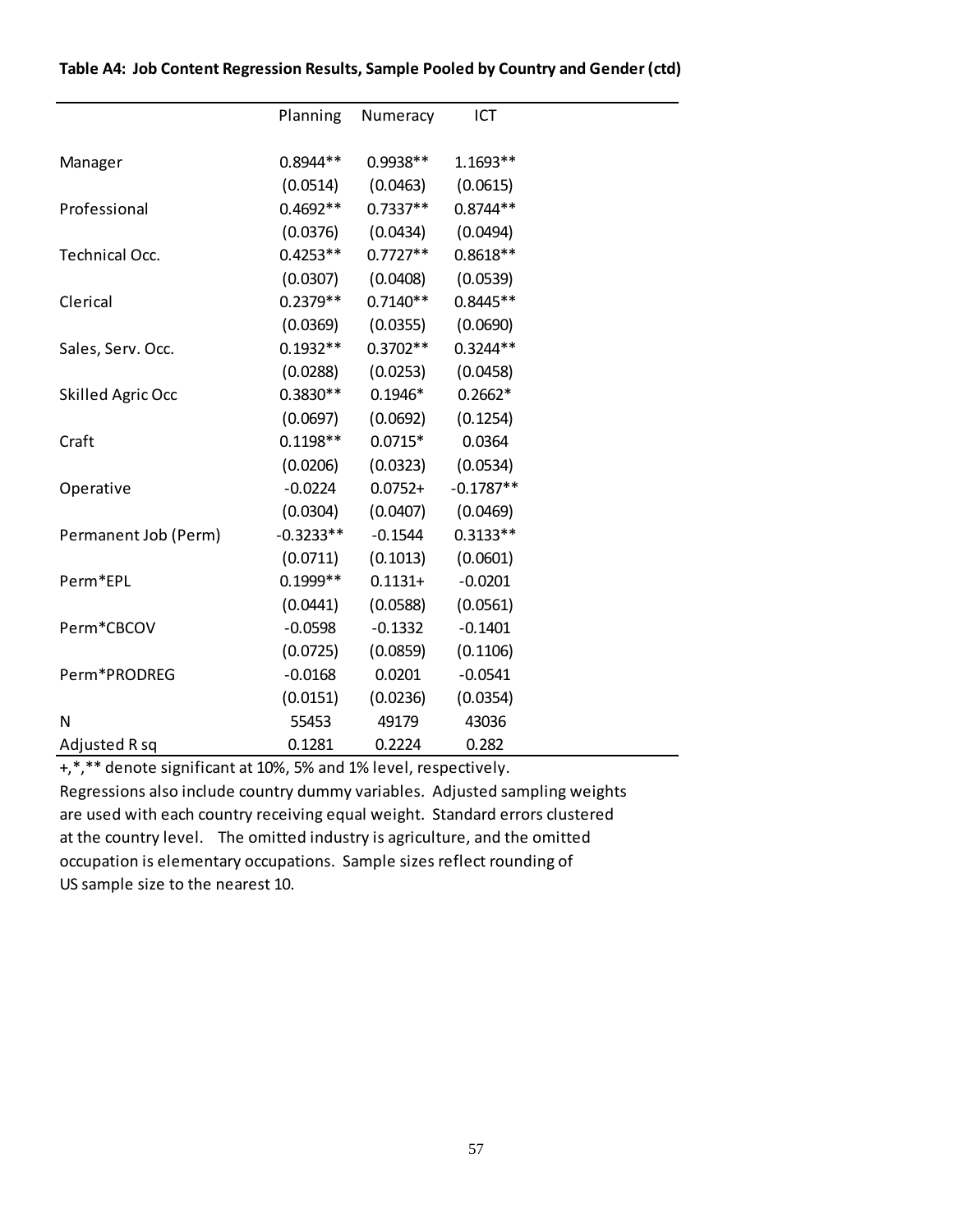**Table A4: Job Content Regression Results, Sample Pooled by Country and Gender (ctd)**

| | Planning | Numeracy | ICT |
|---|---|---|---|
| Manager | 0.8944** | 0.9938** | 1.1693** |
| | (0.0514) | (0.0463) | (0.0615) |
| Professional | 0.4692** | 0.7337** | 0.8744** |
| | (0.0376) | (0.0434) | (0.0494) |
| Technical Occ. | 0.4253** | 0.7727** | 0.8618** |
| | (0.0307) | (0.0408) | (0.0539) |
| Clerical | 0.2379** | 0.7140** | 0.8445** |
| | (0.0369) | (0.0355) | (0.0690) |
| Sales, Serv. Occ. | 0.1932** | 0.3702** | 0.3244** |
| | (0.0288) | (0.0253) | (0.0458) |
| Skilled Agric Occ | 0.3830** | 0.1946* | 0.2662* |
| | (0.0697) | (0.0692) | (0.1254) |
| Craft | 0.1198** | 0.0715* | 0.0364 |
| | (0.0206) | (0.0323) | (0.0534) |
| Operative | -0.0224 | 0.0752+ | -0.1787** |
| | (0.0304) | (0.0407) | (0.0469) |
| Permanent Job (Perm) | -0.3233** | -0.1544 | 0.3133** |
| | (0.0711) | (0.1013) | (0.0601) |
| Perm*EPL | 0.1999** | 0.1131+ | -0.0201 |
| | (0.0441) | (0.0588) | (0.0561) |
| Perm*CBCOV | -0.0598 | -0.1332 | -0.1401 |
| | (0.0725) | (0.0859) | (0.1106) |
| Perm*PRODREG | -0.0168 | 0.0201 | -0.0541 |
| | (0.0151) | (0.0236) | (0.0354) |
| N | 55453 | 49179 | 43036 |
| Adjusted R sq | 0.1281 | 0.2224 | 0.282 |

+,*,** denote significant at 10%, 5% and 1% level, respectively.
Regressions also include country dummy variables. Adjusted sampling weights are used with each country receiving equal weight. Standard errors clustered at the country level. The omitted industry is agriculture, and the omitted occupation is elementary occupations. Sample sizes reflect rounding of US sample size to the nearest 10.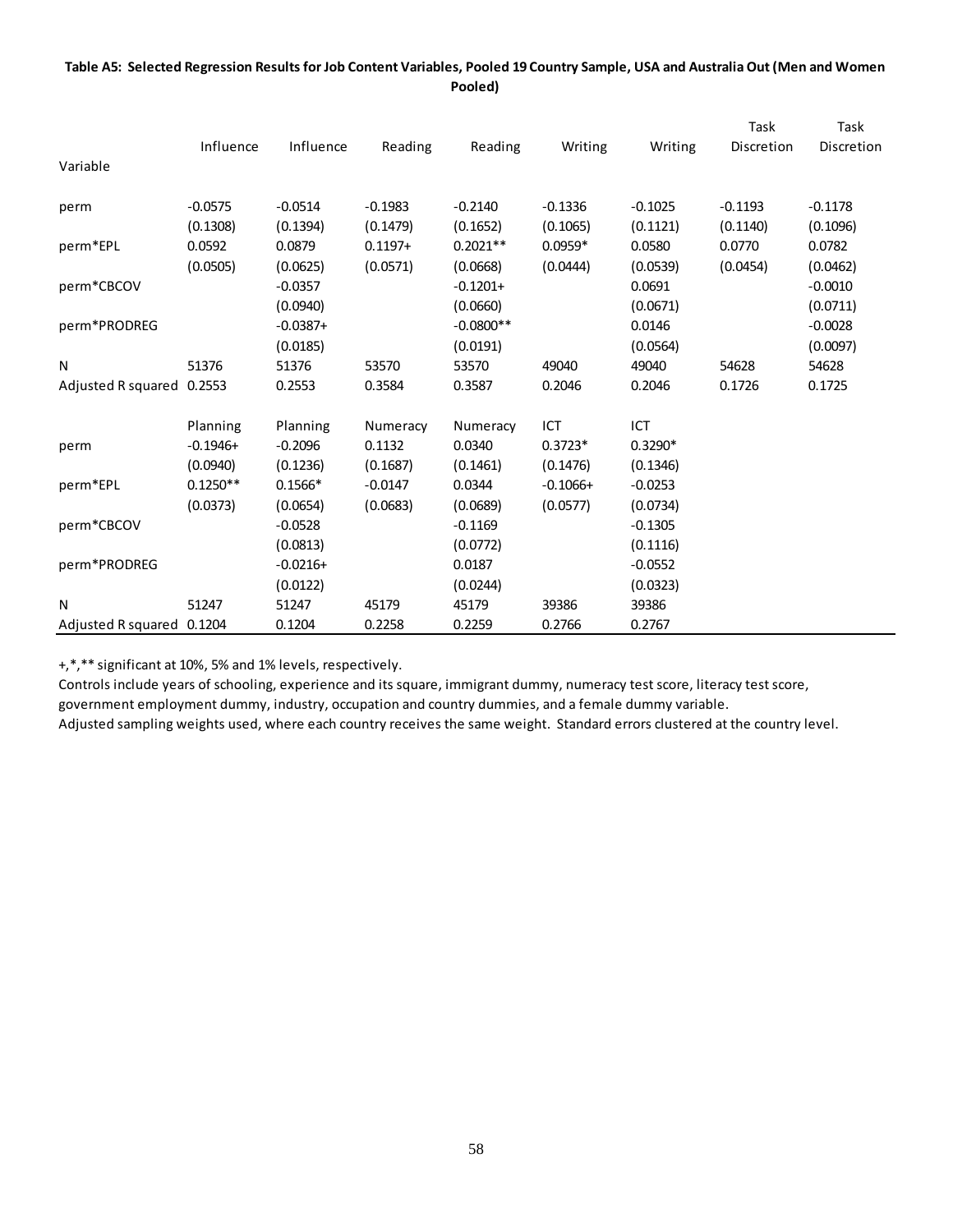**Table A5: Selected Regression Results for Job Content Variables, Pooled 19 Country Sample, USA and Australia Out (Men and Women Pooled)**

| Variable | Influence | Influence | Reading | Reading | Writing | Writing | Task Discretion | Task Discretion |
|---|---|---|---|---|---|---|---|---|
| perm | -0.0575 | -0.0514 | -0.1983 | -0.2140 | -0.1336 | -0.1025 | -0.1193 | -0.1178 |
| | (0.1308) | (0.1394) | (0.1479) | (0.1652) | (0.1065) | (0.1121) | (0.1140) | (0.1096) |
| perm*EPL | 0.0592 | 0.0879 | 0.1197+ | 0.2021** | 0.0959* | 0.0580 | 0.0770 | 0.0782 |
| | (0.0505) | (0.0625) | (0.0571) | (0.0668) | (0.0444) | (0.0539) | (0.0454) | (0.0462) |
| perm*CBCOV | | -0.0357 | | -0.1201+ | | 0.0691 | | -0.0010 |
| | | (0.0940) | | (0.0660) | | (0.0671) | | (0.0711) |
| perm*PRODREG | | -0.0387+ | | -0.0800** | | 0.0146 | | -0.0028 |
| | | (0.0185) | | (0.0191) | | (0.0564) | | (0.0097) |
| N | 51376 | 51376 | 53570 | 53570 | 49040 | 49040 | 54628 | 54628 |
| Adjusted R squared | 0.2553 | 0.2553 | 0.3584 | 0.3587 | 0.2046 | 0.2046 | 0.1726 | 0.1725 |
| | Planning | Planning | Numeracy | Numeracy | ICT | ICT | | |
| perm | -0.1946+ | -0.2096 | 0.1132 | 0.0340 | 0.3723* | 0.3290* | | |
| | (0.0940) | (0.1236) | (0.1687) | (0.1461) | (0.1476) | (0.1346) | | |
| perm*EPL | 0.1250** | 0.1566* | -0.0147 | 0.0344 | -0.1066+ | -0.0253 | | |
| | (0.0373) | (0.0654) | (0.0683) | (0.0689) | (0.0577) | (0.0734) | | |
| perm*CBCOV | | -0.0528 | | -0.1169 | | -0.1305 | | |
| | | (0.0813) | | (0.0772) | | (0.1116) | | |
| perm*PRODREG | | -0.0216+ | | 0.0187 | | -0.0552 | | |
| | | (0.0122) | | (0.0244) | | (0.0323) | | |
| N | 51247 | 51247 | 45179 | 45179 | 39386 | 39386 | | |
| Adjusted R squared | 0.1204 | 0.1204 | 0.2258 | 0.2259 | 0.2766 | 0.2767 | | |

+,*,** significant at 10%, 5% and 1% levels, respectively.

Controls include years of schooling, experience and its square, immigrant dummy, numeracy test score, literacy test score, government employment dummy, industry, occupation and country dummies, and a female dummy variable.

Adjusted sampling weights used, where each country receives the same weight. Standard errors clustered at the country level.